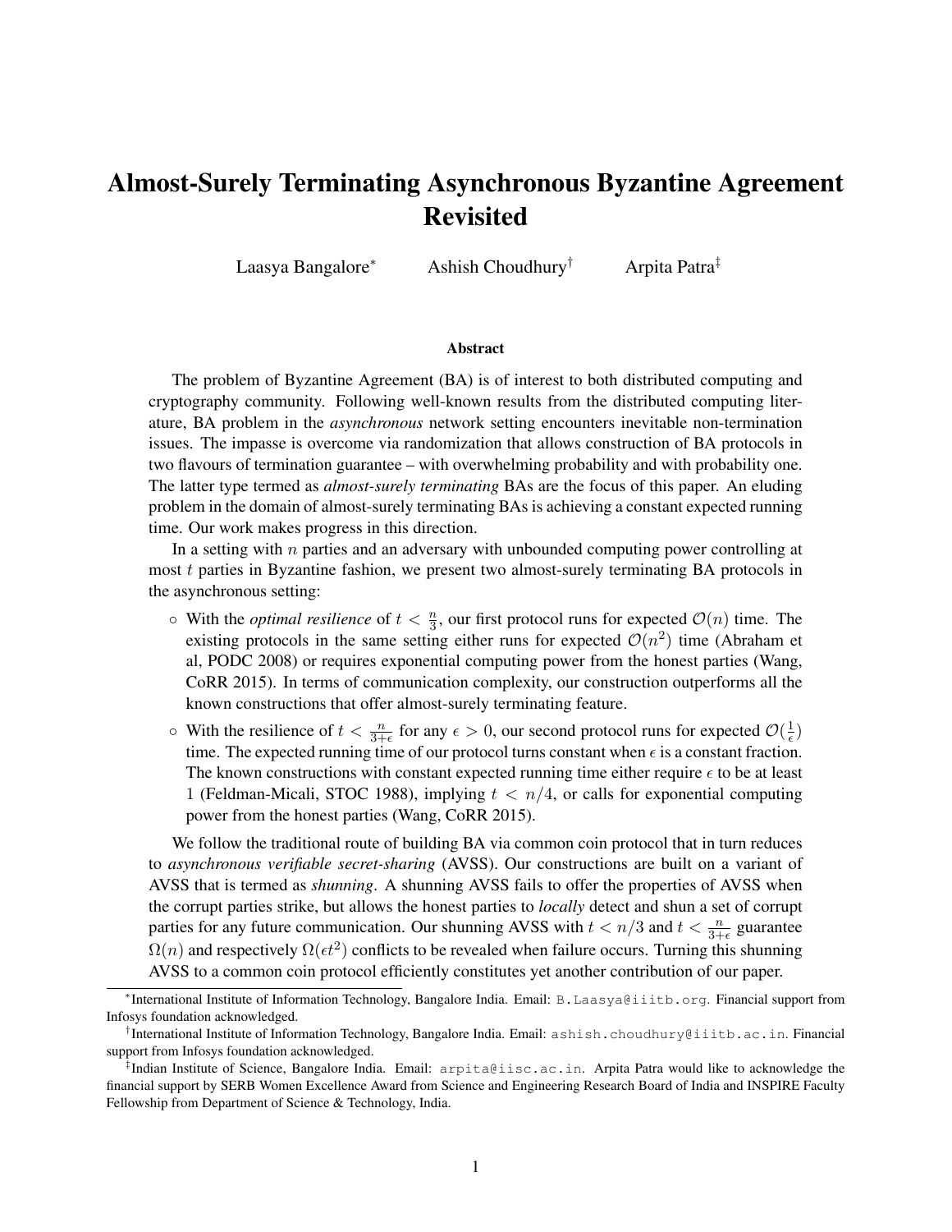# Almost-Surely Terminating Asynchronous Byzantine Agreement Revisited

Laasya Bangalore[*] Ashish Choudhury[†] Arpita Patra[‡]

### Abstract

The problem of Byzantine Agreement (BA) is of interest to both distributed computing and cryptography community. Following well-known results from the distributed computing literature, BA problem in the *asynchronous* network setting encounters inevitable non-termination issues. The impasse is overcome via randomization that allows construction of BA protocols in two flavours of termination guarantee – with overwhelming probability and with probability one. The latter type termed as *almost-surely terminating* BAs are the focus of this paper. An eluding problem in the domain of almost-surely terminating BAs is achieving a constant expected running time. Our work makes progress in this direction.

In a setting with $n$ parties and an adversary with unbounded computing power controlling at most $t$ parties in Byzantine fashion, we present two almost-surely terminating BA protocols in the asynchronous setting:

- With the *optimal resilience* of $t < \frac{n}{3}$, our first protocol runs for expected $\mathcal{O}(n)$ time. The existing protocols in the same setting either runs for expected $\mathcal{O}(n^2)$ time (Abraham et al, PODC 2008) or requires exponential computing power from the honest parties (Wang, CoRR 2015). In terms of communication complexity, our construction outperforms all the known constructions that offer almost-surely terminating feature.
- With the resilience of $t < \frac{n}{3+\epsilon}$ for any $\epsilon > 0$, our second protocol runs for expected $\mathcal{O}(\frac{1}{\epsilon})$ time. The expected running time of our protocol turns constant when $\epsilon$ is a constant fraction. The known constructions with constant expected running time either require $\epsilon$ to be at least 1 (Feldman-Micali, STOC 1988), implying $t < n/4$, or calls for exponential computing power from the honest parties (Wang, CoRR 2015).

We follow the traditional route of building BA via common coin protocol that in turn reduces to *asynchronous verifiable secret-sharing* (AVSS). Our constructions are built on a variant of AVSS that is termed as *shunning*. A shunning AVSS fails to offer the properties of AVSS when the corrupt parties strike, but allows the honest parties to *locally* detect and shun a set of corrupt parties for any future communication. Our shunning AVSS with $t < n/3$ and $t < \frac{n}{3+\epsilon}$ guarantee $\Omega(n)$ and respectively $\Omega(\epsilon t^2)$ conflicts to be revealed when failure occurs. Turning this shunning AVSS to a common coin protocol efficiently constitutes yet another contribution of our paper.

---

[*]International Institute of Information Technology, Bangalore India. Email: B.Laasya@iiitb.org. Financial support from Infosys foundation acknowledged.

[†]International Institute of Information Technology, Bangalore India. Email: ashish.choudhury@iiitb.ac.in. Financial support from Infosys foundation acknowledged.

[‡]Indian Institute of Science, Bangalore India. Email: arpita@iisc.ac.in. Arpita Patra would like to acknowledge the financial support by SERB Women Excellence Award from Science and Engineering Research Board of India and INSPIRE Faculty Fellowship from Department of Science & Technology, India.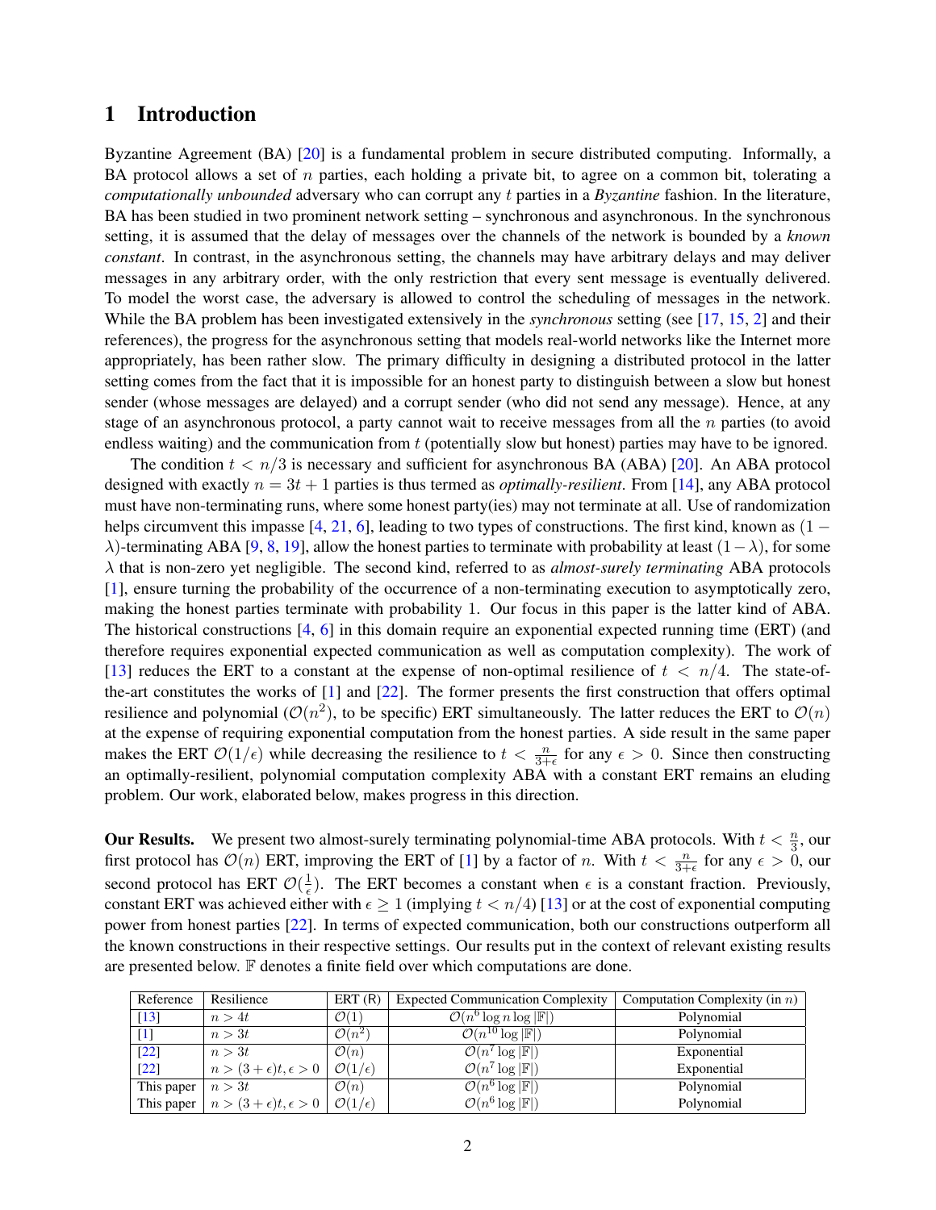# 1 Introduction

Byzantine Agreement (BA) [20] is a fundamental problem in secure distributed computing. Informally, a BA protocol allows a set of $n$ parties, each holding a private bit, to agree on a common bit, tolerating a *computationally unbounded* adversary who can corrupt any $t$ parties in a *Byzantine* fashion. In the literature, BA has been studied in two prominent network setting – synchronous and asynchronous. In the synchronous setting, it is assumed that the delay of messages over the channels of the network is bounded by a *known constant*. In contrast, in the asynchronous setting, the channels may have arbitrary delays and may deliver messages in any arbitrary order, with the only restriction that every sent message is eventually delivered. To model the worst case, the adversary is allowed to control the scheduling of messages in the network. While the BA problem has been investigated extensively in the *synchronous* setting (see [17, 15, 2] and their references), the progress for the asynchronous setting that models real-world networks like the Internet more appropriately, has been rather slow. The primary difficulty in designing a distributed protocol in the latter setting comes from the fact that it is impossible for an honest party to distinguish between a slow but honest sender (whose messages are delayed) and a corrupt sender (who did not send any message). Hence, at any stage of an asynchronous protocol, a party cannot wait to receive messages from all the $n$ parties (to avoid endless waiting) and the communication from $t$ (potentially slow but honest) parties may have to be ignored.

The condition $t < n/3$ is necessary and sufficient for asynchronous BA (ABA) [20]. An ABA protocol designed with exactly $n = 3t + 1$ parties is thus termed as *optimally-resilient*. From [14], any ABA protocol must have non-terminating runs, where some honest party(ies) may not terminate at all. Use of randomization helps circumvent this impasse [4, 21, 6], leading to two types of constructions. The first kind, known as $(1-\lambda)$-terminating ABA [9, 8, 19], allow the honest parties to terminate with probability at least $(1-\lambda)$, for some $\lambda$ that is non-zero yet negligible. The second kind, referred to as *almost-surely terminating* ABA protocols [1], ensure turning the probability of the occurrence of a non-terminating execution to asymptotically zero, making the honest parties terminate with probability 1. Our focus in this paper is the latter kind of ABA. The historical constructions [4, 6] in this domain require an exponential expected running time (ERT) (and therefore requires exponential expected communication as well as computation complexity). The work of [13] reduces the ERT to a constant at the expense of non-optimal resilience of $t < n/4$. The state-of-the-art constitutes the works of [1] and [22]. The former presents the first construction that offers optimal resilience and polynomial ($\mathcal{O}(n^2)$, to be specific) ERT simultaneously. The latter reduces the ERT to $\mathcal{O}(n)$ at the expense of requiring exponential computation from the honest parties. A side result in the same paper makes the ERT $\mathcal{O}(1/\epsilon)$ while decreasing the resilience to $t < \frac{n}{3+\epsilon}$ for any $\epsilon > 0$. Since then constructing an optimally-resilient, polynomial computation complexity ABA with a constant ERT remains an eluding problem. Our work, elaborated below, makes progress in this direction.

**Our Results.** We present two almost-surely terminating polynomial-time ABA protocols. With $t < \frac{n}{3}$, our first protocol has $\mathcal{O}(n)$ ERT, improving the ERT of [1] by a factor of $n$. With $t < \frac{n}{3+\epsilon}$ for any $\epsilon > 0$, our second protocol has ERT $\mathcal{O}(\frac{1}{\epsilon})$. The ERT becomes a constant when $\epsilon$ is a constant fraction. Previously, constant ERT was achieved either with $\epsilon \geq 1$ (implying $t < n/4$) [13] or at the cost of exponential computing power from honest parties [22]. In terms of expected communication, both our constructions outperform all the known constructions in their respective settings. Our results put in the context of relevant existing results are presented below. $\mathbb{F}$ denotes a finite field over which computations are done.

| Reference | Resilience | ERT (R) | Expected Communication Complexity | Computation Complexity (in $n$) |
|---|---|---|---|---|
| [13] | $n > 4t$ | $\mathcal{O}(1)$ | $\mathcal{O}(n^6 \log n \log \vert\mathbb{F}\vert)$ | Polynomial |
| [1] | $n > 3t$ | $\mathcal{O}(n^2)$ | $\mathcal{O}(n^{10} \log \vert\mathbb{F}\vert)$ | Polynomial |
| [22] | $n > 3t$ | $\mathcal{O}(n)$ | $\mathcal{O}(n^7 \log \vert\mathbb{F}\vert)$ | Exponential |
| [22] | $n > (3+\epsilon)t, \epsilon > 0$ | $\mathcal{O}(1/\epsilon)$ | $\mathcal{O}(n^7 \log \vert\mathbb{F}\vert)$ | Exponential |
| This paper | $n > 3t$ | $\mathcal{O}(n)$ | $\mathcal{O}(n^6 \log \vert\mathbb{F}\vert)$ | Polynomial |
| This paper | $n > (3+\epsilon)t, \epsilon > 0$ | $\mathcal{O}(1/\epsilon)$ | $\mathcal{O}(n^6 \log \vert\mathbb{F}\vert)$ | Polynomial |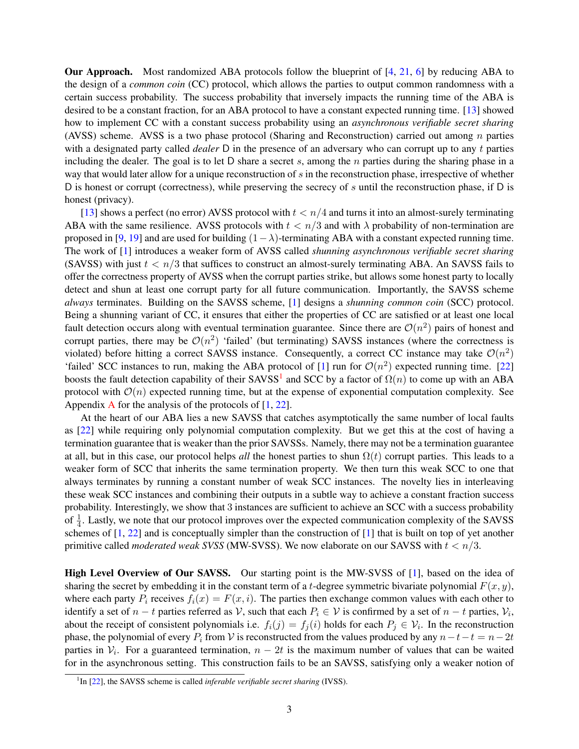**Our Approach.** Most randomized ABA protocols follow the blueprint of [4, 21, 6] by reducing ABA to the design of a *common coin* (CC) protocol, which allows the parties to output common randomness with a certain success probability. The success probability that inversely impacts the running time of the ABA is desired to be a constant fraction, for an ABA protocol to have a constant expected running time. [13] showed how to implement CC with a constant success probability using an *asynchronous verifiable secret sharing* (AVSS) scheme. AVSS is a two phase protocol (Sharing and Reconstruction) carried out among $n$ parties with a designated party called *dealer* $\mathsf{D}$ in the presence of an adversary who can corrupt up to any $t$ parties including the dealer. The goal is to let $\mathsf{D}$ share a secret $s$, among the $n$ parties during the sharing phase in a way that would later allow for a unique reconstruction of $s$ in the reconstruction phase, irrespective of whether $\mathsf{D}$ is honest or corrupt (correctness), while preserving the secrecy of $s$ until the reconstruction phase, if $\mathsf{D}$ is honest (privacy).

[13] shows a perfect (no error) AVSS protocol with $t < n/4$ and turns it into an almost-surely terminating ABA with the same resilience. AVSS protocols with $t < n/3$ and with $\lambda$ probability of non-termination are proposed in [9, 19] and are used for building $(1-\lambda)$-terminating ABA with a constant expected running time. The work of [1] introduces a weaker form of AVSS called *shunning asynchronous verifiable secret sharing* (SAVSS) with just $t < n/3$ that suffices to construct an almost-surely terminating ABA. An SAVSS fails to offer the correctness property of AVSS when the corrupt parties strike, but allows some honest party to locally detect and shun at least one corrupt party for all future communication. Importantly, the SAVSS scheme *always* terminates. Building on the SAVSS scheme, [1] designs a *shunning common coin* (SCC) protocol. Being a shunning variant of CC, it ensures that either the properties of CC are satisfied or at least one local fault detection occurs along with eventual termination guarantee. Since there are $\mathcal{O}(n^2)$ pairs of honest and corrupt parties, there may be $\mathcal{O}(n^2)$ 'failed' (but terminating) SAVSS instances (where the correctness is violated) before hitting a correct SAVSS instance. Consequently, a correct CC instance may take $\mathcal{O}(n^2)$ 'failed' SCC instances to run, making the ABA protocol of [1] run for $\mathcal{O}(n^2)$ expected running time. [22] boosts the fault detection capability of their SAVSS[1] and SCC by a factor of $\Omega(n)$ to come up with an ABA protocol with $\mathcal{O}(n)$ expected running time, but at the expense of exponential computation complexity. See Appendix A for the analysis of the protocols of [1, 22].

At the heart of our ABA lies a new SAVSS that catches asymptotically the same number of local faults as [22] while requiring only polynomial computation complexity. But we get this at the cost of having a termination guarantee that is weaker than the prior SAVSSs. Namely, there may not be a termination guarantee at all, but in this case, our protocol helps *all* the honest parties to shun $\Omega(t)$ corrupt parties. This leads to a weaker form of SCC that inherits the same termination property. We then turn this weak SCC to one that always terminates by running a constant number of weak SCC instances. The novelty lies in interleaving these weak SCC instances and combining their outputs in a subtle way to achieve a constant fraction success probability. Interestingly, we show that 3 instances are sufficient to achieve an SCC with a success probability of $\frac{1}{4}$. Lastly, we note that our protocol improves over the expected communication complexity of the SAVSS schemes of [1, 22] and is conceptually simpler than the construction of [1] that is built on top of yet another primitive called *moderated weak SVSS* (MW-SVSS). We now elaborate on our SAVSS with $t < n/3$.

**High Level Overview of Our SAVSS.** Our starting point is the MW-SVSS of [1], based on the idea of sharing the secret by embedding it in the constant term of a $t$-degree symmetric bivariate polynomial $F(x, y)$, where each party $P_i$ receives $f_i(x) = F(x, i)$. The parties then exchange common values with each other to identify a set of $n-t$ parties referred as $\mathcal{V}$, such that each $P_i \in \mathcal{V}$ is confirmed by a set of $n-t$ parties, $\mathcal{V}_i$, about the receipt of consistent polynomials i.e. $f_i(j) = f_j(i)$ holds for each $P_j \in \mathcal{V}_i$. In the reconstruction phase, the polynomial of every $P_i$ from $\mathcal{V}$ is reconstructed from the values produced by any $n-t-t = n-2t$ parties in $\mathcal{V}_i$. For a guaranteed termination, $n-2t$ is the maximum number of values that can be waited for in the asynchronous setting. This construction fails to be an SAVSS, satisfying only a weaker notion of

[1] In [22], the SAVSS scheme is called *inferable verifiable secret sharing* (IVSS).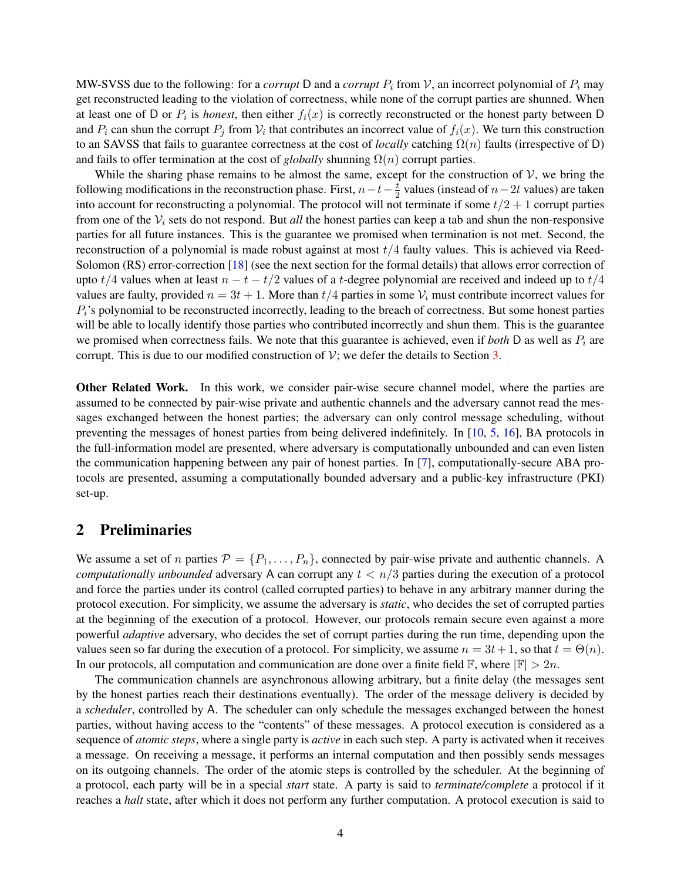MW-SVSS due to the following: for a *corrupt* $\mathsf{D}$ and a *corrupt* $P_i$ from $\mathcal{V}$, an incorrect polynomial of $P_i$ may get reconstructed leading to the violation of correctness, while none of the corrupt parties are shunned. When at least one of $\mathsf{D}$ or $P_i$ is *honest*, then either $f_i(x)$ is correctly reconstructed or the honest party between $\mathsf{D}$ and $P_i$ can shun the corrupt $P_j$ from $\mathcal{V}_i$ that contributes an incorrect value of $f_i(x)$. We turn this construction to an SAVSS that fails to guarantee correctness at the cost of *locally* catching $\Omega(n)$ faults (irrespective of $\mathsf{D}$) and fails to offer termination at the cost of *globally* shunning $\Omega(n)$ corrupt parties.

While the sharing phase remains to be almost the same, except for the construction of $\mathcal{V}$, we bring the following modifications in the reconstruction phase. First, $n-t-\frac{t}{2}$ values (instead of $n-2t$ values) are taken into account for reconstructing a polynomial. The protocol will not terminate if some $t/2+1$ corrupt parties from one of the $\mathcal{V}_i$ sets do not respond. But *all* the honest parties can keep a tab and shun the non-responsive parties for all future instances. This is the guarantee we promised when termination is not met. Second, the reconstruction of a polynomial is made robust against at most $t/4$ faulty values. This is achieved via Reed-Solomon (RS) error-correction [18] (see the next section for the formal details) that allows error correction of upto $t/4$ values when at least $n-t-t/2$ values of a $t$-degree polynomial are received and indeed up to $t/4$ values are faulty, provided $n = 3t+1$. More than $t/4$ parties in some $\mathcal{V}_i$ must contribute incorrect values for $P_i$'s polynomial to be reconstructed incorrectly, leading to the breach of correctness. But some honest parties will be able to locally identify those parties who contributed incorrectly and shun them. This is the guarantee we promised when correctness fails. We note that this guarantee is achieved, even if *both* $\mathsf{D}$ as well as $P_i$ are corrupt. This is due to our modified construction of $\mathcal{V}$; we defer the details to Section 3.

**Other Related Work.** In this work, we consider pair-wise secure channel model, where the parties are assumed to be connected by pair-wise private and authentic channels and the adversary cannot read the messages exchanged between the honest parties; the adversary can only control message scheduling, without preventing the messages of honest parties from being delivered indefinitely. In [10, 5, 16], BA protocols in the full-information model are presented, where adversary is computationally unbounded and can even listen the communication happening between any pair of honest parties. In [7], computationally-secure ABA protocols are presented, assuming a computationally bounded adversary and a public-key infrastructure (PKI) set-up.

## 2 Preliminaries

We assume a set of $n$ parties $\mathcal{P} = \{P_1, \ldots, P_n\}$, connected by pair-wise private and authentic channels. A *computationally unbounded* adversary $\mathsf{A}$ can corrupt any $t < n/3$ parties during the execution of a protocol and force the parties under its control (called corrupted parties) to behave in any arbitrary manner during the protocol execution. For simplicity, we assume the adversary is *static*, who decides the set of corrupted parties at the beginning of the execution of a protocol. However, our protocols remain secure even against a more powerful *adaptive* adversary, who decides the set of corrupt parties during the run time, depending upon the values seen so far during the execution of a protocol. For simplicity, we assume $n = 3t+1$, so that $t = \Theta(n)$. In our protocols, all computation and communication are done over a finite field $\mathbb{F}$, where $|\mathbb{F}| > 2n$.

The communication channels are asynchronous allowing arbitrary, but a finite delay (the messages sent by the honest parties reach their destinations eventually). The order of the message delivery is decided by a *scheduler*, controlled by $\mathsf{A}$. The scheduler can only schedule the messages exchanged between the honest parties, without having access to the "contents" of these messages. A protocol execution is considered as a sequence of *atomic steps*, where a single party is *active* in each such step. A party is activated when it receives a message. On receiving a message, it performs an internal computation and then possibly sends messages on its outgoing channels. The order of the atomic steps is controlled by the scheduler. At the beginning of a protocol, each party will be in a special *start* state. A party is said to *terminate/complete* a protocol if it reaches a *halt* state, after which it does not perform any further computation. A protocol execution is said to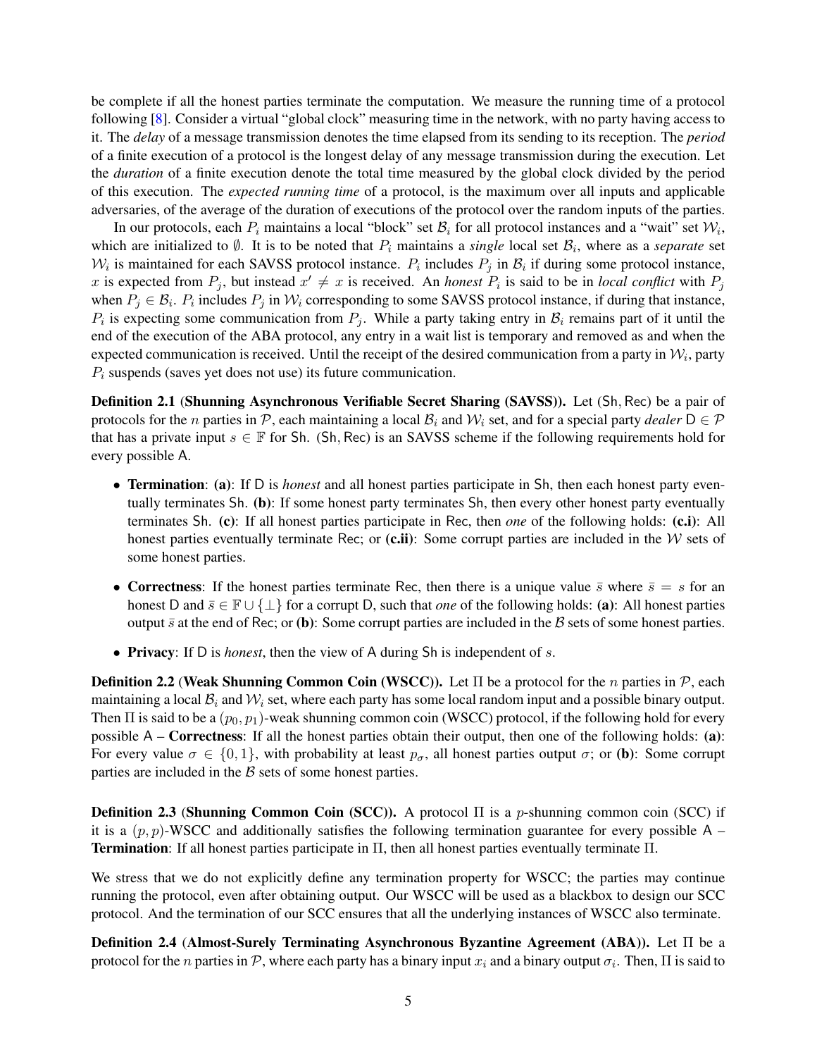be complete if all the honest parties terminate the computation. We measure the running time of a protocol following [8]. Consider a virtual "global clock" measuring time in the network, with no party having access to it. The *delay* of a message transmission denotes the time elapsed from its sending to its reception. The *period* of a finite execution of a protocol is the longest delay of any message transmission during the execution. Let the *duration* of a finite execution denote the total time measured by the global clock divided by the period of this execution. The *expected running time* of a protocol, is the maximum over all inputs and applicable adversaries, of the average of the duration of executions of the protocol over the random inputs of the parties.

In our protocols, each $P_i$ maintains a local "block" set $\mathcal{B}_i$ for all protocol instances and a "wait" set $\mathcal{W}_i$, which are initialized to $\emptyset$. It is to be noted that $P_i$ maintains a *single* local set $\mathcal{B}_i$, where as a *separate* set $\mathcal{W}_i$ is maintained for each SAVSS protocol instance. $P_i$ includes $P_j$ in $\mathcal{B}_i$ if during some protocol instance, $x$ is expected from $P_j$, but instead $x' \neq x$ is received. An *honest* $P_i$ is said to be in *local conflict* with $P_j$ when $P_j \in \mathcal{B}_i$. $P_i$ includes $P_j$ in $\mathcal{W}_i$ corresponding to some SAVSS protocol instance, if during that instance, $P_i$ is expecting some communication from $P_j$. While a party taking entry in $\mathcal{B}_i$ remains part of it until the end of the execution of the ABA protocol, any entry in a wait list is temporary and removed as and when the expected communication is received. Until the receipt of the desired communication from a party in $\mathcal{W}_i$, party $P_i$ suspends (saves yet does not use) its future communication.

**Definition 2.1** (**Shunning Asynchronous Verifiable Secret Sharing (SAVSS)**). Let $(\mathsf{Sh}, \mathsf{Rec})$ be a pair of protocols for the $n$ parties in $\mathcal{P}$, each maintaining a local $\mathcal{B}_i$ and $\mathcal{W}_i$ set, and for a special party *dealer* $\mathsf{D} \in \mathcal{P}$ that has a private input $s \in \mathbb{F}$ for $\mathsf{Sh}$. $(\mathsf{Sh}, \mathsf{Rec})$ is an SAVSS scheme if the following requirements hold for every possible $\mathsf{A}$.

- **Termination**: **(a)**: If $\mathsf{D}$ is *honest* and all honest parties participate in $\mathsf{Sh}$, then each honest party eventually terminates $\mathsf{Sh}$. **(b)**: If some honest party terminates $\mathsf{Sh}$, then every other honest party eventually terminates $\mathsf{Sh}$. **(c)**: If all honest parties participate in $\mathsf{Rec}$, then *one* of the following holds: **(c.i)**: All honest parties eventually terminate $\mathsf{Rec}$; or **(c.ii)**: Some corrupt parties are included in the $\mathcal{W}$ sets of some honest parties.
- **Correctness**: If the honest parties terminate $\mathsf{Rec}$, then there is a unique value $\bar{s}$ where $\bar{s} = s$ for an honest $\mathsf{D}$ and $\bar{s} \in \mathbb{F} \cup \{\perp\}$ for a corrupt $\mathsf{D}$, such that *one* of the following holds: **(a)**: All honest parties output $\bar{s}$ at the end of $\mathsf{Rec}$; or **(b)**: Some corrupt parties are included in the $\mathcal{B}$ sets of some honest parties.
- **Privacy**: If $\mathsf{D}$ is *honest*, then the view of $\mathsf{A}$ during $\mathsf{Sh}$ is independent of $s$.

**Definition 2.2** (**Weak Shunning Common Coin (WSCC)**). Let $\Pi$ be a protocol for the $n$ parties in $\mathcal{P}$, each maintaining a local $\mathcal{B}_i$ and $\mathcal{W}_i$ set, where each party has some local random input and a possible binary output. Then $\Pi$ is said to be a $(p_0, p_1)$-weak shunning common coin (WSCC) protocol, if the following hold for every possible $\mathsf{A}$ – **Correctness**: If all the honest parties obtain their output, then one of the following holds: **(a)**: For every value $\sigma \in \{0, 1\}$, with probability at least $p_\sigma$, all honest parties output $\sigma$; or **(b)**: Some corrupt parties are included in the $\mathcal{B}$ sets of some honest parties.

**Definition 2.3** (**Shunning Common Coin (SCC)**). A protocol $\Pi$ is a $p$-shunning common coin (SCC) if it is a $(p, p)$-WSCC and additionally satisfies the following termination guarantee for every possible $\mathsf{A}$ – **Termination**: If all honest parties participate in $\Pi$, then all honest parties eventually terminate $\Pi$.

We stress that we do not explicitly define any termination property for WSCC; the parties may continue running the protocol, even after obtaining output. Our WSCC will be used as a blackbox to design our SCC protocol. And the termination of our SCC ensures that all the underlying instances of WSCC also terminate.

**Definition 2.4** (**Almost-Surely Terminating Asynchronous Byzantine Agreement (ABA)**). Let $\Pi$ be a protocol for the $n$ parties in $\mathcal{P}$, where each party has a binary input $x_i$ and a binary output $\sigma_i$. Then, $\Pi$ is said to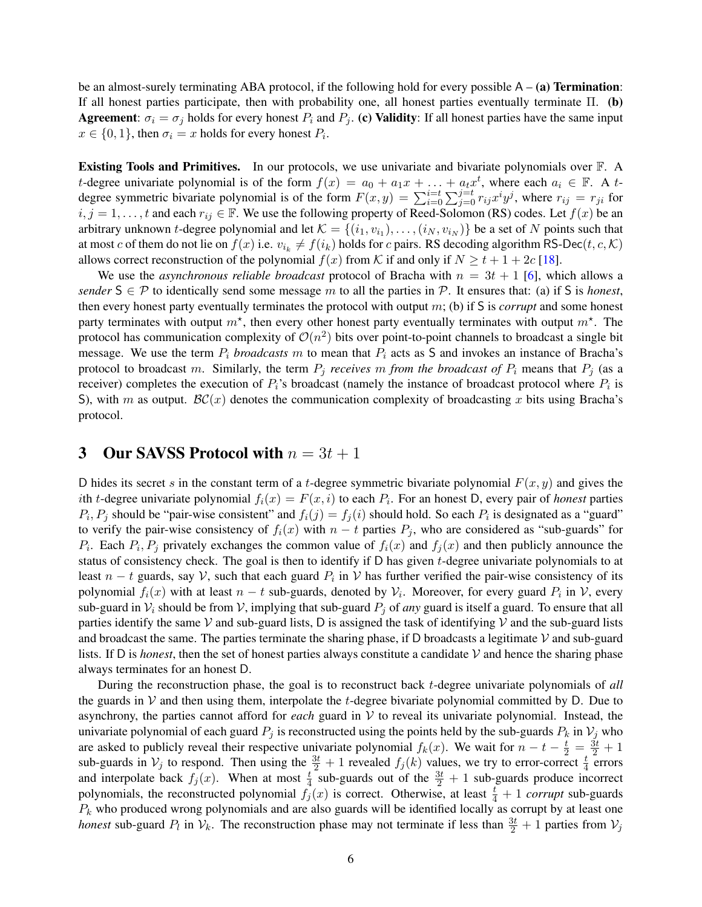be an almost-surely terminating ABA protocol, if the following hold for every possible $\mathsf{A}$ – **(a) Termination**: If all honest parties participate, then with probability one, all honest parties eventually terminate $\Pi$. **(b) Agreement**: $\sigma_i = \sigma_j$ holds for every honest $P_i$ and $P_j$. **(c) Validity**: If all honest parties have the same input $x \in \{0, 1\}$, then $\sigma_i = x$ holds for every honest $P_i$.

**Existing Tools and Primitives.** In our protocols, we use univariate and bivariate polynomials over $\mathbb{F}$. A $t$-degree univariate polynomial is of the form $f(x) = a_0 + a_1 x + \ldots + a_t x^t$, where each $a_i \in \mathbb{F}$. A $t$-degree symmetric bivariate polynomial is of the form $F(x, y) = \sum_{i=0}^{i=t} \sum_{j=0}^{j=t} r_{ij} x^i y^j$, where $r_{ij} = r_{ji}$ for $i, j = 1, \ldots, t$ and each $r_{ij} \in \mathbb{F}$. We use the following property of Reed-Solomon (RS) codes. Let $f(x)$ be an arbitrary unknown $t$-degree polynomial and let $\mathcal{K} = \{(i_1, v_{i_1}), \ldots, (i_N, v_{i_N})\}$ be a set of $N$ points such that at most $c$ of them do not lie on $f(x)$ i.e. $v_{i_k} \neq f(i_k)$ holds for $c$ pairs. RS decoding algorithm $\mathsf{RS\text{-}Dec}(t, c, \mathcal{K})$ allows correct reconstruction of the polynomial $f(x)$ from $\mathcal{K}$ if and only if $N \geq t + 1 + 2c$ [18].

We use the *asynchronous reliable broadcast* protocol of Bracha with $n = 3t + 1$ [6], which allows a *sender* $\mathsf{S} \in \mathcal{P}$ to identically send some message $m$ to all the parties in $\mathcal{P}$. It ensures that: (a) if $\mathsf{S}$ is *honest*, then every honest party eventually terminates the protocol with output $m$; (b) if $\mathsf{S}$ is *corrupt* and some honest party terminates with output $m^\star$, then every other honest party eventually terminates with output $m^\star$. The protocol has communication complexity of $\mathcal{O}(n^2)$ bits over point-to-point channels to broadcast a single bit message. We use the term $P_i$ *broadcasts* $m$ to mean that $P_i$ acts as $\mathsf{S}$ and invokes an instance of Bracha's protocol to broadcast $m$. Similarly, the term $P_j$ *receives* $m$ *from the broadcast of* $P_i$ means that $P_j$ (as a receiver) completes the execution of $P_i$'s broadcast (namely the instance of broadcast protocol where $P_i$ is $\mathsf{S}$), with $m$ as output. $\mathcal{BC}(x)$ denotes the communication complexity of broadcasting $x$ bits using Bracha's protocol.

## 3 Our SAVSS Protocol with $n = 3t + 1$

$\mathsf{D}$ hides its secret $s$ in the constant term of a $t$-degree symmetric bivariate polynomial $F(x, y)$ and gives the $i$th $t$-degree univariate polynomial $f_i(x) = F(x, i)$ to each $P_i$. For an honest $\mathsf{D}$, every pair of *honest* parties $P_i, P_j$ should be "pair-wise consistent" and $f_i(j) = f_j(i)$ should hold. So each $P_i$ is designated as a "guard" to verify the pair-wise consistency of $f_i(x)$ with $n - t$ parties $P_j$, who are considered as "sub-guards" for $P_i$. Each $P_i, P_j$ privately exchanges the common value of $f_i(x)$ and $f_j(x)$ and then publicly announce the status of consistency check. The goal is then to identify if $\mathsf{D}$ has given $t$-degree univariate polynomials to at least $n - t$ guards, say $\mathcal{V}$, such that each guard $P_i$ in $\mathcal{V}$ has further verified the pair-wise consistency of its polynomial $f_i(x)$ with at least $n - t$ sub-guards, denoted by $\mathcal{V}_i$. Moreover, for every guard $P_i$ in $\mathcal{V}$, every sub-guard in $\mathcal{V}_i$ should be from $\mathcal{V}$, implying that sub-guard $P_j$ of *any* guard is itself a guard. To ensure that all parties identify the same $\mathcal{V}$ and sub-guard lists, $\mathsf{D}$ is assigned the task of identifying $\mathcal{V}$ and the sub-guard lists and broadcast the same. The parties terminate the sharing phase, if $\mathsf{D}$ broadcasts a legitimate $\mathcal{V}$ and sub-guard lists. If $\mathsf{D}$ is *honest*, then the set of honest parties always constitute a candidate $\mathcal{V}$ and hence the sharing phase always terminates for an honest $\mathsf{D}$.

During the reconstruction phase, the goal is to reconstruct back $t$-degree univariate polynomials of *all* the guards in $\mathcal{V}$ and then using them, interpolate the $t$-degree bivariate polynomial committed by $\mathsf{D}$. Due to asynchrony, the parties cannot afford for *each* guard in $\mathcal{V}$ to reveal its univariate polynomial. Instead, the univariate polynomial of each guard $P_j$ is reconstructed using the points held by the sub-guards $P_k$ in $\mathcal{V}_j$ who are asked to publicly reveal their respective univariate polynomial $f_k(x)$. We wait for $n - t - \frac{t}{2} = \frac{3t}{2} + 1$ sub-guards in $\mathcal{V}_j$ to respond. Then using the $\frac{3t}{2} + 1$ revealed $f_j(k)$ values, we try to error-correct $\frac{t}{4}$ errors and interpolate back $f_j(x)$. When at most $\frac{t}{4}$ sub-guards out of the $\frac{3t}{2} + 1$ sub-guards produce incorrect polynomials, the reconstructed polynomial $f_j(x)$ is correct. Otherwise, at least $\frac{t}{4} + 1$ *corrupt* sub-guards $P_k$ who produced wrong polynomials and are also guards will be identified locally as corrupt by at least one *honest* sub-guard $P_l$ in $\mathcal{V}_k$. The reconstruction phase may not terminate if less than $\frac{3t}{2} + 1$ parties from $\mathcal{V}_j$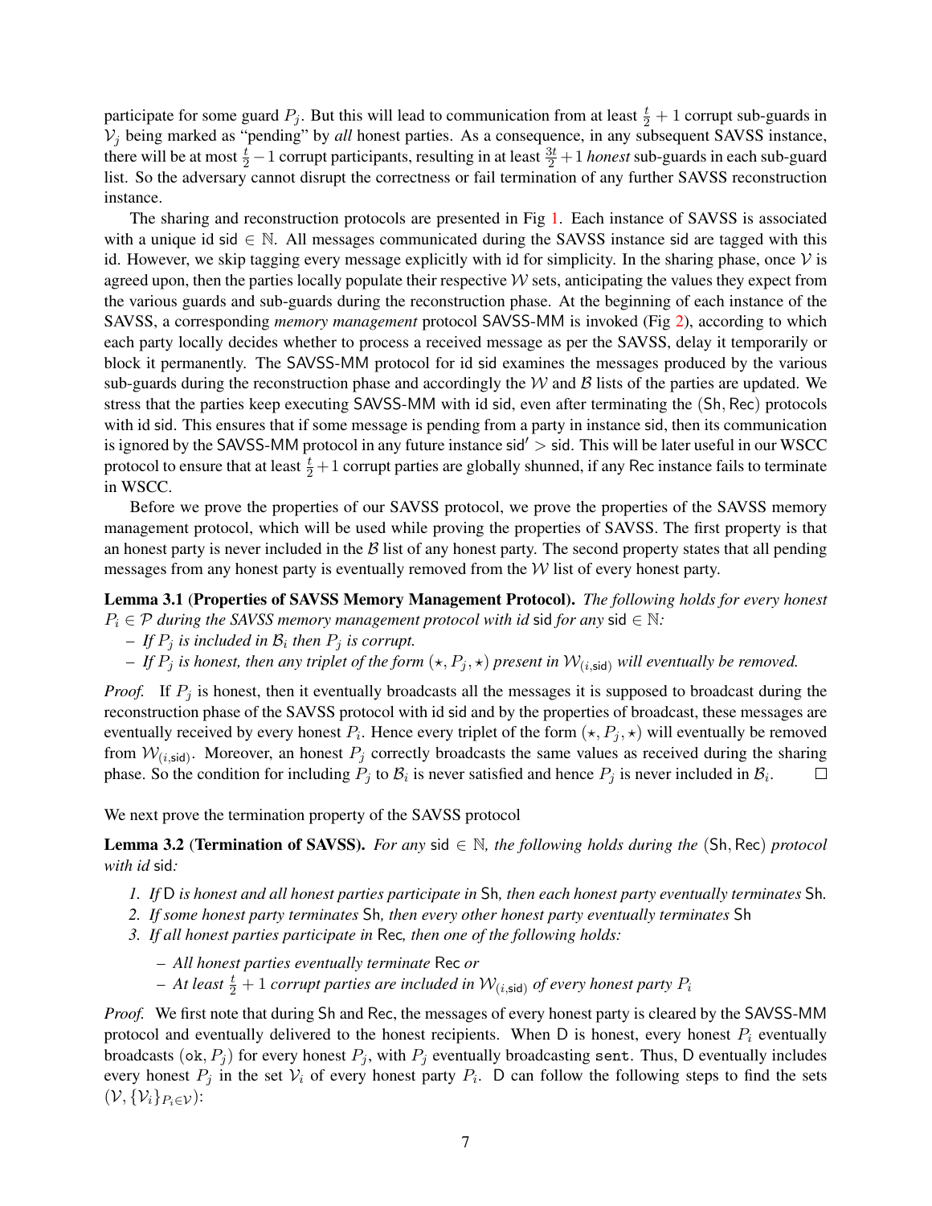participate for some guard $P_j$. But this will lead to communication from at least $\frac{t}{2}+1$ corrupt sub-guards in $\mathcal{V}_j$ being marked as "pending" by *all* honest parties. As a consequence, in any subsequent SAVSS instance, there will be at most $\frac{t}{2}-1$ corrupt participants, resulting in at least $\frac{3t}{2}+1$ *honest* sub-guards in each sub-guard list. So the adversary cannot disrupt the correctness or fail termination of any further SAVSS reconstruction instance.

The sharing and reconstruction protocols are presented in Fig 1. Each instance of SAVSS is associated with a unique id $\mathsf{sid} \in \mathbb{N}$. All messages communicated during the SAVSS instance sid are tagged with this id. However, we skip tagging every message explicitly with id for simplicity. In the sharing phase, once $\mathcal{V}$ is agreed upon, then the parties locally populate their respective $\mathcal{W}$ sets, anticipating the values they expect from the various guards and sub-guards during the reconstruction phase. At the beginning of each instance of the SAVSS, a corresponding *memory management* protocol SAVSS-MM is invoked (Fig 2), according to which each party locally decides whether to process a received message as per the SAVSS, delay it temporarily or block it permanently. The SAVSS-MM protocol for id sid examines the messages produced by the various sub-guards during the reconstruction phase and accordingly the $\mathcal{W}$ and $\mathcal{B}$ lists of the parties are updated. We stress that the parties keep executing SAVSS-MM with id sid, even after terminating the $(\mathsf{Sh}, \mathsf{Rec})$ protocols with id sid. This ensures that if some message is pending from a party in instance sid, then its communication is ignored by the SAVSS-MM protocol in any future instance $\mathsf{sid}' > \mathsf{sid}$. This will be later useful in our WSCC protocol to ensure that at least $\frac{t}{2}+1$ corrupt parties are globally shunned, if any Rec instance fails to terminate in WSCC.

Before we prove the properties of our SAVSS protocol, we prove the properties of the SAVSS memory management protocol, which will be used while proving the properties of SAVSS. The first property is that an honest party is never included in the $\mathcal{B}$ list of any honest party. The second property states that all pending messages from any honest party is eventually removed from the $\mathcal{W}$ list of every honest party.

**Lemma 3.1 (Properties of SAVSS Memory Management Protocol).** *The following holds for every honest $P_i \in \mathcal{P}$ during the SAVSS memory management protocol with id sid for any $\mathsf{sid} \in \mathbb{N}$:*

- *If $P_j$ is included in $\mathcal{B}_i$ then $P_j$ is corrupt.*
- *If $P_j$ is honest, then any triplet of the form $(\star, P_j, \star)$ present in $\mathcal{W}_{(i,\mathsf{sid})}$ will eventually be removed.*

*Proof.* If $P_j$ is honest, then it eventually broadcasts all the messages it is supposed to broadcast during the reconstruction phase of the SAVSS protocol with id sid and by the properties of broadcast, these messages are eventually received by every honest $P_i$. Hence every triplet of the form $(\star, P_j, \star)$ will eventually be removed from $\mathcal{W}_{(i,\mathsf{sid})}$. Moreover, an honest $P_j$ correctly broadcasts the same values as received during the sharing phase. So the condition for including $P_j$ to $\mathcal{B}_i$ is never satisfied and hence $P_j$ is never included in $\mathcal{B}_i$. $\square$

We next prove the termination property of the SAVSS protocol

**Lemma 3.2 (Termination of SAVSS).** *For any $\mathsf{sid} \in \mathbb{N}$, the following holds during the $(\mathsf{Sh}, \mathsf{Rec})$ protocol with id sid:*

1. *If D is honest and all honest parties participate in Sh, then each honest party eventually terminates Sh.*
2. *If some honest party terminates Sh, then every other honest party eventually terminates Sh*
3. *If all honest parties participate in Rec, then one of the following holds:*
   - *All honest parties eventually terminate Rec or*
   - *At least $\frac{t}{2}+1$ corrupt parties are included in $\mathcal{W}_{(i,\mathsf{sid})}$ of every honest party $P_i$*

*Proof.* We first note that during Sh and Rec, the messages of every honest party is cleared by the SAVSS-MM protocol and eventually delivered to the honest recipients. When D is honest, every honest $P_i$ eventually broadcasts $(\texttt{ok}, P_j)$ for every honest $P_j$, with $P_j$ eventually broadcasting $\texttt{sent}$. Thus, D eventually includes every honest $P_j$ in the set $\mathcal{V}_i$ of every honest party $P_i$. D can follow the following steps to find the sets $(\mathcal{V}, \{\mathcal{V}_i\}_{P_i \in \mathcal{V}})$: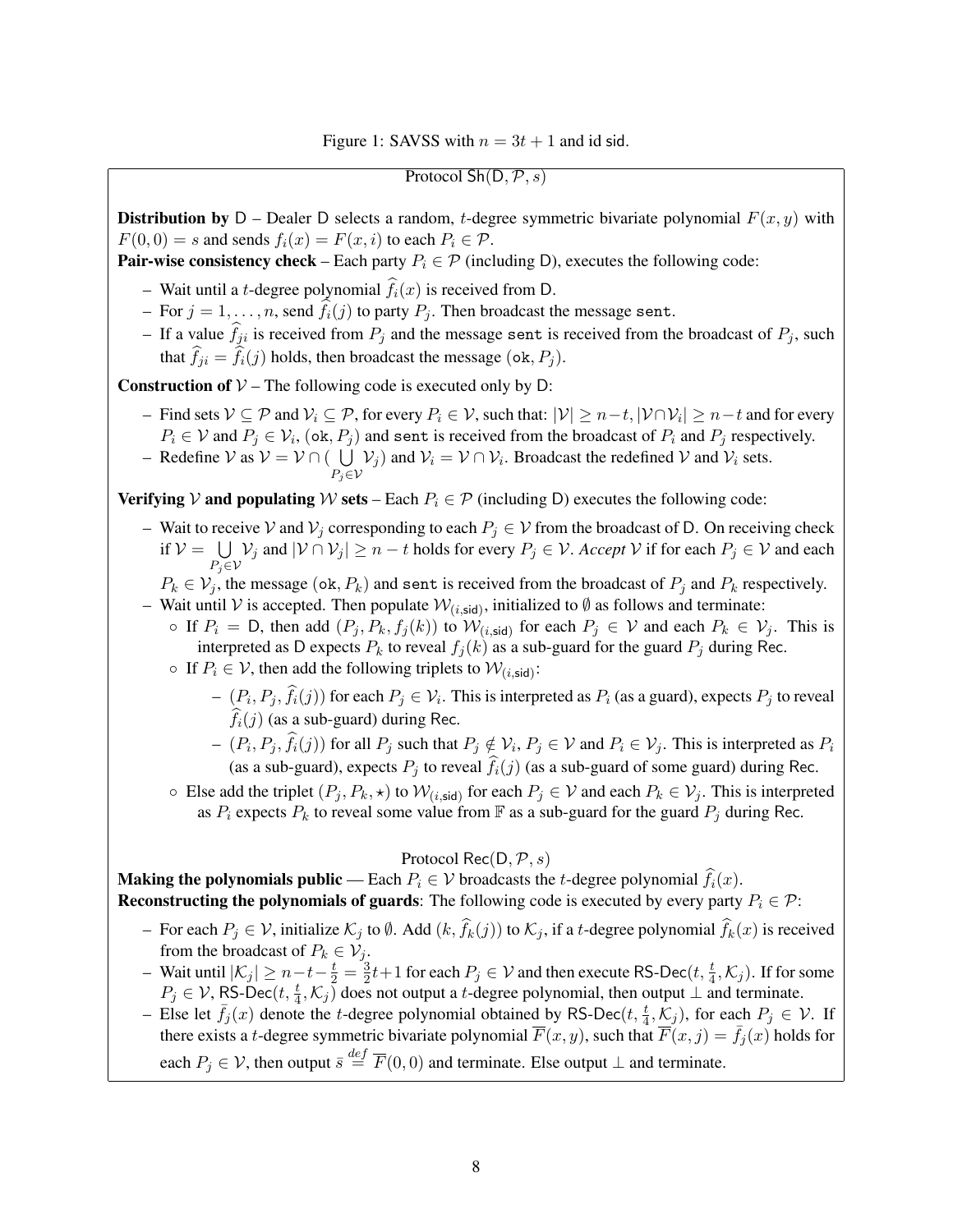Figure 1: SAVSS with $n = 3t + 1$ and id sid.

Protocol $\mathsf{Sh}(\mathsf{D}, \mathcal{P}, s)$

**Distribution by** D – Dealer D selects a random, $t$-degree symmetric bivariate polynomial $F(x, y)$ with $F(0, 0) = s$ and sends $f_i(x) = F(x, i)$ to each $P_i \in \mathcal{P}$.

**Pair-wise consistency check** – Each party $P_i \in \mathcal{P}$ (including D), executes the following code:

- Wait until a $t$-degree polynomial $\widehat{f}_i(x)$ is received from D.
- For $j = 1, \ldots, n$, send $\widehat{f}_i(j)$ to party $P_j$. Then broadcast the message `sent`.
- If a value $\widehat{f}_{ji}$ is received from $P_j$ and the message `sent` is received from the broadcast of $P_j$, such that $\widehat{f}_{ji} = \widehat{f}_i(j)$ holds, then broadcast the message $(\mathtt{ok}, P_j)$.

**Construction of $\mathcal{V}$** – The following code is executed only by D:

- Find sets $\mathcal{V} \subseteq \mathcal{P}$ and $\mathcal{V}_i \subseteq \mathcal{P}$, for every $P_i \in \mathcal{V}$, such that: $|\mathcal{V}| \geq n - t, |\mathcal{V} \cap \mathcal{V}_i| \geq n - t$ and for every $P_i \in \mathcal{V}$ and $P_j \in \mathcal{V}_i$, $(\mathtt{ok}, P_j)$ and `sent` is received from the broadcast of $P_i$ and $P_j$ respectively.
- Redefine $\mathcal{V}$ as $\mathcal{V} = \mathcal{V} \cap (\bigcup_{P_j \in \mathcal{V}} \mathcal{V}_j)$ and $\mathcal{V}_i = \mathcal{V} \cap \mathcal{V}_i$. Broadcast the redefined $\mathcal{V}$ and $\mathcal{V}_i$ sets.

**Verifying $\mathcal{V}$ and populating $\mathcal{W}$ sets** – Each $P_i \in \mathcal{P}$ (including D) executes the following code:

- Wait to receive $\mathcal{V}$ and $\mathcal{V}_j$ corresponding to each $P_j \in \mathcal{V}$ from the broadcast of D. On receiving check if $\mathcal{V} = \bigcup_{P_j \in \mathcal{V}} \mathcal{V}_j$ and $|\mathcal{V} \cap \mathcal{V}_j| \geq n - t$ holds for every $P_j \in \mathcal{V}$. *Accept* $\mathcal{V}$ if for each $P_j \in \mathcal{V}$ and each $P_k \in \mathcal{V}_j$, the message $(\mathtt{ok}, P_k)$ and `sent` is received from the broadcast of $P_j$ and $P_k$ respectively.
- Wait until $\mathcal{V}$ is accepted. Then populate $\mathcal{W}_{(i,\mathsf{sid})}$, initialized to $\emptyset$ as follows and terminate:
  - If $P_i = \mathsf{D}$, then add $(P_j, P_k, f_j(k))$ to $\mathcal{W}_{(i,\mathsf{sid})}$ for each $P_j \in \mathcal{V}$ and each $P_k \in \mathcal{V}_j$. This is interpreted as D expects $P_k$ to reveal $f_j(k)$ as a sub-guard for the guard $P_j$ during Rec.
  - If $P_i \in \mathcal{V}$, then add the following triplets to $\mathcal{W}_{(i,\mathsf{sid})}$:
    - $(P_i, P_j, \widehat{f}_i(j))$ for each $P_j \in \mathcal{V}_i$. This is interpreted as $P_i$ (as a guard), expects $P_j$ to reveal $\widehat{f}_i(j)$ (as a sub-guard) during Rec.
    - $(P_i, P_j, \widehat{f}_i(j))$ for all $P_j$ such that $P_j \notin \mathcal{V}_i$, $P_j \in \mathcal{V}$ and $P_i \in \mathcal{V}_j$. This is interpreted as $P_i$ (as a sub-guard), expects $P_j$ to reveal $\widehat{f}_i(j)$ (as a sub-guard of some guard) during Rec.
  - Else add the triplet $(P_j, P_k, \star)$ to $\mathcal{W}_{(i,\mathsf{sid})}$ for each $P_j \in \mathcal{V}$ and each $P_k \in \mathcal{V}_j$. This is interpreted as $P_i$ expects $P_k$ to reveal some value from $\mathbb{F}$ as a sub-guard for the guard $P_j$ during Rec.

Protocol $\mathsf{Rec}(\mathsf{D}, \mathcal{P}, s)$

**Making the polynomials public** — Each $P_i \in \mathcal{V}$ broadcasts the $t$-degree polynomial $\widehat{f}_i(x)$.

**Reconstructing the polynomials of guards**: The following code is executed by every party $P_i \in \mathcal{P}$:

- For each $P_j \in \mathcal{V}$, initialize $\mathcal{K}_j$ to $\emptyset$. Add $(k, \widehat{f}_k(j))$ to $\mathcal{K}_j$, if a $t$-degree polynomial $\widehat{f}_k(x)$ is received from the broadcast of $P_k \in \mathcal{V}_j$.
- Wait until $|\mathcal{K}_j| \geq n - t - \frac{t}{2} = \frac{3}{2}t + 1$ for each $P_j \in \mathcal{V}$ and then execute $\mathsf{RS\text{-}Dec}(t, \frac{t}{4}, \mathcal{K}_j)$. If for some $P_j \in \mathcal{V}$, $\mathsf{RS\text{-}Dec}(t, \frac{t}{4}, \mathcal{K}_j)$ does not output a $t$-degree polynomial, then output $\perp$ and terminate.
- Else let $\bar{f}_j(x)$ denote the $t$-degree polynomial obtained by $\mathsf{RS\text{-}Dec}(t, \frac{t}{4}, \mathcal{K}_j)$, for each $P_j \in \mathcal{V}$. If there exists a $t$-degree symmetric bivariate polynomial $\overline{F}(x, y)$, such that $\overline{F}(x, j) = \bar{f}_j(x)$ holds for each $P_j \in \mathcal{V}$, then output $\bar{s} \stackrel{def}{=} \overline{F}(0, 0)$ and terminate. Else output $\perp$ and terminate.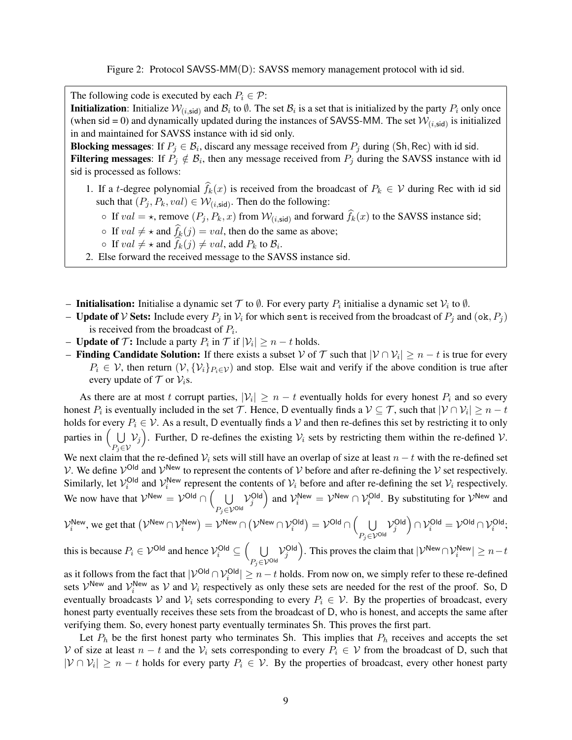Figure 2: Protocol SAVSS-MM(D): SAVSS memory management protocol with id sid.

The following code is executed by each $P_i \in \mathcal{P}$:

**Initialization**: Initialize $\mathcal{W}_{(i,\mathsf{sid})}$ and $\mathcal{B}_i$ to $\emptyset$. The set $\mathcal{B}_i$ is a set that is initialized by the party $P_i$ only once (when sid = 0) and dynamically updated during the instances of SAVSS-MM. The set $\mathcal{W}_{(i,\mathsf{sid})}$ is initialized in and maintained for SAVSS instance with id sid only.

**Blocking messages**: If $P_j \in \mathcal{B}_i$, discard any message received from $P_j$ during (Sh, Rec) with id sid.

**Filtering messages**: If $P_j \notin \mathcal{B}_i$, then any message received from $P_j$ during the SAVSS instance with id sid is processed as follows:

1. If a $t$-degree polynomial $\widehat{f}_k(x)$ is received from the broadcast of $P_k \in \mathcal{V}$ during Rec with id sid such that $(P_j, P_k, val) \in \mathcal{W}_{(i,\mathsf{sid})}$. Then do the following:
   - If $val = \star$, remove $(P_j, P_k, x)$ from $\mathcal{W}_{(i,\mathsf{sid})}$ and forward $\widehat{f}_k(x)$ to the SAVSS instance sid;
   - If $val \neq \star$ and $\widehat{f}_k(j) = val$, then do the same as above;
   - If $val \neq \star$ and $\widehat{f}_k(j) \neq val$, add $P_k$ to $\mathcal{B}_i$.
2. Else forward the received message to the SAVSS instance sid.

– **Initialisation:** Initialise a dynamic set $\mathcal{T}$ to $\emptyset$. For every party $P_i$ initialise a dynamic set $\mathcal{V}_i$ to $\emptyset$.
– **Update of $\mathcal{V}$ Sets:** Include every $P_j$ in $\mathcal{V}_i$ for which `sent` is received from the broadcast of $P_j$ and $(\texttt{ok}, P_j)$ is received from the broadcast of $P_i$.
– **Update of $\mathcal{T}$:** Include a party $P_i$ in $\mathcal{T}$ if $|\mathcal{V}_i| \geq n - t$ holds.
– **Finding Candidate Solution:** If there exists a subset $\mathcal{V}$ of $\mathcal{T}$ such that $|\mathcal{V} \cap \mathcal{V}_i| \geq n - t$ is true for every $P_i \in \mathcal{V}$, then return $(\mathcal{V}, \{\mathcal{V}_i\}_{P_i \in \mathcal{V}})$ and stop. Else wait and verify if the above condition is true after every update of $\mathcal{T}$ or $\mathcal{V}_i$s.

As there are at most $t$ corrupt parties, $|\mathcal{V}_i| \geq n - t$ eventually holds for every honest $P_i$ and so every honest $P_i$ is eventually included in the set $\mathcal{T}$. Hence, D eventually finds a $\mathcal{V} \subseteq \mathcal{T}$, such that $|\mathcal{V} \cap \mathcal{V}_i| \geq n - t$ holds for every $P_i \in \mathcal{V}$. As a result, D eventually finds a $\mathcal{V}$ and then re-defines this set by restricting it to only parties in $\Big(\bigcup_{P_j \in \mathcal{V}} \mathcal{V}_j\Big)$. Further, D re-defines the existing $\mathcal{V}_i$ sets by restricting them within the re-defined $\mathcal{V}$. We next claim that the re-defined $\mathcal{V}_i$ sets will still have an overlap of size at least $n - t$ with the re-defined set $\mathcal{V}$. We define $\mathcal{V}^{\mathsf{Old}}$ and $\mathcal{V}^{\mathsf{New}}$ to represent the contents of $\mathcal{V}$ before and after re-defining the $\mathcal{V}$ set respectively. Similarly, let $\mathcal{V}_i^{\mathsf{Old}}$ and $\mathcal{V}_i^{\mathsf{New}}$ represent the contents of $\mathcal{V}_i$ before and after re-defining the set $\mathcal{V}_i$ respectively. We now have that $\mathcal{V}^{\mathsf{New}} = \mathcal{V}^{\mathsf{Old}} \cap \Big(\bigcup_{P_j \in \mathcal{V}^{\mathsf{Old}}} \mathcal{V}_j^{\mathsf{Old}}\Big)$ and $\mathcal{V}_i^{\mathsf{New}} = \mathcal{V}^{\mathsf{New}} \cap \mathcal{V}_i^{\mathsf{Old}}$. By substituting for $\mathcal{V}^{\mathsf{New}}$ and $\mathcal{V}_i^{\mathsf{New}}$, we get that $\big(\mathcal{V}^{\mathsf{New}} \cap \mathcal{V}_i^{\mathsf{New}}\big) = \mathcal{V}^{\mathsf{New}} \cap \big(\mathcal{V}^{\mathsf{New}} \cap \mathcal{V}_i^{\mathsf{Old}}\big) = \mathcal{V}^{\mathsf{Old}} \cap \Big(\bigcup_{P_j \in \mathcal{V}^{\mathsf{Old}}} \mathcal{V}_j^{\mathsf{Old}}\Big) \cap \mathcal{V}_i^{\mathsf{Old}} = \mathcal{V}^{\mathsf{Old}} \cap \mathcal{V}_i^{\mathsf{Old}}$; this is because $P_i \in \mathcal{V}^{\mathsf{Old}}$ and hence $\mathcal{V}_i^{\mathsf{Old}} \subseteq \Big(\bigcup_{P_j \in \mathcal{V}^{\mathsf{Old}}} \mathcal{V}_j^{\mathsf{Old}}\Big)$. This proves the claim that $|\mathcal{V}^{\mathsf{New}} \cap \mathcal{V}_i^{\mathsf{New}}| \geq n - t$ as it follows from the fact that $|\mathcal{V}^{\mathsf{Old}} \cap \mathcal{V}_i^{\mathsf{Old}}| \geq n - t$ holds. From now on, we simply refer to these re-defined sets $\mathcal{V}^{\mathsf{New}}$ and $\mathcal{V}_i^{\mathsf{New}}$ as $\mathcal{V}$ and $\mathcal{V}_i$ respectively as only these sets are needed for the rest of the proof. So, D eventually broadcasts $\mathcal{V}$ and $\mathcal{V}_i$ sets corresponding to every $P_i \in \mathcal{V}$. By the properties of broadcast, every honest party eventually receives these sets from the broadcast of D, who is honest, and accepts the same after verifying them. So, every honest party eventually terminates Sh. This proves the first part.

Let $P_h$ be the first honest party who terminates Sh. This implies that $P_h$ receives and accepts the set $\mathcal{V}$ of size at least $n - t$ and the $\mathcal{V}_i$ sets corresponding to every $P_i \in \mathcal{V}$ from the broadcast of D, such that $|\mathcal{V} \cap \mathcal{V}_i| \geq n - t$ holds for every party $P_i \in \mathcal{V}$. By the properties of broadcast, every other honest party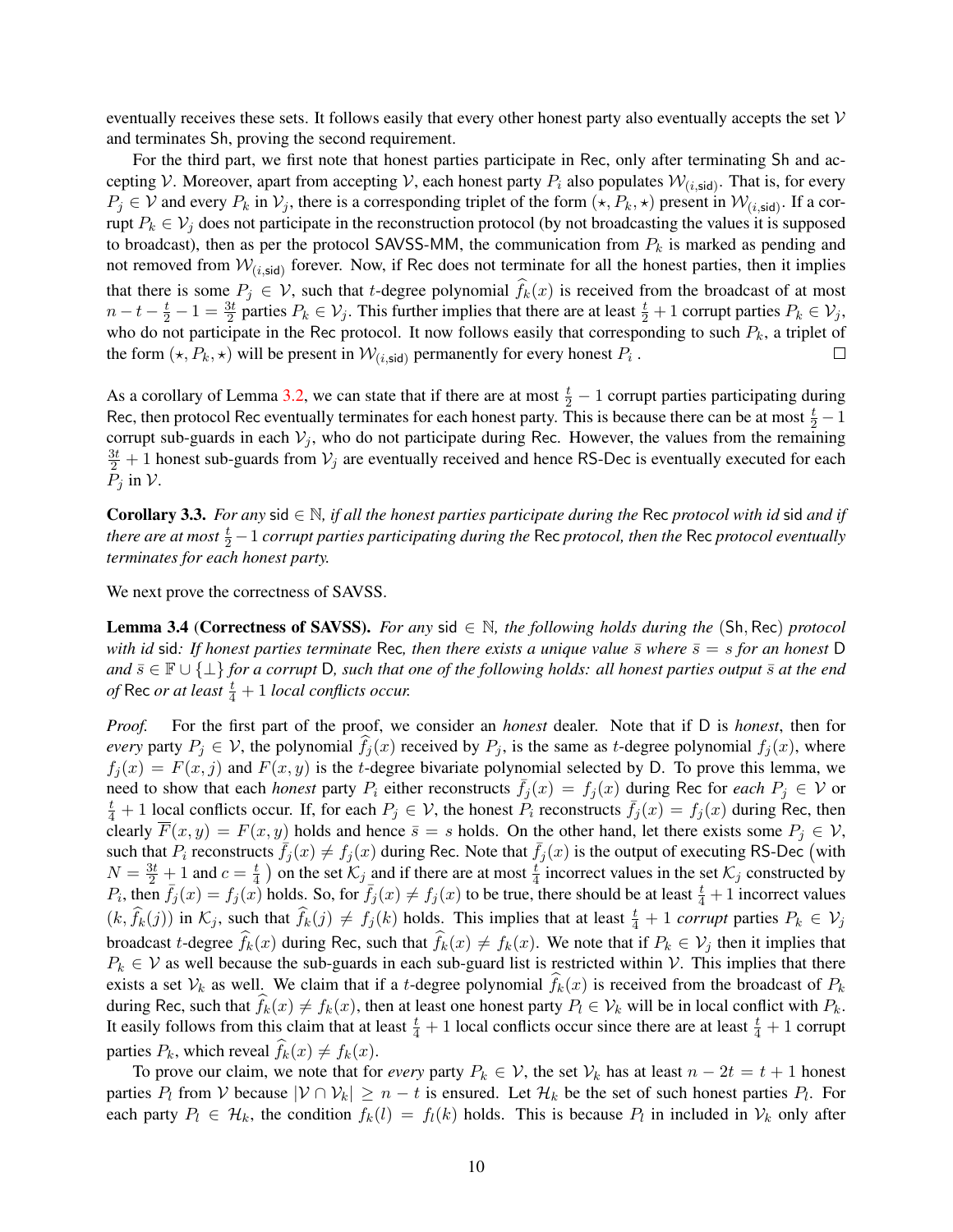eventually receives these sets. It follows easily that every other honest party also eventually accepts the set $\mathcal{V}$ and terminates Sh, proving the second requirement.

For the third part, we first note that honest parties participate in Rec, only after terminating Sh and accepting $\mathcal{V}$. Moreover, apart from accepting $\mathcal{V}$, each honest party $P_i$ also populates $\mathcal{W}_{(i,\mathsf{sid})}$. That is, for every $P_j \in \mathcal{V}$ and every $P_k$ in $\mathcal{V}_j$, there is a corresponding triplet of the form $(\star, P_k, \star)$ present in $\mathcal{W}_{(i,\mathsf{sid})}$. If a corrupt $P_k \in \mathcal{V}_j$ does not participate in the reconstruction protocol (by not broadcasting the values it is supposed to broadcast), then as per the protocol SAVSS-MM, the communication from $P_k$ is marked as pending and not removed from $\mathcal{W}_{(i,\mathsf{sid})}$ forever. Now, if Rec does not terminate for all the honest parties, then it implies that there is some $P_j \in \mathcal{V}$, such that $t$-degree polynomial $\widehat{f}_k(x)$ is received from the broadcast of at most $n - t - \frac{t}{2} - 1 = \frac{3t}{2}$ parties $P_k \in \mathcal{V}_j$. This further implies that there are at least $\frac{t}{2} + 1$ corrupt parties $P_k \in \mathcal{V}_j$, who do not participate in the Rec protocol. It now follows easily that corresponding to such $P_k$, a triplet of the form $(\star, P_k, \star)$ will be present in $\mathcal{W}_{(i,\mathsf{sid})}$ permanently for every honest $P_i$. $\square$

As a corollary of Lemma 3.2, we can state that if there are at most $\frac{t}{2} - 1$ corrupt parties participating during Rec, then protocol Rec eventually terminates for each honest party. This is because there can be at most $\frac{t}{2} - 1$ corrupt sub-guards in each $\mathcal{V}_j$, who do not participate during Rec. However, the values from the remaining $\frac{3t}{2} + 1$ honest sub-guards from $\mathcal{V}_j$ are eventually received and hence RS-Dec is eventually executed for each $P_j$ in $\mathcal{V}$.

**Corollary 3.3.** *For any* $\mathsf{sid} \in \mathbb{N}$*, if all the honest parties participate during the* Rec *protocol with id* sid *and if there are at most* $\frac{t}{2} - 1$ *corrupt parties participating during the* Rec *protocol, then the* Rec *protocol eventually terminates for each honest party.*

We next prove the correctness of SAVSS.

**Lemma 3.4 (Correctness of SAVSS).** *For any* $\mathsf{sid} \in \mathbb{N}$*, the following holds during the* (Sh, Rec) *protocol with id* sid*: If honest parties terminate* Rec*, then there exists a unique value* $\bar{s}$ *where* $\bar{s} = s$ *for an honest* D *and* $\bar{s} \in \mathbb{F} \cup \{\bot\}$ *for a corrupt* D*, such that one of the following holds: all honest parties output* $\bar{s}$ *at the end of* Rec *or at least* $\frac{t}{4} + 1$ *local conflicts occur.*

*Proof.* For the first part of the proof, we consider an *honest* dealer. Note that if D is *honest*, then for *every* party $P_j \in \mathcal{V}$, the polynomial $\widehat{f}_j(x)$ received by $P_j$, is the same as $t$-degree polynomial $f_j(x)$, where $f_j(x) = F(x, j)$ and $F(x, y)$ is the $t$-degree bivariate polynomial selected by D. To prove this lemma, we need to show that each *honest* party $P_i$ either reconstructs $\bar{f}_j(x) = f_j(x)$ during Rec for *each* $P_j \in \mathcal{V}$ or $\frac{t}{4} + 1$ local conflicts occur. If, for each $P_j \in \mathcal{V}$, the honest $P_i$ reconstructs $\bar{f}_j(x) = f_j(x)$ during Rec, then clearly $\overline{F}(x, y) = F(x, y)$ holds and hence $\bar{s} = s$ holds. On the other hand, let there exists some $P_j \in \mathcal{V}$, such that $P_i$ reconstructs $\bar{f}_j(x) \neq f_j(x)$ during Rec. Note that $\bar{f}_j(x)$ is the output of executing RS-Dec (with $N = \frac{3t}{2} + 1$ and $c = \frac{t}{4}$ ) on the set $\mathcal{K}_j$ and if there are at most $\frac{t}{4}$ incorrect values in the set $\mathcal{K}_j$ constructed by $P_i$, then $\bar{f}_j(x) = f_j(x)$ holds. So, for $\bar{f}_j(x) \neq f_j(x)$ to be true, there should be at least $\frac{t}{4} + 1$ incorrect values $(k, \widehat{f}_k(j))$ in $\mathcal{K}_j$, such that $\widehat{f}_k(j) \neq f_j(k)$ holds. This implies that at least $\frac{t}{4} + 1$ *corrupt* parties $P_k \in \mathcal{V}_j$ broadcast $t$-degree $\widehat{f}_k(x)$ during Rec, such that $\widehat{f}_k(x) \neq f_k(x)$. We note that if $P_k \in \mathcal{V}_j$ then it implies that $P_k \in \mathcal{V}$ as well because the sub-guards in each sub-guard list is restricted within $\mathcal{V}$. This implies that there exists a set $\mathcal{V}_k$ as well. We claim that if a $t$-degree polynomial $\widehat{f}_k(x)$ is received from the broadcast of $P_k$ during Rec, such that $\widehat{f}_k(x) \neq f_k(x)$, then at least one honest party $P_l \in \mathcal{V}_k$ will be in local conflict with $P_k$. It easily follows from this claim that at least $\frac{t}{4} + 1$ local conflicts occur since there are at least $\frac{t}{4} + 1$ corrupt parties $P_k$, which reveal $\widehat{f}_k(x) \neq f_k(x)$.

To prove our claim, we note that for *every* party $P_k \in \mathcal{V}$, the set $\mathcal{V}_k$ has at least $n - 2t = t + 1$ honest parties $P_l$ from $\mathcal{V}$ because $|\mathcal{V} \cap \mathcal{V}_k| \geq n - t$ is ensured. Let $\mathcal{H}_k$ be the set of such honest parties $P_l$. For each party $P_l \in \mathcal{H}_k$, the condition $f_k(l) = f_l(k)$ holds. This is because $P_l$ in included in $\mathcal{V}_k$ only after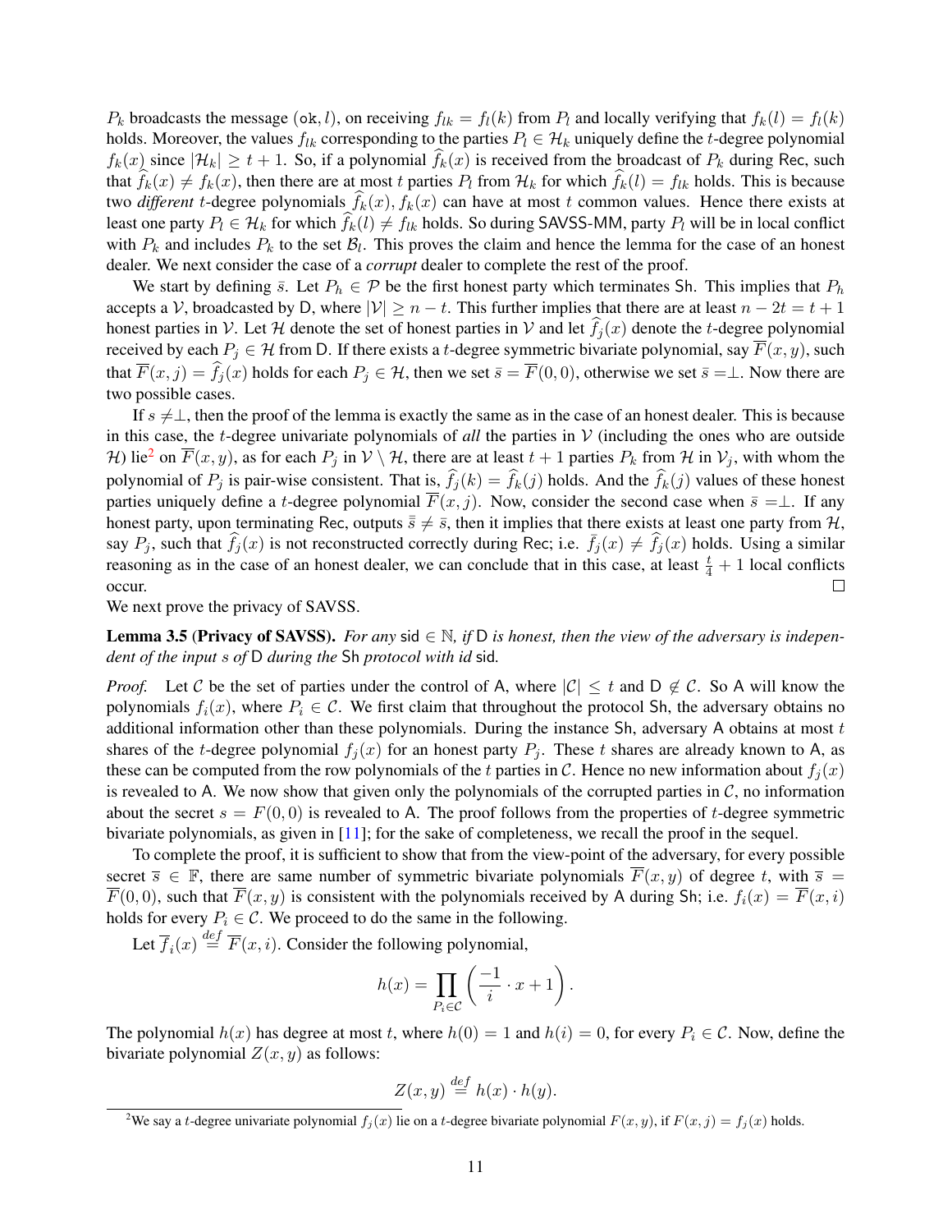$P_k$ broadcasts the message $(\texttt{ok}, l)$, on receiving $f_{lk} = f_l(k)$ from $P_l$ and locally verifying that $f_k(l) = f_l(k)$ holds. Moreover, the values $f_{lk}$ corresponding to the parties $P_l \in \mathcal{H}_k$ uniquely define the $t$-degree polynomial $f_k(x)$ since $|\mathcal{H}_k| \geq t+1$. So, if a polynomial $\widehat{f}_k(x)$ is received from the broadcast of $P_k$ during Rec, such that $\widehat{f}_k(x) \neq f_k(x)$, then there are at most $t$ parties $P_l$ from $\mathcal{H}_k$ for which $\widehat{f}_k(l) = f_{lk}$ holds. This is because two *different* $t$-degree polynomials $\widehat{f}_k(x), f_k(x)$ can have at most $t$ common values. Hence there exists at least one party $P_l \in \mathcal{H}_k$ for which $\widehat{f}_k(l) \neq f_{lk}$ holds. So during SAVSS-MM, party $P_l$ will be in local conflict with $P_k$ and includes $P_k$ to the set $\mathcal{B}_l$. This proves the claim and hence the lemma for the case of an honest dealer. We next consider the case of a *corrupt* dealer to complete the rest of the proof.

We start by defining $\bar{s}$. Let $P_h \in \mathcal{P}$ be the first honest party which terminates Sh. This implies that $P_h$ accepts a $\mathcal{V}$, broadcasted by D, where $|\mathcal{V}| \geq n-t$. This further implies that there are at least $n - 2t = t+1$ honest parties in $\mathcal{V}$. Let $\mathcal{H}$ denote the set of honest parties in $\mathcal{V}$ and let $\widehat{f}_j(x)$ denote the $t$-degree polynomial received by each $P_j \in \mathcal{H}$ from D. If there exists a $t$-degree symmetric bivariate polynomial, say $\overline{F}(x, y)$, such that $\overline{F}(x, j) = \widehat{f}_j(x)$ holds for each $P_j \in \mathcal{H}$, then we set $\bar{s} = \overline{F}(0,0)$, otherwise we set $\bar{s} = \perp$. Now there are two possible cases.

If $s \neq \perp$, then the proof of the lemma is exactly the same as in the case of an honest dealer. This is because in this case, the $t$-degree univariate polynomials of *all* the parties in $\mathcal{V}$ (including the ones who are outside $\mathcal{H}$) lie[2] on $\overline{F}(x, y)$, as for each $P_j$ in $\mathcal{V} \setminus \mathcal{H}$, there are at least $t+1$ parties $P_k$ from $\mathcal{H}$ in $\mathcal{V}_j$, with whom the polynomial of $P_j$ is pair-wise consistent. That is, $\widehat{f}_j(k) = \widehat{f}_k(j)$ holds. And the $\widehat{f}_k(j)$ values of these honest parties uniquely define a $t$-degree polynomial $\overline{F}(x, j)$. Now, consider the second case when $\bar{s} = \perp$. If any honest party, upon terminating Rec, outputs $\bar{\bar{s}} \neq \bar{s}$, then it implies that there exists at least one party from $\mathcal{H}$, say $P_j$, such that $\widehat{f}_j(x)$ is not reconstructed correctly during Rec; i.e. $\bar{f}_j(x) \neq \widehat{f}_j(x)$ holds. Using a similar reasoning as in the case of an honest dealer, we can conclude that in this case, at least $\frac{t}{4} + 1$ local conflicts occur. $\square$

We next prove the privacy of SAVSS.

**Lemma 3.5 (Privacy of SAVSS).** *For any* sid $\in \mathbb{N}$*, if* D *is honest, then the view of the adversary is independent of the input $s$ of* D *during the* Sh *protocol with id* sid*.*

*Proof.* Let $\mathcal{C}$ be the set of parties under the control of A, where $|\mathcal{C}| \leq t$ and $\mathsf{D} \notin \mathcal{C}$. So A will know the polynomials $f_i(x)$, where $P_i \in \mathcal{C}$. We first claim that throughout the protocol Sh, the adversary obtains no additional information other than these polynomials. During the instance Sh, adversary A obtains at most $t$ shares of the $t$-degree polynomial $f_j(x)$ for an honest party $P_j$. These $t$ shares are already known to A, as these can be computed from the row polynomials of the $t$ parties in $\mathcal{C}$. Hence no new information about $f_j(x)$ is revealed to A. We now show that given only the polynomials of the corrupted parties in $\mathcal{C}$, no information about the secret $s = F(0,0)$ is revealed to A. The proof follows from the properties of $t$-degree symmetric bivariate polynomials, as given in [11]; for the sake of completeness, we recall the proof in the sequel.

To complete the proof, it is sufficient to show that from the view-point of the adversary, for every possible secret $\overline{s} \in \mathbb{F}$, there are same number of symmetric bivariate polynomials $\overline{F}(x, y)$ of degree $t$, with $\overline{s} = \overline{F}(0,0)$, such that $\overline{F}(x, y)$ is consistent with the polynomials received by A during Sh; i.e. $f_i(x) = \overline{F}(x, i)$ holds for every $P_i \in \mathcal{C}$. We proceed to do the same in the following.

Let $\overline{f}_i(x) \stackrel{def}{=} \overline{F}(x, i)$. Consider the following polynomial,

$$h(x) = \prod_{P_i \in \mathcal{C}} \left( \frac{-1}{i} \cdot x + 1 \right).$$

The polynomial $h(x)$ has degree at most $t$, where $h(0) = 1$ and $h(i) = 0$, for every $P_i \in \mathcal{C}$. Now, define the bivariate polynomial $Z(x, y)$ as follows:

$$Z(x, y) \stackrel{def}{=} h(x) \cdot h(y).$$

[2] We say a $t$-degree univariate polynomial $f_j(x)$ lie on a $t$-degree bivariate polynomial $F(x, y)$, if $F(x, j) = f_j(x)$ holds.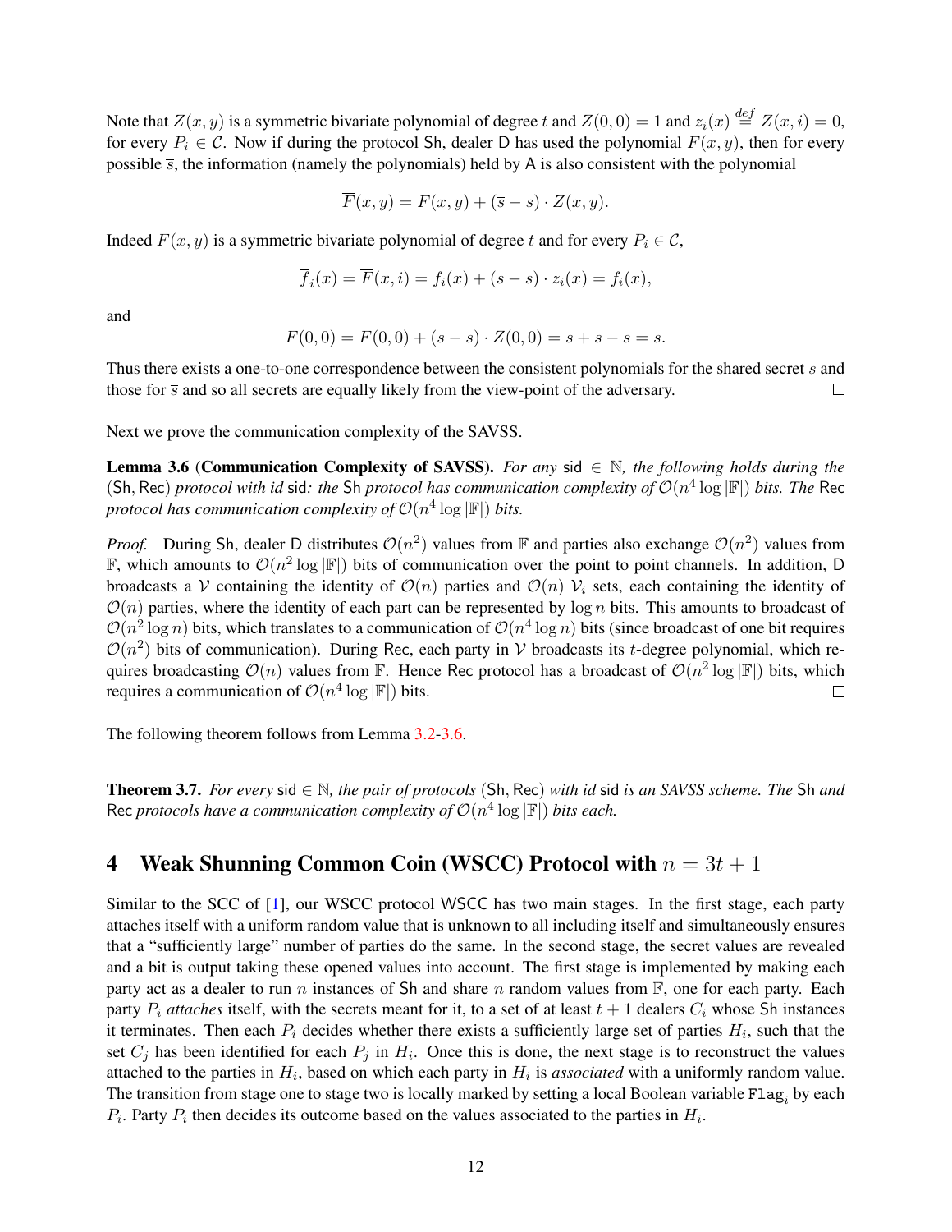Note that $Z(x,y)$ is a symmetric bivariate polynomial of degree $t$ and $Z(0,0) = 1$ and $z_i(x) \stackrel{def}{=} Z(x,i) = 0$, for every $P_i \in \mathcal{C}$. Now if during the protocol Sh, dealer D has used the polynomial $F(x,y)$, then for every possible $\overline{s}$, the information (namely the polynomials) held by A is also consistent with the polynomial

$$\overline{F}(x,y) = F(x,y) + (\overline{s} - s) \cdot Z(x,y).$$

Indeed $\overline{F}(x,y)$ is a symmetric bivariate polynomial of degree $t$ and for every $P_i \in \mathcal{C}$,

$$\overline{f}_i(x) = \overline{F}(x,i) = f_i(x) + (\overline{s} - s) \cdot z_i(x) = f_i(x),$$

and

$$\overline{F}(0,0) = F(0,0) + (\overline{s} - s) \cdot Z(0,0) = s + \overline{s} - s = \overline{s}.$$

Thus there exists a one-to-one correspondence between the consistent polynomials for the shared secret $s$ and those for $\overline{s}$ and so all secrets are equally likely from the view-point of the adversary. □

Next we prove the communication complexity of the SAVSS.

**Lemma 3.6** (**Communication Complexity of SAVSS).** *For any* sid $\in \mathbb{N}$*, the following holds during the* (Sh, Rec) *protocol with id* sid*: the* Sh *protocol has communication complexity of* $\mathcal{O}(n^4 \log |\mathbb{F}|)$ *bits. The* Rec *protocol has communication complexity of* $\mathcal{O}(n^4 \log |\mathbb{F}|)$ *bits.*

*Proof.* During Sh, dealer D distributes $\mathcal{O}(n^2)$ values from $\mathbb{F}$ and parties also exchange $\mathcal{O}(n^2)$ values from $\mathbb{F}$, which amounts to $\mathcal{O}(n^2 \log |\mathbb{F}|)$ bits of communication over the point to point channels. In addition, D broadcasts a $\mathcal{V}$ containing the identity of $\mathcal{O}(n)$ parties and $\mathcal{O}(n)$ $\mathcal{V}_i$ sets, each containing the identity of $\mathcal{O}(n)$ parties, where the identity of each part can be represented by $\log n$ bits. This amounts to broadcast of $\mathcal{O}(n^2 \log n)$ bits, which translates to a communication of $\mathcal{O}(n^4 \log n)$ bits (since broadcast of one bit requires $\mathcal{O}(n^2)$ bits of communication). During Rec, each party in $\mathcal{V}$ broadcasts its $t$-degree polynomial, which requires broadcasting $\mathcal{O}(n)$ values from $\mathbb{F}$. Hence Rec protocol has a broadcast of $\mathcal{O}(n^2 \log |\mathbb{F}|)$ bits, which requires a communication of $\mathcal{O}(n^4 \log |\mathbb{F}|)$ bits. □

The following theorem follows from Lemma 3.2-3.6.

**Theorem 3.7.** *For every* sid $\in \mathbb{N}$*, the pair of protocols* (Sh, Rec) *with id* sid *is an SAVSS scheme. The* Sh *and* Rec *protocols have a communication complexity of* $\mathcal{O}(n^4 \log |\mathbb{F}|)$ *bits each.*

# 4 Weak Shunning Common Coin (WSCC) Protocol with $n = 3t + 1$

Similar to the SCC of [1], our WSCC protocol WSCC has two main stages. In the first stage, each party attaches itself with a uniform random value that is unknown to all including itself and simultaneously ensures that a "sufficiently large" number of parties do the same. In the second stage, the secret values are revealed and a bit is output taking these opened values into account. The first stage is implemented by making each party act as a dealer to run $n$ instances of Sh and share $n$ random values from $\mathbb{F}$, one for each party. Each party $P_i$ *attaches* itself, with the secrets meant for it, to a set of at least $t+1$ dealers $C_i$ whose Sh instances it terminates. Then each $P_i$ decides whether there exists a sufficiently large set of parties $H_i$, such that the set $C_j$ has been identified for each $P_j$ in $H_i$. Once this is done, the next stage is to reconstruct the values attached to the parties in $H_i$, based on which each party in $H_i$ is *associated* with a uniformly random value. The transition from stage one to stage two is locally marked by setting a local Boolean variable $\texttt{Flag}_i$ by each $P_i$. Party $P_i$ then decides its outcome based on the values associated to the parties in $H_i$.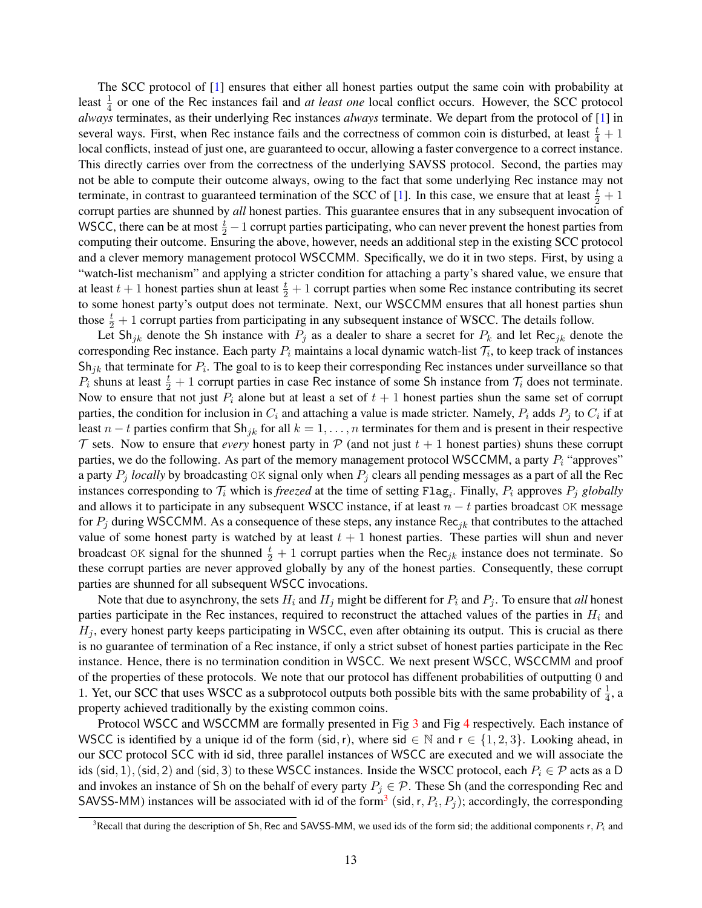The SCC protocol of [1] ensures that either all honest parties output the same coin with probability at least $\frac{1}{4}$ or one of the Rec instances fail and *at least one* local conflict occurs. However, the SCC protocol *always* terminates, as their underlying Rec instances *always* terminate. We depart from the protocol of [1] in several ways. First, when Rec instance fails and the correctness of common coin is disturbed, at least $\frac{t}{4}+1$ local conflicts, instead of just one, are guaranteed to occur, allowing a faster convergence to a correct instance. This directly carries over from the correctness of the underlying SAVSS protocol. Second, the parties may not be able to compute their outcome always, owing to the fact that some underlying Rec instance may not terminate, in contrast to guaranteed termination of the SCC of [1]. In this case, we ensure that at least $\frac{t}{2}+1$ corrupt parties are shunned by *all* honest parties. This guarantee ensures that in any subsequent invocation of WSCC, there can be at most $\frac{t}{2}-1$ corrupt parties participating, who can never prevent the honest parties from computing their outcome. Ensuring the above, however, needs an additional step in the existing SCC protocol and a clever memory management protocol WSCCMM. Specifically, we do it in two steps. First, by using a "watch-list mechanism" and applying a stricter condition for attaching a party's shared value, we ensure that at least $t+1$ honest parties shun at least $\frac{t}{2}+1$ corrupt parties when some Rec instance contributing its secret to some honest party's output does not terminate. Next, our WSCCMM ensures that all honest parties shun those $\frac{t}{2}+1$ corrupt parties from participating in any subsequent instance of WSCC. The details follow.

Let $\mathsf{Sh}_{jk}$ denote the Sh instance with $P_j$ as a dealer to share a secret for $P_k$ and let $\mathsf{Rec}_{jk}$ denote the corresponding Rec instance. Each party $P_i$ maintains a local dynamic watch-list $\mathcal{T}_i$, to keep track of instances $\mathsf{Sh}_{jk}$ that terminate for $P_i$. The goal to is to keep their corresponding Rec instances under surveillance so that $P_i$ shuns at least $\frac{t}{2}+1$ corrupt parties in case Rec instance of some Sh instance from $\mathcal{T}_i$ does not terminate. Now to ensure that not just $P_i$ alone but at least a set of $t+1$ honest parties shun the same set of corrupt parties, the condition for inclusion in $C_i$ and attaching a value is made stricter. Namely, $P_i$ adds $P_j$ to $C_i$ if at least $n-t$ parties confirm that $\mathsf{Sh}_{jk}$ for all $k=1,\ldots,n$ terminates for them and is present in their respective $\mathcal{T}$ sets. Now to ensure that *every* honest party in $\mathcal{P}$ (and not just $t+1$ honest parties) shuns these corrupt parties, we do the following. As part of the memory management protocol WSCCMM, a party $P_i$ "approves" a party $P_j$ *locally* by broadcasting OK signal only when $P_j$ clears all pending messages as a part of all the Rec instances corresponding to $\mathcal{T}_i$ which is *freezed* at the time of setting $\mathtt{Flag}_i$. Finally, $P_i$ approves $P_j$ *globally* and allows it to participate in any subsequent WSCC instance, if at least $n-t$ parties broadcast OK message for $P_j$ during WSCCMM. As a consequence of these steps, any instance $\mathsf{Rec}_{jk}$ that contributes to the attached value of some honest party is watched by at least $t+1$ honest parties. These parties will shun and never broadcast OK signal for the shunned $\frac{t}{2}+1$ corrupt parties when the $\mathsf{Rec}_{jk}$ instance does not terminate. So these corrupt parties are never approved globally by any of the honest parties. Consequently, these corrupt parties are shunned for all subsequent WSCC invocations.

Note that due to asynchrony, the sets $H_i$ and $H_j$ might be different for $P_i$ and $P_j$. To ensure that *all* honest parties participate in the Rec instances, required to reconstruct the attached values of the parties in $H_i$ and $H_j$, every honest party keeps participating in WSCC, even after obtaining its output. This is crucial as there is no guarantee of termination of a Rec instance, if only a strict subset of honest parties participate in the Rec instance. Hence, there is no termination condition in WSCC. We next present WSCC, WSCCMM and proof of the properties of these protocols. We note that our protocol has diffenent probabilities of outputting 0 and 1. Yet, our SCC that uses WSCC as a subprotocol outputs both possible bits with the same probability of $\frac{1}{4}$, a property achieved traditionally by the existing common coins.

Protocol WSCC and WSCCMM are formally presented in Fig 3 and Fig 4 respectively. Each instance of WSCC is identified by a unique id of the form $(\mathsf{sid},\mathsf{r})$, where $\mathsf{sid}\in\mathbb{N}$ and $\mathsf{r}\in\{1,2,3\}$. Looking ahead, in our SCC protocol SCC with id sid, three parallel instances of WSCC are executed and we will associate the ids $(\mathsf{sid},1),(\mathsf{sid},2)$ and $(\mathsf{sid},3)$ to these WSCC instances. Inside the WSCC protocol, each $P_i\in\mathcal{P}$ acts as a D and invokes an instance of Sh on the behalf of every party $P_j\in\mathcal{P}$. These Sh (and the corresponding Rec and SAVSS-MM) instances will be associated with id of the form[3] $(\mathsf{sid},\mathsf{r},P_i,P_j)$; accordingly, the corresponding

[3]Recall that during the description of Sh, Rec and SAVSS-MM, we used ids of the form sid; the additional components r, $P_i$ and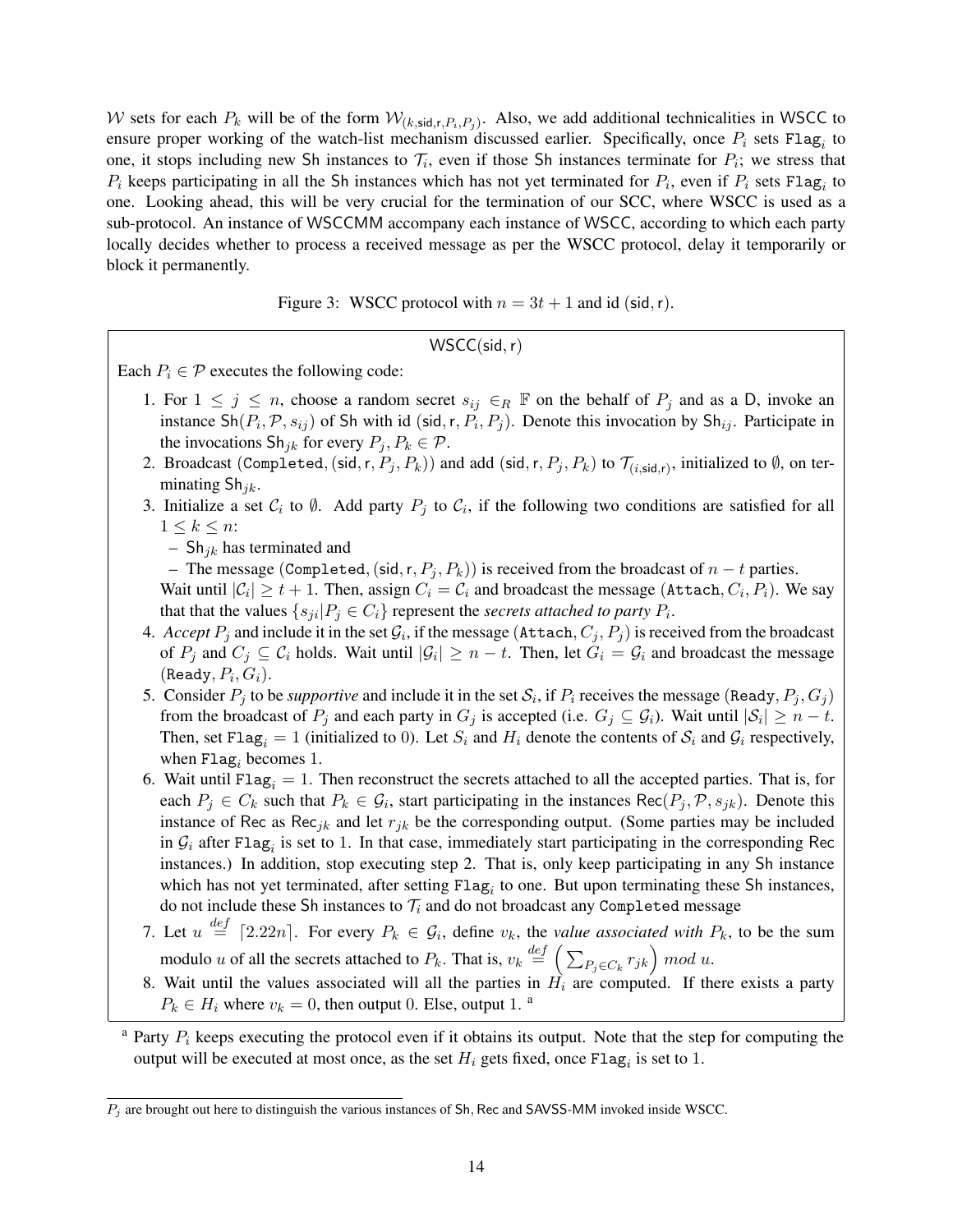$\mathcal{W}$ sets for each $P_k$ will be of the form $\mathcal{W}_{(k,\mathsf{sid},\mathsf{r},P_i,P_j)}$. Also, we add additional technicalities in WSCC to ensure proper working of the watch-list mechanism discussed earlier. Specifically, once $P_i$ sets $\texttt{Flag}_i$ to one, it stops including new Sh instances to $\mathcal{T}_i$, even if those Sh instances terminate for $P_i$; we stress that $P_i$ keeps participating in all the Sh instances which has not yet terminated for $P_i$, even if $P_i$ sets $\texttt{Flag}_i$ to one. Looking ahead, this will be very crucial for the termination of our SCC, where WSCC is used as a sub-protocol. An instance of WSCCMM accompany each instance of WSCC, according to which each party locally decides whether to process a received message as per the WSCC protocol, delay it temporarily or block it permanently.

Figure 3: WSCC protocol with $n = 3t + 1$ and id $(\mathsf{sid}, \mathsf{r})$.

**WSCC(sid, r)**

Each $P_i \in \mathcal{P}$ executes the following code:

1. For $1 \leq j \leq n$, choose a random secret $s_{ij} \in_R \mathbb{F}$ on the behalf of $P_j$ and as a D, invoke an instance $\mathsf{Sh}(P_i, \mathcal{P}, s_{ij})$ of Sh with id $(\mathsf{sid}, \mathsf{r}, P_i, P_j)$. Denote this invocation by $\mathsf{Sh}_{ij}$. Participate in the invocations $\mathsf{Sh}_{jk}$ for every $P_j, P_k \in \mathcal{P}$.
2. Broadcast $(\texttt{Completed}, (\mathsf{sid}, \mathsf{r}, P_j, P_k))$ and add $(\mathsf{sid}, \mathsf{r}, P_j, P_k)$ to $\mathcal{T}_{(i,\mathsf{sid},\mathsf{r})}$, initialized to $\emptyset$, on terminating $\mathsf{Sh}_{jk}$.
3. Initialize a set $\mathcal{C}_i$ to $\emptyset$. Add party $P_j$ to $\mathcal{C}_i$, if the following two conditions are satisfied for all $1 \leq k \leq n$:
   - $\mathsf{Sh}_{jk}$ has terminated and
   - The message $(\texttt{Completed}, (\mathsf{sid}, \mathsf{r}, P_j, P_k))$ is received from the broadcast of $n - t$ parties.

   Wait until $|\mathcal{C}_i| \geq t + 1$. Then, assign $C_i = \mathcal{C}_i$ and broadcast the message $(\texttt{Attach}, C_i, P_i)$. We say that that the values $\{s_{ji} | P_j \in C_i\}$ represent the *secrets attached to party* $P_i$.
4. *Accept* $P_j$ and include it in the set $\mathcal{G}_i$, if the message $(\texttt{Attach}, C_j, P_j)$ is received from the broadcast of $P_j$ and $C_j \subseteq \mathcal{C}_i$ holds. Wait until $|\mathcal{G}_i| \geq n - t$. Then, let $G_i = \mathcal{G}_i$ and broadcast the message $(\texttt{Ready}, P_i, G_i)$.
5. Consider $P_j$ to be *supportive* and include it in the set $\mathcal{S}_i$, if $P_i$ receives the message $(\texttt{Ready}, P_j, G_j)$ from the broadcast of $P_j$ and each party in $G_j$ is accepted (i.e. $G_j \subseteq \mathcal{G}_i$). Wait until $|\mathcal{S}_i| \geq n - t$. Then, set $\texttt{Flag}_i = 1$ (initialized to 0). Let $S_i$ and $H_i$ denote the contents of $\mathcal{S}_i$ and $\mathcal{G}_i$ respectively, when $\texttt{Flag}_i$ becomes 1.
6. Wait until $\texttt{Flag}_i = 1$. Then reconstruct the secrets attached to all the accepted parties. That is, for each $P_j \in C_k$ such that $P_k \in \mathcal{G}_i$, start participating in the instances $\mathsf{Rec}(P_j, \mathcal{P}, s_{jk})$. Denote this instance of Rec as $\mathsf{Rec}_{jk}$ and let $r_{jk}$ be the corresponding output. (Some parties may be included in $\mathcal{G}_i$ after $\texttt{Flag}_i$ is set to 1. In that case, immediately start participating in the corresponding Rec instances.) In addition, stop executing step 2. That is, only keep participating in any Sh instance which has not yet terminated, after setting $\texttt{Flag}_i$ to one. But upon terminating these Sh instances, do not include these Sh instances to $\mathcal{T}_i$ and do not broadcast any Completed message
7. Let $u \stackrel{def}{=} \lceil 2.22n \rceil$. For every $P_k \in \mathcal{G}_i$, define $v_k$, the *value associated with* $P_k$, to be the sum modulo $u$ of all the secrets attached to $P_k$. That is, $v_k \stackrel{def}{=} \left( \sum_{P_j \in C_k} r_{jk} \right) \, mod \, u$.
8. Wait until the values associated will all the parties in $H_i$ are computed. If there exists a party $P_k \in H_i$ where $v_k = 0$, then output 0. Else, output 1. [a]

[a] Party $P_i$ keeps executing the protocol even if it obtains its output. Note that the step for computing the output will be executed at most once, as the set $H_i$ gets fixed, once $\texttt{Flag}_i$ is set to 1.

---

$P_j$ are brought out here to distinguish the various instances of Sh, Rec and SAVSS-MM invoked inside WSCC.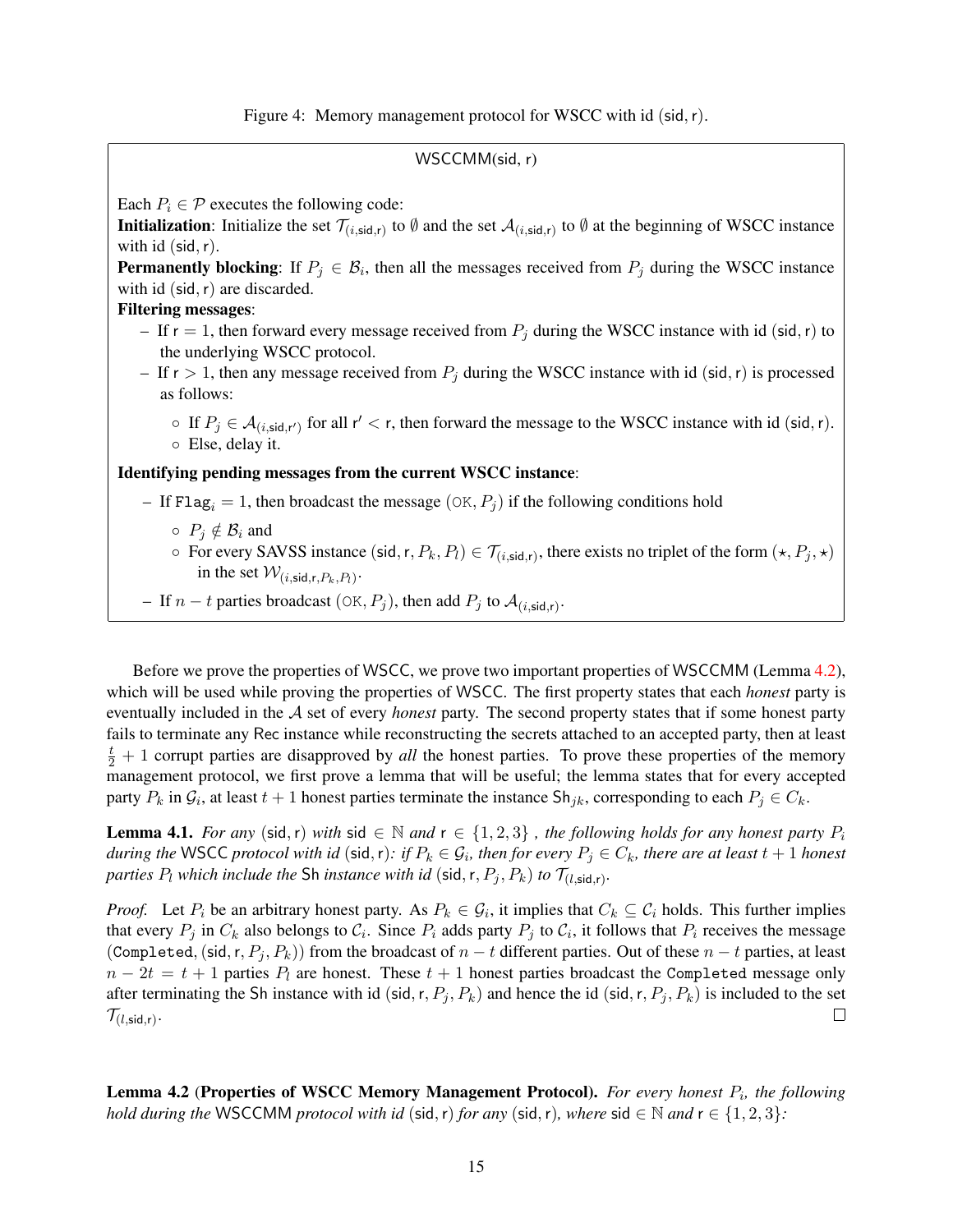Figure 4: Memory management protocol for WSCC with id (sid, r).

**WSCCMM(sid, r)**

Each $P_i \in \mathcal{P}$ executes the following code:

**Initialization**: Initialize the set $\mathcal{T}_{(i,\mathsf{sid},\mathsf{r})}$ to $\emptyset$ and the set $\mathcal{A}_{(i,\mathsf{sid},\mathsf{r})}$ to $\emptyset$ at the beginning of WSCC instance with id (sid, r).

**Permanently blocking**: If $P_j \in \mathcal{B}_i$, then all the messages received from $P_j$ during the WSCC instance with id (sid, r) are discarded.

**Filtering messages**:

- If $\mathsf{r} = 1$, then forward every message received from $P_j$ during the WSCC instance with id (sid, r) to the underlying WSCC protocol.
- If $\mathsf{r} > 1$, then any message received from $P_j$ during the WSCC instance with id (sid, r) is processed as follows:
  - If $P_j \in \mathcal{A}_{(i,\mathsf{sid},\mathsf{r}')}$ for all $\mathsf{r}' < \mathsf{r}$, then forward the message to the WSCC instance with id (sid, r).
  - Else, delay it.

**Identifying pending messages from the current WSCC instance**:

- If $\texttt{Flag}_i = 1$, then broadcast the message $(\texttt{OK}, P_j)$ if the following conditions hold
  - $P_j \notin \mathcal{B}_i$ and
  - For every SAVSS instance $(\mathsf{sid}, \mathsf{r}, P_k, P_l) \in \mathcal{T}_{(i,\mathsf{sid},\mathsf{r})}$, there exists no triplet of the form $(\star, P_j, \star)$ in the set $\mathcal{W}_{(i,\mathsf{sid},\mathsf{r},P_k,P_l)}$.
- If $n - t$ parties broadcast $(\texttt{OK}, P_j)$, then add $P_j$ to $\mathcal{A}_{(i,\mathsf{sid},\mathsf{r})}$.

Before we prove the properties of WSCC, we prove two important properties of WSCCMM (Lemma 4.2), which will be used while proving the properties of WSCC. The first property states that each *honest* party is eventually included in the $\mathcal{A}$ set of every *honest* party. The second property states that if some honest party fails to terminate any Rec instance while reconstructing the secrets attached to an accepted party, then at least $\frac{t}{2} + 1$ corrupt parties are disapproved by *all* the honest parties. To prove these properties of the memory management protocol, we first prove a lemma that will be useful; the lemma states that for every accepted party $P_k$ in $\mathcal{G}_i$, at least $t + 1$ honest parties terminate the instance $\mathsf{Sh}_{jk}$, corresponding to each $P_j \in C_k$.

**Lemma 4.1.** *For any* (sid, r) *with* $\mathsf{sid} \in \mathbb{N}$ *and* $\mathsf{r} \in \{1, 2, 3\}$ *, the following holds for any honest party* $P_i$ *during the* WSCC *protocol with id* (sid, r)*: if* $P_k \in \mathcal{G}_i$*, then for every* $P_j \in C_k$*, there are at least* $t + 1$ *honest parties* $P_l$ *which include the* Sh *instance with id* $(\mathsf{sid}, \mathsf{r}, P_j, P_k)$ *to* $\mathcal{T}_{(l,\mathsf{sid},\mathsf{r})}$*.*

*Proof.* Let $P_i$ be an arbitrary honest party. As $P_k \in \mathcal{G}_i$, it implies that $C_k \subseteq \mathcal{C}_i$ holds. This further implies that every $P_j$ in $C_k$ also belongs to $\mathcal{C}_i$. Since $P_i$ adds party $P_j$ to $\mathcal{C}_i$, it follows that $P_i$ receives the message $(\texttt{Completed}, (\mathsf{sid}, \mathsf{r}, P_j, P_k))$ from the broadcast of $n - t$ different parties. Out of these $n - t$ parties, at least $n - 2t = t + 1$ parties $P_l$ are honest. These $t + 1$ honest parties broadcast the $\texttt{Completed}$ message only after terminating the Sh instance with id $(\mathsf{sid}, \mathsf{r}, P_j, P_k)$ and hence the id $(\mathsf{sid}, \mathsf{r}, P_j, P_k)$ is included to the set $\mathcal{T}_{(l,\mathsf{sid},\mathsf{r})}$. □

**Lemma 4.2** (**Properties of WSCC Memory Management Protocol**)**.** *For every honest* $P_i$*, the following hold during the* WSCCMM *protocol with id* (sid, r) *for any* (sid, r)*, where* $\mathsf{sid} \in \mathbb{N}$ *and* $\mathsf{r} \in \{1, 2, 3\}$*:*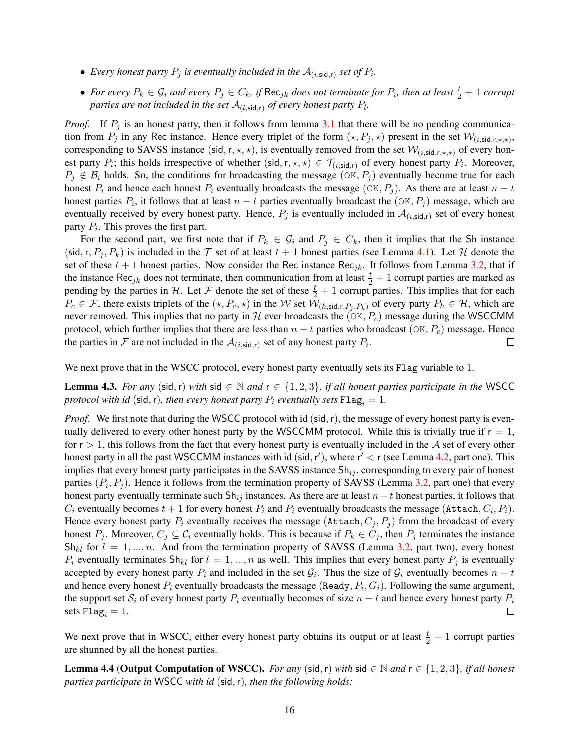- *Every honest party $P_j$ is eventually included in the $\mathcal{A}_{(i,\mathsf{sid},\mathsf{r})}$ set of $P_i$.*
- *For every $P_k \in \mathcal{G}_i$ and every $P_j \in C_k$, if $\mathsf{Rec}_{jk}$ does not terminate for $P_i$, then at least $\frac{t}{2}+1$ corrupt parties are not included in the set $\mathcal{A}_{(l,\mathsf{sid},\mathsf{r})}$ of every honest party $P_l$.*

*Proof.* If $P_j$ is an honest party, then it follows from lemma 3.1 that there will be no pending communication from $P_j$ in any Rec instance. Hence every triplet of the form $(\star, P_j, \star)$ present in the set $\mathcal{W}_{(i,\mathsf{sid},\mathsf{r},\star,\star)}$, corresponding to SAVSS instance $(\mathsf{sid},\mathsf{r},\star,\star)$, is eventually removed from the set $\mathcal{W}_{(i,\mathsf{sid},\mathsf{r},\star,\star)}$ of every honest party $P_i$; this holds irrespective of whether $(\mathsf{sid},\mathsf{r},\star,\star) \in \mathcal{T}_{(i,\mathsf{sid},\mathsf{r})}$ of every honest party $P_i$. Moreover, $P_j \notin \mathcal{B}_i$ holds. So, the conditions for broadcasting the message $(\texttt{OK}, P_j)$ eventually become true for each honest $P_i$ and hence each honest $P_i$ eventually broadcasts the message $(\texttt{OK}, P_j)$. As there are at least $n-t$ honest parties $P_i$, it follows that at least $n-t$ parties eventually broadcast the $(\texttt{OK}, P_j)$ message, which are eventually received by every honest party. Hence, $P_j$ is eventually included in $\mathcal{A}_{(i,\mathsf{sid},\mathsf{r})}$ set of every honest party $P_i$. This proves the first part.

For the second part, we first note that if $P_k \in \mathcal{G}_i$ and $P_j \in C_k$, then it implies that the Sh instance $(\mathsf{sid},\mathsf{r},P_j,P_k)$ is included in the $\mathcal{T}$ set of at least $t+1$ honest parties (see Lemma 4.1). Let $\mathcal{H}$ denote the set of these $t+1$ honest parties. Now consider the Rec instance $\mathsf{Rec}_{jk}$. It follows from Lemma 3.2, that if the instance $\mathsf{Rec}_{jk}$ does not terminate, then communication from at least $\frac{t}{2}+1$ corrupt parties are marked as pending by the parties in $\mathcal{H}$. Let $\mathcal{F}$ denote the set of these $\frac{t}{2}+1$ corrupt parties. This implies that for each $P_c \in \mathcal{F}$, there exists triplets of the $(\star, P_c, \star)$ in the $\mathcal{W}$ set $\mathcal{W}_{(h,\mathsf{sid},\mathsf{r},P_j,P_k)}$ of every party $P_h \in \mathcal{H}$, which are never removed. This implies that no party in $\mathcal{H}$ ever broadcasts the $(\texttt{OK}, P_c)$ message during the WSCCMM protocol, which further implies that there are less than $n-t$ parties who broadcast $(\texttt{OK}, P_c)$ message. Hence the parties in $\mathcal{F}$ are not included in the $\mathcal{A}_{(i,\mathsf{sid},\mathsf{r})}$ set of any honest party $P_i$. $\square$

We next prove that in the WSCC protocol, every honest party eventually sets its `Flag` variable to 1.

**Lemma 4.3.** *For any $(\mathsf{sid},\mathsf{r})$ with $\mathsf{sid} \in \mathbb{N}$ and $\mathsf{r} \in \{1,2,3\}$, if all honest parties participate in the WSCC protocol with id $(\mathsf{sid},\mathsf{r})$, then every honest party $P_i$ eventually sets $\texttt{Flag}_i = 1$.*

*Proof.* We first note that during the WSCC protocol with id $(\mathsf{sid},\mathsf{r})$, the message of every honest party is eventually delivered to every other honest party by the WSCCMM protocol. While this is trivially true if $\mathsf{r}=1$, for $\mathsf{r}>1$, this follows from the fact that every honest party is eventually included in the $\mathcal{A}$ set of every other honest party in all the past WSCCMM instances with id $(\mathsf{sid},\mathsf{r}')$, where $\mathsf{r}' < \mathsf{r}$ (see Lemma 4.2, part one). This implies that every honest party participates in the SAVSS instance $\mathsf{Sh}_{ij}$, corresponding to every pair of honest parties $(P_i,P_j)$. Hence it follows from the termination property of SAVSS (Lemma 3.2, part one) that every honest party eventually terminate such $\mathsf{Sh}_{ij}$ instances. As there are at least $n-t$ honest parties, it follows that $C_i$ eventually becomes $t+1$ for every honest $P_i$ and $P_i$ eventually broadcasts the message $(\texttt{Attach}, C_i, P_i)$. Hence every honest party $P_i$ eventually receives the message $(\texttt{Attach}, C_j, P_j)$ from the broadcast of every honest $P_j$. Moreover, $C_j \subseteq \mathcal{C}_i$ eventually holds. This is because if $P_k \in C_j$, then $P_j$ terminates the instance $\mathsf{Sh}_{kl}$ for $l=1,\ldots,n$. And from the termination property of SAVSS (Lemma 3.2, part two), every honest $P_i$ eventually terminates $\mathsf{Sh}_{kl}$ for $l=1,\ldots,n$ as well. This implies that every honest party $P_j$ is eventually accepted by every honest party $P_i$ and included in the set $\mathcal{G}_i$. Thus the size of $\mathcal{G}_i$ eventually becomes $n-t$ and hence every honest $P_i$ eventually broadcasts the message $(\texttt{Ready}, P_i, G_i)$. Following the same argument, the support set $\mathcal{S}_i$ of every honest party $P_i$ eventually becomes of size $n-t$ and hence every honest party $P_i$ sets $\texttt{Flag}_i = 1$. $\square$

We next prove that in WSCC, either every honest party obtains its output or at least $\frac{t}{2}+1$ corrupt parties are shunned by all the honest parties.

**Lemma 4.4 (Output Computation of WSCC).** *For any $(\mathsf{sid},\mathsf{r})$ with $\mathsf{sid} \in \mathbb{N}$ and $\mathsf{r} \in \{1,2,3\}$, if all honest parties participate in WSCC with id $(\mathsf{sid},\mathsf{r})$, then the following holds:*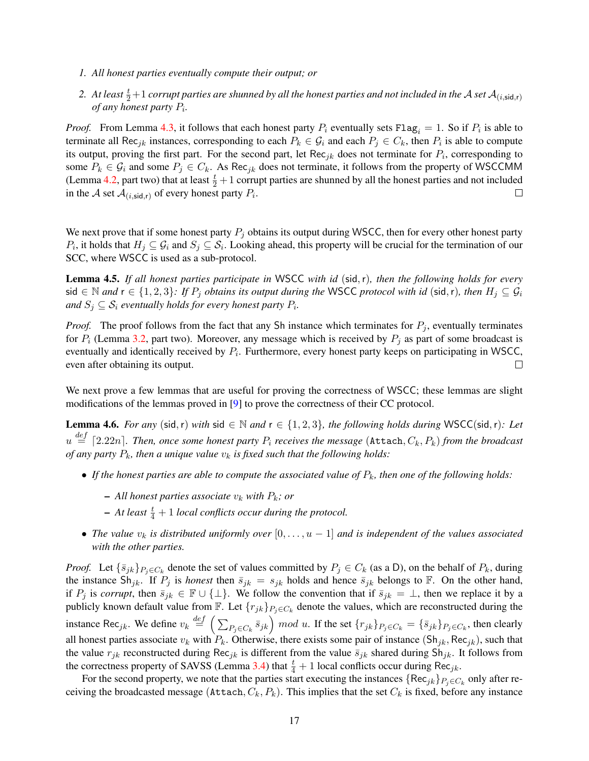1. *All honest parties eventually compute their output; or*

2. *At least $\frac{t}{2}+1$ corrupt parties are shunned by all the honest parties and not included in the $\mathcal{A}$ set $\mathcal{A}_{(i,\mathsf{sid},\mathsf{r})}$ of any honest party $P_i$.*

*Proof.* From Lemma 4.3, it follows that each honest party $P_i$ eventually sets $\texttt{Flag}_i = 1$. So if $P_i$ is able to terminate all $\mathsf{Rec}_{jk}$ instances, corresponding to each $P_k \in \mathcal{G}_i$ and each $P_j \in C_k$, then $P_i$ is able to compute its output, proving the first part. For the second part, let $\mathsf{Rec}_{jk}$ does not terminate for $P_i$, corresponding to some $P_k \in \mathcal{G}_i$ and some $P_j \in C_k$. As $\mathsf{Rec}_{jk}$ does not terminate, it follows from the property of WSCCMM (Lemma 4.2, part two) that at least $\frac{t}{2}+1$ corrupt parties are shunned by all the honest parties and not included in the $\mathcal{A}$ set $\mathcal{A}_{(i,\mathsf{sid},\mathsf{r})}$ of every honest party $P_i$. □

We next prove that if some honest party $P_j$ obtains its output during WSCC, then for every other honest party $P_i$, it holds that $H_j \subseteq \mathcal{G}_i$ and $S_j \subseteq \mathcal{S}_i$. Looking ahead, this property will be crucial for the termination of our SCC, where WSCC is used as a sub-protocol.

**Lemma 4.5.** *If all honest parties participate in* WSCC *with id* $(\mathsf{sid},\mathsf{r})$*, then the following holds for every* $\mathsf{sid} \in \mathbb{N}$ *and* $\mathsf{r} \in \{1,2,3\}$*: If* $P_j$ *obtains its output during the* WSCC *protocol with id* $(\mathsf{sid},\mathsf{r})$*, then* $H_j \subseteq \mathcal{G}_i$ *and* $S_j \subseteq \mathcal{S}_i$ *eventually holds for every honest party* $P_i$*.*

*Proof.* The proof follows from the fact that any Sh instance which terminates for $P_j$, eventually terminates for $P_i$ (Lemma 3.2, part two). Moreover, any message which is received by $P_j$ as part of some broadcast is eventually and identically received by $P_i$. Furthermore, every honest party keeps on participating in WSCC, even after obtaining its output. □

We next prove a few lemmas that are useful for proving the correctness of WSCC; these lemmas are slight modifications of the lemmas proved in [9] to prove the correctness of their CC protocol.

**Lemma 4.6.** *For any* $(\mathsf{sid},\mathsf{r})$ *with* $\mathsf{sid} \in \mathbb{N}$ *and* $\mathsf{r} \in \{1,2,3\}$*, the following holds during* $\mathsf{WSCC}(\mathsf{sid},\mathsf{r})$*: Let* $u \stackrel{def}{=} \lceil 2.22n \rceil$*. Then, once some honest party* $P_i$ *receives the message* $(\texttt{Attach}, C_k, P_k)$ *from the broadcast of any party* $P_k$*, then a unique value* $v_k$ *is fixed such that the following holds:*

- *If the honest parties are able to compute the associated value of* $P_k$*, then one of the following holds:*
  - *All honest parties associate* $v_k$ *with* $P_k$*; or*
  - *At least* $\frac{t}{4}+1$ *local conflicts occur during the protocol.*
- *The value* $v_k$ *is distributed uniformly over* $[0,\ldots,u-1]$ *and is independent of the values associated with the other parties.*

*Proof.* Let $\{\bar{s}_{jk}\}_{P_j \in C_k}$ denote the set of values committed by $P_j \in C_k$ (as a D), on the behalf of $P_k$, during the instance $\mathsf{Sh}_{jk}$. If $P_j$ is *honest* then $\bar{s}_{jk} = s_{jk}$ holds and hence $\bar{s}_{jk}$ belongs to $\mathbb{F}$. On the other hand, if $P_j$ is *corrupt*, then $\bar{s}_{jk} \in \mathbb{F} \cup \{\bot\}$. We follow the convention that if $\bar{s}_{jk} = \bot$, then we replace it by a publicly known default value from $\mathbb{F}$. Let $\{r_{jk}\}_{P_j \in C_k}$ denote the values, which are reconstructed during the instance $\mathsf{Rec}_{jk}$. We define $v_k \stackrel{def}{=} \left(\sum_{P_j \in C_k} \bar{s}_{jk}\right) \mod u$. If the set $\{r_{jk}\}_{P_j \in C_k} = \{\bar{s}_{jk}\}_{P_j \in C_k}$, then clearly all honest parties associate $v_k$ with $P_k$. Otherwise, there exists some pair of instance $(\mathsf{Sh}_{jk}, \mathsf{Rec}_{jk})$, such that the value $r_{jk}$ reconstructed during $\mathsf{Rec}_{jk}$ is different from the value $\bar{s}_{jk}$ shared during $\mathsf{Sh}_{jk}$. It follows from the correctness property of SAVSS (Lemma 3.4) that $\frac{t}{4}+1$ local conflicts occur during $\mathsf{Rec}_{jk}$.

For the second property, we note that the parties start executing the instances $\{\mathsf{Rec}_{jk}\}_{P_j \in C_k}$ only after receiving the broadcasted message $(\texttt{Attach}, C_k, P_k)$. This implies that the set $C_k$ is fixed, before any instance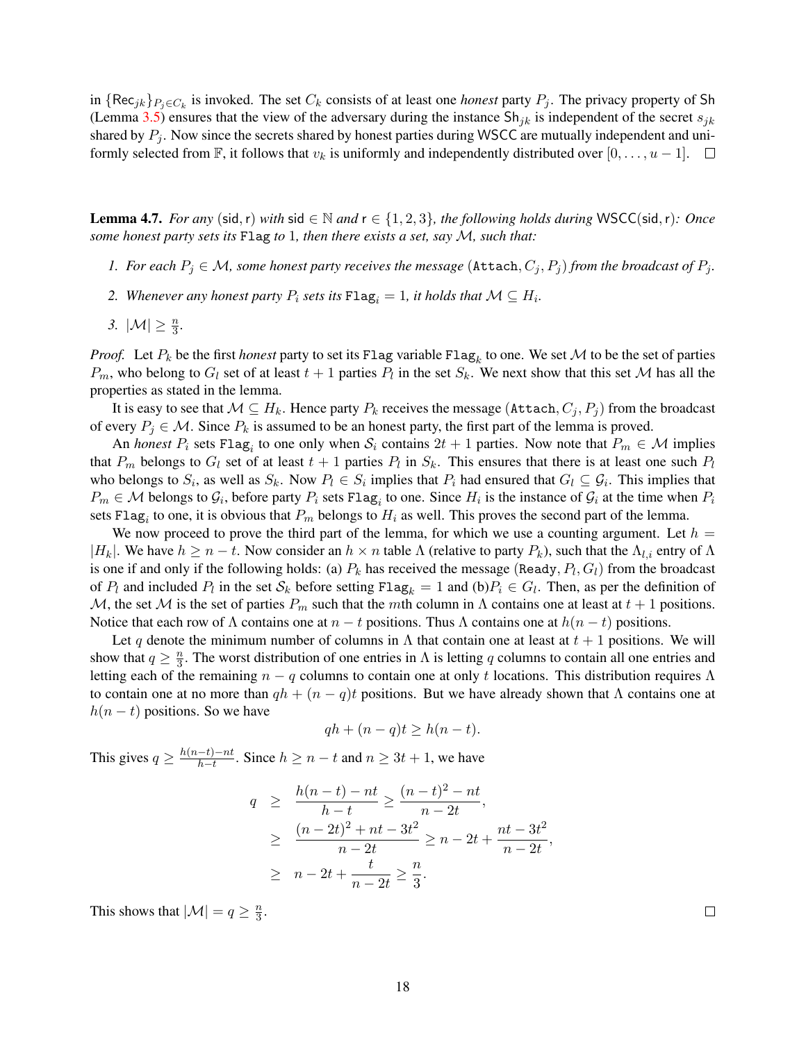in $\{\mathsf{Rec}_{jk}\}_{P_j \in C_k}$ is invoked. The set $C_k$ consists of at least one *honest* party $P_j$. The privacy property of $\mathsf{Sh}$ (Lemma 3.5) ensures that the view of the adversary during the instance $\mathsf{Sh}_{jk}$ is independent of the secret $s_{jk}$ shared by $P_j$. Now since the secrets shared by honest parties during $\mathsf{WSCC}$ are mutually independent and uniformly selected from $\mathbb{F}$, it follows that $v_k$ is uniformly and independently distributed over $[0, \ldots, u-1]$. □

**Lemma 4.7.** *For any* $(\mathsf{sid}, \mathsf{r})$ *with* $\mathsf{sid} \in \mathbb{N}$ *and* $\mathsf{r} \in \{1, 2, 3\}$*, the following holds during* $\mathsf{WSCC}(\mathsf{sid}, \mathsf{r})$*: Once some honest party sets its* `Flag` *to* 1*, then there exists a set, say* $\mathcal{M}$*, such that:*

1. *For each* $P_j \in \mathcal{M}$*, some honest party receives the message* $(\texttt{Attach}, C_j, P_j)$ *from the broadcast of* $P_j$*.*
2. *Whenever any honest party* $P_i$ *sets its* $\texttt{Flag}_i = 1$*, it holds that* $\mathcal{M} \subseteq H_i$*.*
3. $|\mathcal{M}| \geq \frac{n}{3}$*.*

*Proof.* Let $P_k$ be the first *honest* party to set its `Flag` variable $\texttt{Flag}_k$ to one. We set $\mathcal{M}$ to be the set of parties $P_m$, who belong to $G_l$ set of at least $t+1$ parties $P_l$ in the set $S_k$. We next show that this set $\mathcal{M}$ has all the properties as stated in the lemma.

It is easy to see that $\mathcal{M} \subseteq H_k$. Hence party $P_k$ receives the message $(\texttt{Attach}, C_j, P_j)$ from the broadcast of every $P_j \in \mathcal{M}$. Since $P_k$ is assumed to be an honest party, the first part of the lemma is proved.

An *honest* $P_i$ sets $\texttt{Flag}_i$ to one only when $\mathcal{S}_i$ contains $2t+1$ parties. Now note that $P_m \in \mathcal{M}$ implies that $P_m$ belongs to $G_l$ set of at least $t+1$ parties $P_l$ in $S_k$. This ensures that there is at least one such $P_l$ who belongs to $S_i$, as well as $S_k$. Now $P_l \in S_i$ implies that $P_i$ had ensured that $G_l \subseteq \mathcal{G}_i$. This implies that $P_m \in \mathcal{M}$ belongs to $\mathcal{G}_i$, before party $P_i$ sets $\texttt{Flag}_i$ to one. Since $H_i$ is the instance of $\mathcal{G}_i$ at the time when $P_i$ sets $\texttt{Flag}_i$ to one, it is obvious that $P_m$ belongs to $H_i$ as well. This proves the second part of the lemma.

We now proceed to prove the third part of the lemma, for which we use a counting argument. Let $h = |H_k|$. We have $h \geq n - t$. Now consider an $h \times n$ table $\Lambda$ (relative to party $P_k$), such that the $\Lambda_{l,i}$ entry of $\Lambda$ is one if and only if the following holds: (a) $P_k$ has received the message $(\texttt{Ready}, P_l, G_l)$ from the broadcast of $P_l$ and included $P_l$ in the set $\mathcal{S}_k$ before setting $\texttt{Flag}_k = 1$ and (b)$P_i \in G_l$. Then, as per the definition of $\mathcal{M}$, the set $\mathcal{M}$ is the set of parties $P_m$ such that the $m$th column in $\Lambda$ contains one at least at $t+1$ positions. Notice that each row of $\Lambda$ contains one at $n-t$ positions. Thus $\Lambda$ contains one at $h(n-t)$ positions.

Let $q$ denote the minimum number of columns in $\Lambda$ that contain one at least at $t+1$ positions. We will show that $q \geq \frac{n}{3}$. The worst distribution of one entries in $\Lambda$ is letting $q$ columns to contain all one entries and letting each of the remaining $n-q$ columns to contain one at only $t$ locations. This distribution requires $\Lambda$ to contain one at no more than $qh + (n-q)t$ positions. But we have already shown that $\Lambda$ contains one at $h(n-t)$ positions. So we have

$$qh + (n-q)t \geq h(n-t).$$

This gives $q \geq \frac{h(n-t)-nt}{h-t}$. Since $h \geq n-t$ and $n \geq 3t+1$, we have

$$\begin{aligned}
q &\geq \frac{h(n-t)-nt}{h-t} \geq \frac{(n-t)^2 - nt}{n-2t}, \\
&\geq \frac{(n-2t)^2 + nt - 3t^2}{n-2t} \geq n - 2t + \frac{nt - 3t^2}{n-2t}, \\
&\geq n - 2t + \frac{t}{n-2t} \geq \frac{n}{3}.
\end{aligned}$$

This shows that $|\mathcal{M}| = q \geq \frac{n}{3}$. □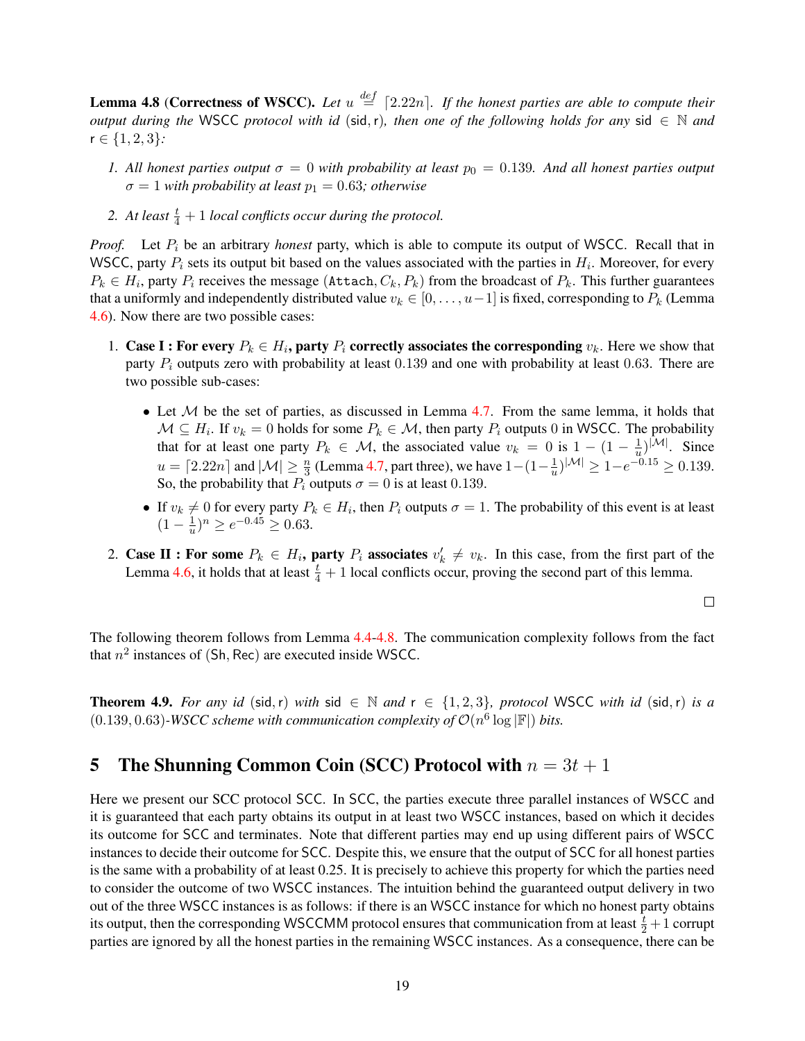**Lemma 4.8** (**Correctness of WSCC**). *Let $u \stackrel{def}{=} \lceil 2.22n \rceil$. If the honest parties are able to compute their output during the* WSCC *protocol with id* $(\mathsf{sid}, \mathsf{r})$*, then one of the following holds for any* $\mathsf{sid} \in \mathbb{N}$ *and* $\mathsf{r} \in \{1, 2, 3\}$*:*

1. *All honest parties output $\sigma = 0$ with probability at least $p_0 = 0.139$. And all honest parties output $\sigma = 1$ with probability at least $p_1 = 0.63$; otherwise*
2. *At least $\frac{t}{4} + 1$ local conflicts occur during the protocol.*

*Proof.* Let $P_i$ be an arbitrary *honest* party, which is able to compute its output of WSCC. Recall that in WSCC, party $P_i$ sets its output bit based on the values associated with the parties in $H_i$. Moreover, for every $P_k \in H_i$, party $P_i$ receives the message $(\mathtt{Attach}, C_k, P_k)$ from the broadcast of $P_k$. This further guarantees that a uniformly and independently distributed value $v_k \in [0, \ldots, u-1]$ is fixed, corresponding to $P_k$ (Lemma 4.6). Now there are two possible cases:

1. **Case I : For every $P_k \in H_i$, party $P_i$ correctly associates the corresponding $v_k$.** Here we show that party $P_i$ outputs zero with probability at least $0.139$ and one with probability at least $0.63$. There are two possible sub-cases:

   - Let $\mathcal{M}$ be the set of parties, as discussed in Lemma 4.7. From the same lemma, it holds that $\mathcal{M} \subseteq H_i$. If $v_k = 0$ holds for some $P_k \in \mathcal{M}$, then party $P_i$ outputs 0 in WSCC. The probability that for at least one party $P_k \in \mathcal{M}$, the associated value $v_k = 0$ is $1 - (1 - \frac{1}{u})^{|\mathcal{M}|}$. Since $u = \lceil 2.22n \rceil$ and $|\mathcal{M}| \geq \frac{n}{3}$ (Lemma 4.7, part three), we have $1 - (1 - \frac{1}{u})^{|\mathcal{M}|} \geq 1 - e^{-0.15} \geq 0.139$. So, the probability that $P_i$ outputs $\sigma = 0$ is at least $0.139$.
   - If $v_k \neq 0$ for every party $P_k \in H_i$, then $P_i$ outputs $\sigma = 1$. The probability of this event is at least $(1 - \frac{1}{u})^n \geq e^{-0.45} \geq 0.63$.

2. **Case II : For some $P_k \in H_i$, party $P_i$ associates $v'_k \neq v_k$.** In this case, from the first part of the Lemma 4.6, it holds that at least $\frac{t}{4} + 1$ local conflicts occur, proving the second part of this lemma.

□

The following theorem follows from Lemma 4.4-4.8. The communication complexity follows from the fact that $n^2$ instances of $(\mathsf{Sh}, \mathsf{Rec})$ are executed inside WSCC.

**Theorem 4.9.** *For any id* $(\mathsf{sid}, \mathsf{r})$ *with* $\mathsf{sid} \in \mathbb{N}$ *and* $\mathsf{r} \in \{1, 2, 3\}$*, protocol* WSCC *with id* $(\mathsf{sid}, \mathsf{r})$ *is a* $(0.139, 0.63)$*-WSCC scheme with communication complexity of* $\mathcal{O}(n^6 \log |\mathbb{F}|)$ *bits.*

# 5 The Shunning Common Coin (SCC) Protocol with $n = 3t + 1$

Here we present our SCC protocol SCC. In SCC, the parties execute three parallel instances of WSCC and it is guaranteed that each party obtains its output in at least two WSCC instances, based on which it decides its outcome for SCC and terminates. Note that different parties may end up using different pairs of WSCC instances to decide their outcome for SCC. Despite this, we ensure that the output of SCC for all honest parties is the same with a probability of at least 0.25. It is precisely to achieve this property for which the parties need to consider the outcome of two WSCC instances. The intuition behind the guaranteed output delivery in two out of the three WSCC instances is as follows: if there is an WSCC instance for which no honest party obtains its output, then the corresponding WSCCMM protocol ensures that communication from at least $\frac{t}{2} + 1$ corrupt parties are ignored by all the honest parties in the remaining WSCC instances. As a consequence, there can be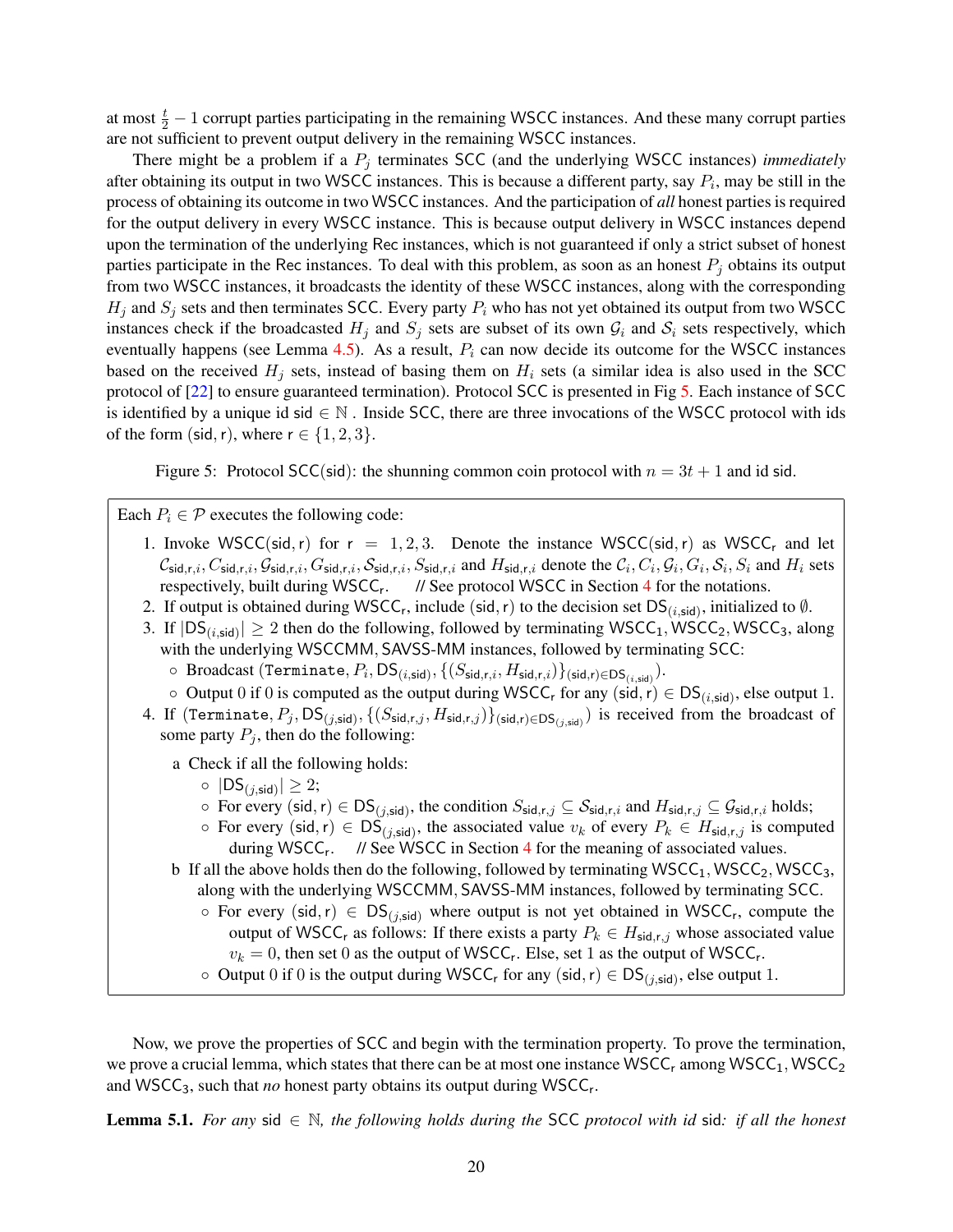at most $\frac{t}{2} - 1$ corrupt parties participating in the remaining WSCC instances. And these many corrupt parties are not sufficient to prevent output delivery in the remaining WSCC instances.

There might be a problem if a $P_j$ terminates SCC (and the underlying WSCC instances) *immediately* after obtaining its output in two WSCC instances. This is because a different party, say $P_i$, may be still in the process of obtaining its outcome in two WSCC instances. And the participation of *all* honest parties is required for the output delivery in every WSCC instance. This is because output delivery in WSCC instances depend upon the termination of the underlying Rec instances, which is not guaranteed if only a strict subset of honest parties participate in the Rec instances. To deal with this problem, as soon as an honest $P_j$ obtains its output from two WSCC instances, it broadcasts the identity of these WSCC instances, along with the corresponding $H_j$ and $S_j$ sets and then terminates SCC. Every party $P_i$ who has not yet obtained its output from two WSCC instances check if the broadcasted $H_j$ and $S_j$ sets are subset of its own $\mathcal{G}_i$ and $\mathcal{S}_i$ sets respectively, which eventually happens (see Lemma 4.5). As a result, $P_i$ can now decide its outcome for the WSCC instances based on the received $H_j$ sets, instead of basing them on $H_i$ sets (a similar idea is also used in the SCC protocol of [22] to ensure guaranteed termination). Protocol SCC is presented in Fig 5. Each instance of SCC is identified by a unique id $\mathsf{sid} \in \mathbb{N}$ . Inside SCC, there are three invocations of the WSCC protocol with ids of the form $(\mathsf{sid}, \mathsf{r})$, where $\mathsf{r} \in \{1, 2, 3\}$.

Figure 5: Protocol $\mathsf{SCC}(\mathsf{sid})$: the shunning common coin protocol with $n = 3t + 1$ and id sid.

Each $P_i \in \mathcal{P}$ executes the following code:

1. Invoke $\mathsf{WSCC}(\mathsf{sid}, \mathsf{r})$ for $\mathsf{r} = 1, 2, 3$. Denote the instance $\mathsf{WSCC}(\mathsf{sid}, \mathsf{r})$ as $\mathsf{WSCC}_\mathsf{r}$ and let $\mathcal{C}_{\mathsf{sid},\mathsf{r},i}, C_{\mathsf{sid},\mathsf{r},i}, \mathcal{G}_{\mathsf{sid},\mathsf{r},i}, G_{\mathsf{sid},\mathsf{r},i}, \mathcal{S}_{\mathsf{sid},\mathsf{r},i}, S_{\mathsf{sid},\mathsf{r},i}$ and $H_{\mathsf{sid},\mathsf{r},i}$ denote the $\mathcal{C}_i, C_i, \mathcal{G}_i, G_i, \mathcal{S}_i, S_i$ and $H_i$ sets respectively, built during $\mathsf{WSCC}_\mathsf{r}$. // See protocol WSCC in Section 4 for the notations.
2. If output is obtained during $\mathsf{WSCC}_\mathsf{r}$, include $(\mathsf{sid}, \mathsf{r})$ to the decision set $\mathsf{DS}_{(i,\mathsf{sid})}$, initialized to $\emptyset$.
3. If $|\mathsf{DS}_{(i,\mathsf{sid})}| \geq 2$ then do the following, followed by terminating $\mathsf{WSCC}_1, \mathsf{WSCC}_2, \mathsf{WSCC}_3$, along with the underlying WSCCMM, SAVSS-MM instances, followed by terminating SCC:
   - Broadcast $(\texttt{Terminate}, P_i, \mathsf{DS}_{(i,\mathsf{sid})}, \{(S_{\mathsf{sid},\mathsf{r},i}, H_{\mathsf{sid},\mathsf{r},i})\}_{(\mathsf{sid},\mathsf{r}) \in \mathsf{DS}_{(i,\mathsf{sid})}})$.
   - Output 0 if 0 is computed as the output during $\mathsf{WSCC}_\mathsf{r}$ for any $(\mathsf{sid}, \mathsf{r}) \in \mathsf{DS}_{(i,\mathsf{sid})}$, else output 1.
4. If $(\texttt{Terminate}, P_j, \mathsf{DS}_{(j,\mathsf{sid})}, \{(S_{\mathsf{sid},\mathsf{r},j}, H_{\mathsf{sid},\mathsf{r},j})\}_{(\mathsf{sid},\mathsf{r}) \in \mathsf{DS}_{(j,\mathsf{sid})}})$ is received from the broadcast of some party $P_j$, then do the following:
   - a Check if all the following holds:
     - $|\mathsf{DS}_{(j,\mathsf{sid})}| \geq 2$;
     - For every $(\mathsf{sid}, \mathsf{r}) \in \mathsf{DS}_{(j,\mathsf{sid})}$, the condition $S_{\mathsf{sid},\mathsf{r},j} \subseteq \mathcal{S}_{\mathsf{sid},\mathsf{r},i}$ and $H_{\mathsf{sid},\mathsf{r},j} \subseteq \mathcal{G}_{\mathsf{sid},\mathsf{r},i}$ holds;
     - For every $(\mathsf{sid}, \mathsf{r}) \in \mathsf{DS}_{(j,\mathsf{sid})}$, the associated value $v_k$ of every $P_k \in H_{\mathsf{sid},\mathsf{r},j}$ is computed during $\mathsf{WSCC}_\mathsf{r}$. // See WSCC in Section 4 for the meaning of associated values.
   - b If all the above holds then do the following, followed by terminating $\mathsf{WSCC}_1, \mathsf{WSCC}_2, \mathsf{WSCC}_3$, along with the underlying WSCCMM, SAVSS-MM instances, followed by terminating SCC.
     - For every $(\mathsf{sid}, \mathsf{r}) \in \mathsf{DS}_{(j,\mathsf{sid})}$ where output is not yet obtained in $\mathsf{WSCC}_\mathsf{r}$, compute the output of $\mathsf{WSCC}_\mathsf{r}$ as follows: If there exists a party $P_k \in H_{\mathsf{sid},\mathsf{r},j}$ whose associated value $v_k = 0$, then set 0 as the output of $\mathsf{WSCC}_\mathsf{r}$. Else, set 1 as the output of $\mathsf{WSCC}_\mathsf{r}$.
     - Output 0 if 0 is the output during $\mathsf{WSCC}_\mathsf{r}$ for any $(\mathsf{sid}, \mathsf{r}) \in \mathsf{DS}_{(j,\mathsf{sid})}$, else output 1.

Now, we prove the properties of SCC and begin with the termination property. To prove the termination, we prove a crucial lemma, which states that there can be at most one instance $\mathsf{WSCC}_\mathsf{r}$ among $\mathsf{WSCC}_1, \mathsf{WSCC}_2$ and $\mathsf{WSCC}_3$, such that *no* honest party obtains its output during $\mathsf{WSCC}_\mathsf{r}$.

**Lemma 5.1.** *For any* $\mathsf{sid} \in \mathbb{N}$*, the following holds during the* SCC *protocol with id* sid*: if all the honest*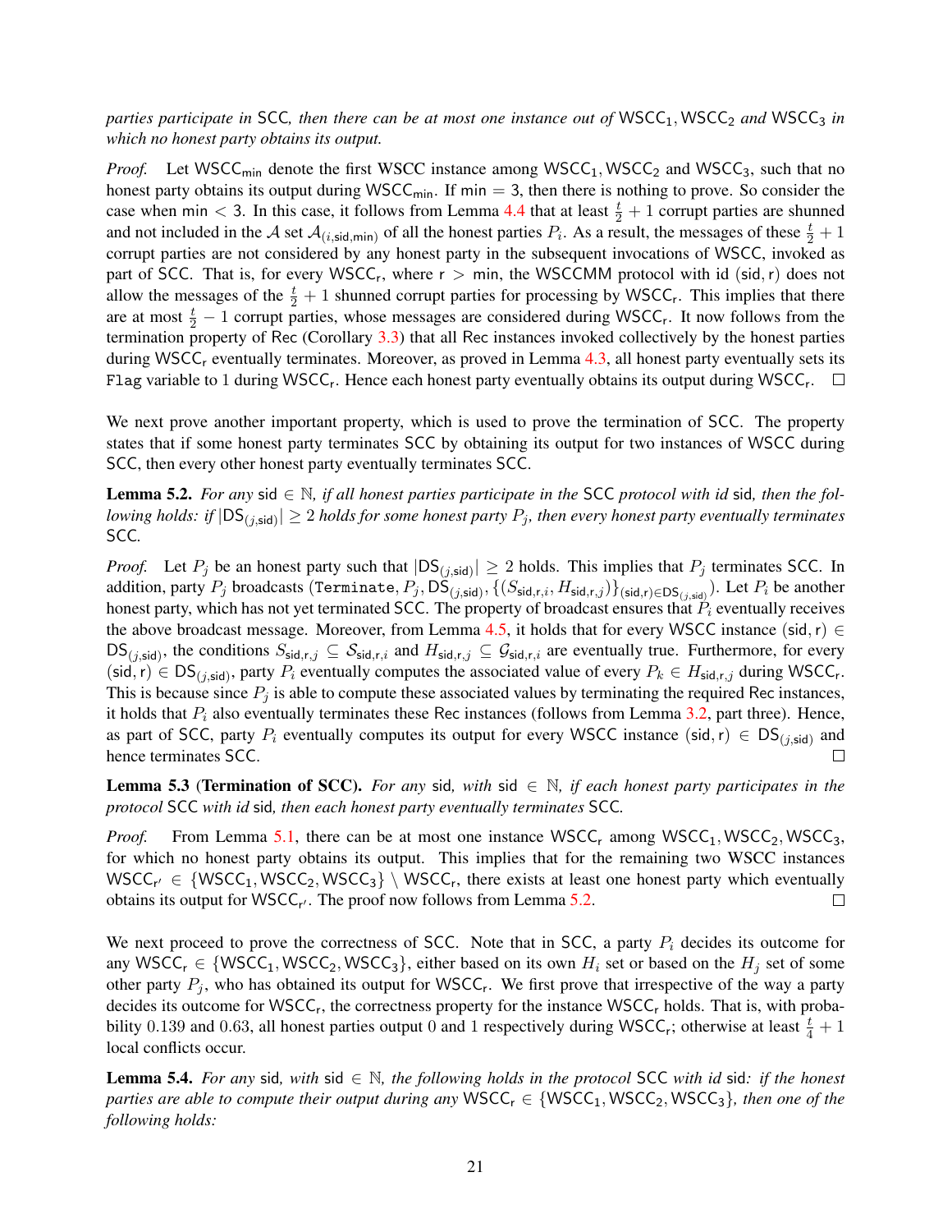*parties participate in* SCC*, then there can be at most one instance out of* $\mathsf{WSCC}_1, \mathsf{WSCC}_2$ *and* $\mathsf{WSCC}_3$ *in which no honest party obtains its output.*

*Proof.* Let $\mathsf{WSCC}_{\mathsf{min}}$ denote the first WSCC instance among $\mathsf{WSCC}_1, \mathsf{WSCC}_2$ and $\mathsf{WSCC}_3$, such that no honest party obtains its output during $\mathsf{WSCC}_{\mathsf{min}}$. If $\mathsf{min} = 3$, then there is nothing to prove. So consider the case when $\mathsf{min} < 3$. In this case, it follows from Lemma 4.4 that at least $\frac{t}{2} + 1$ corrupt parties are shunned and not included in the $\mathcal{A}$ set $\mathcal{A}_{(i,\mathsf{sid},\mathsf{min})}$ of all the honest parties $P_i$. As a result, the messages of these $\frac{t}{2} + 1$ corrupt parties are not considered by any honest party in the subsequent invocations of WSCC, invoked as part of SCC. That is, for every $\mathsf{WSCC}_{\mathsf{r}}$, where $\mathsf{r} > \mathsf{min}$, the WSCCMM protocol with id $(\mathsf{sid}, \mathsf{r})$ does not allow the messages of the $\frac{t}{2} + 1$ shunned corrupt parties for processing by $\mathsf{WSCC}_{\mathsf{r}}$. This implies that there are at most $\frac{t}{2} - 1$ corrupt parties, whose messages are considered during $\mathsf{WSCC}_{\mathsf{r}}$. It now follows from the termination property of Rec (Corollary 3.3) that all Rec instances invoked collectively by the honest parties during $\mathsf{WSCC}_{\mathsf{r}}$ eventually terminates. Moreover, as proved in Lemma 4.3, all honest party eventually sets its `Flag` variable to 1 during $\mathsf{WSCC}_{\mathsf{r}}$. Hence each honest party eventually obtains its output during $\mathsf{WSCC}_{\mathsf{r}}$. □

We next prove another important property, which is used to prove the termination of SCC. The property states that if some honest party terminates SCC by obtaining its output for two instances of WSCC during SCC, then every other honest party eventually terminates SCC.

**Lemma 5.2.** *For any* $\mathsf{sid} \in \mathbb{N}$*, if all honest parties participate in the* SCC *protocol with id* sid*, then the following holds: if* $|\mathsf{DS}_{(j,\mathsf{sid})}| \geq 2$ *holds for some honest party* $P_j$*, then every honest party eventually terminates* SCC*.*

*Proof.* Let $P_j$ be an honest party such that $|\mathsf{DS}_{(j,\mathsf{sid})}| \geq 2$ holds. This implies that $P_j$ terminates SCC. In addition, party $P_j$ broadcasts $(\texttt{Terminate}, P_j, \mathsf{DS}_{(j,\mathsf{sid})}, \{(S_{\mathsf{sid},\mathsf{r},i}, H_{\mathsf{sid},\mathsf{r},j})\}_{(\mathsf{sid},\mathsf{r}) \in \mathsf{DS}_{(j,\mathsf{sid})}})$. Let $P_i$ be another honest party, which has not yet terminated SCC. The property of broadcast ensures that $P_i$ eventually receives the above broadcast message. Moreover, from Lemma 4.5, it holds that for every WSCC instance $(\mathsf{sid}, \mathsf{r}) \in \mathsf{DS}_{(j,\mathsf{sid})}$, the conditions $S_{\mathsf{sid},\mathsf{r},j} \subseteq \mathcal{S}_{\mathsf{sid},\mathsf{r},i}$ and $H_{\mathsf{sid},\mathsf{r},j} \subseteq \mathcal{G}_{\mathsf{sid},\mathsf{r},i}$ are eventually true. Furthermore, for every $(\mathsf{sid}, \mathsf{r}) \in \mathsf{DS}_{(j,\mathsf{sid})}$, party $P_i$ eventually computes the associated value of every $P_k \in H_{\mathsf{sid},\mathsf{r},j}$ during $\mathsf{WSCC}_{\mathsf{r}}$. This is because since $P_j$ is able to compute these associated values by terminating the required Rec instances, it holds that $P_i$ also eventually terminates these Rec instances (follows from Lemma 3.2, part three). Hence, as part of SCC, party $P_i$ eventually computes its output for every WSCC instance $(\mathsf{sid}, \mathsf{r}) \in \mathsf{DS}_{(j,\mathsf{sid})}$ and hence terminates SCC. □

**Lemma 5.3 (Termination of SCC).** *For any* sid*, with* $\mathsf{sid} \in \mathbb{N}$*, if each honest party participates in the protocol* SCC *with id* sid*, then each honest party eventually terminates* SCC*.*

*Proof.* From Lemma 5.1, there can be at most one instance $\mathsf{WSCC}_{\mathsf{r}}$ among $\mathsf{WSCC}_1, \mathsf{WSCC}_2, \mathsf{WSCC}_3$, for which no honest party obtains its output. This implies that for the remaining two WSCC instances $\mathsf{WSCC}_{\mathsf{r}'} \in \{\mathsf{WSCC}_1, \mathsf{WSCC}_2, \mathsf{WSCC}_3\} \setminus \mathsf{WSCC}_{\mathsf{r}}$, there exists at least one honest party which eventually obtains its output for $\mathsf{WSCC}_{\mathsf{r}'}$. The proof now follows from Lemma 5.2. □

We next proceed to prove the correctness of SCC. Note that in SCC, a party $P_i$ decides its outcome for any $\mathsf{WSCC}_{\mathsf{r}} \in \{\mathsf{WSCC}_1, \mathsf{WSCC}_2, \mathsf{WSCC}_3\}$, either based on its own $H_i$ set or based on the $H_j$ set of some other party $P_j$, who has obtained its output for $\mathsf{WSCC}_{\mathsf{r}}$. We first prove that irrespective of the way a party decides its outcome for $\mathsf{WSCC}_{\mathsf{r}}$, the correctness property for the instance $\mathsf{WSCC}_{\mathsf{r}}$ holds. That is, with probability 0.139 and 0.63, all honest parties output 0 and 1 respectively during $\mathsf{WSCC}_{\mathsf{r}}$; otherwise at least $\frac{t}{4} + 1$ local conflicts occur.

**Lemma 5.4.** *For any* sid*, with* $\mathsf{sid} \in \mathbb{N}$*, the following holds in the protocol* SCC *with id* sid*: if the honest parties are able to compute their output during any* $\mathsf{WSCC}_{\mathsf{r}} \in \{\mathsf{WSCC}_1, \mathsf{WSCC}_2, \mathsf{WSCC}_3\}$*, then one of the following holds:*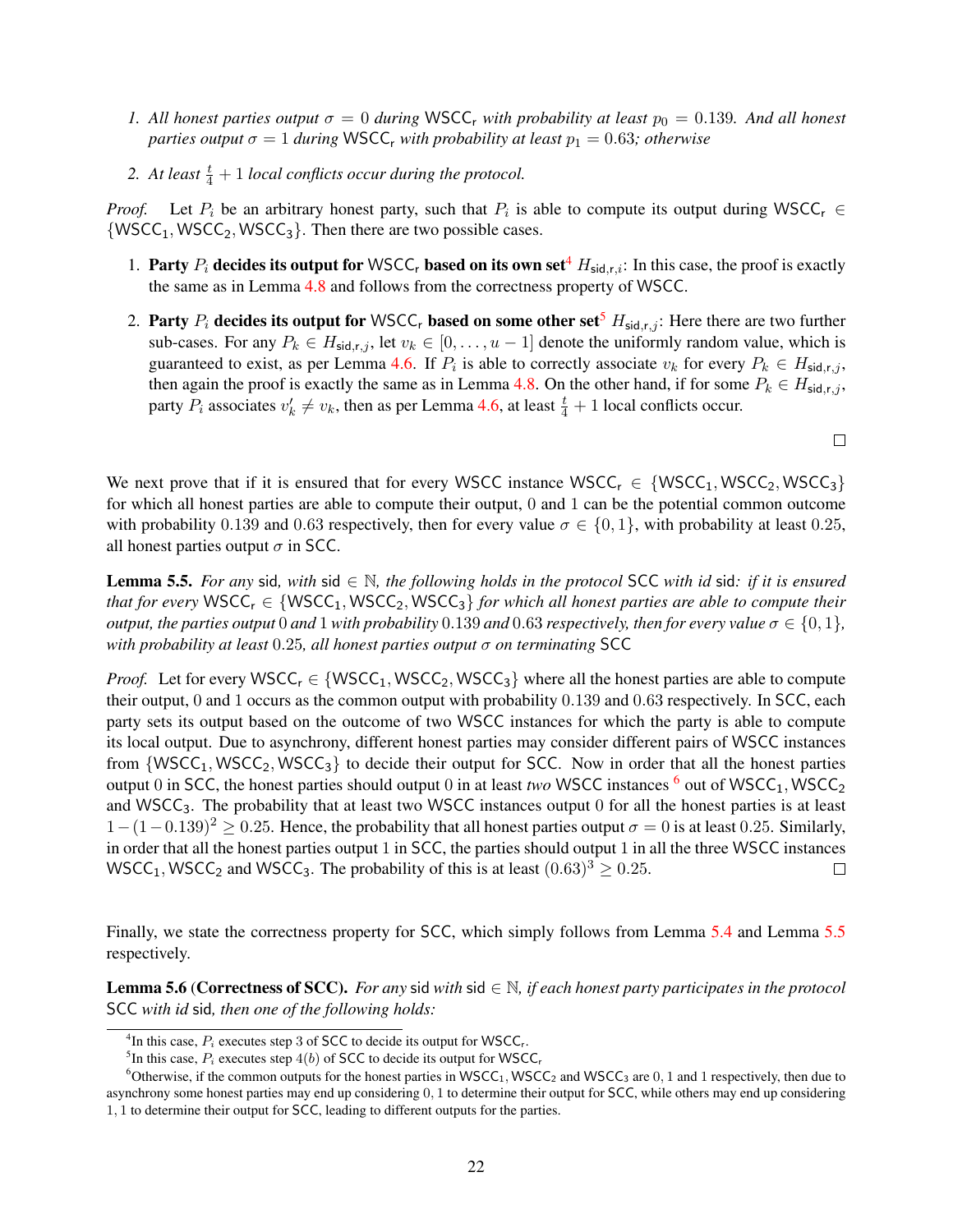1. *All honest parties output $\sigma = 0$ during* $\mathsf{WSCC_r}$ *with probability at least $p_0 = 0.139$. And all honest parties output $\sigma = 1$ during* $\mathsf{WSCC_r}$ *with probability at least $p_1 = 0.63$; otherwise*
2. *At least $\frac{t}{4} + 1$ local conflicts occur during the protocol.*

*Proof.* Let $P_i$ be an arbitrary honest party, such that $P_i$ is able to compute its output during $\mathsf{WSCC_r} \in \{\mathsf{WSCC_1}, \mathsf{WSCC_2}, \mathsf{WSCC_3}\}$. Then there are two possible cases.

1. **Party $P_i$ decides its output for $\mathsf{WSCC_r}$ based on its own set**[4] $H_{\mathsf{sid,r},i}$: In this case, the proof is exactly the same as in Lemma 4.8 and follows from the correctness property of WSCC.
2. **Party $P_i$ decides its output for $\mathsf{WSCC_r}$ based on some other set**[5] $H_{\mathsf{sid,r},j}$: Here there are two further sub-cases. For any $P_k \in H_{\mathsf{sid,r},j}$, let $v_k \in [0, \ldots, u-1]$ denote the uniformly random value, which is guaranteed to exist, as per Lemma 4.6. If $P_i$ is able to correctly associate $v_k$ for every $P_k \in H_{\mathsf{sid,r},j}$, then again the proof is exactly the same as in Lemma 4.8. On the other hand, if for some $P_k \in H_{\mathsf{sid,r},j}$, party $P_i$ associates $v'_k \neq v_k$, then as per Lemma 4.6, at least $\frac{t}{4} + 1$ local conflicts occur.

□

We next prove that if it is ensured that for every WSCC instance $\mathsf{WSCC_r} \in \{\mathsf{WSCC_1}, \mathsf{WSCC_2}, \mathsf{WSCC_3}\}$ for which all honest parties are able to compute their output, 0 and 1 can be the potential common outcome with probability 0.139 and 0.63 respectively, then for every value $\sigma \in \{0, 1\}$, with probability at least 0.25, all honest parties output $\sigma$ in SCC.

**Lemma 5.5.** *For any* sid*, with* sid $\in \mathbb{N}$*, the following holds in the protocol* SCC *with id* sid*: if it is ensured that for every* $\mathsf{WSCC_r} \in \{\mathsf{WSCC_1}, \mathsf{WSCC_2}, \mathsf{WSCC_3}\}$ *for which all honest parties are able to compute their output, the parties output* 0 *and* 1 *with probability* 0.139 *and* 0.63 *respectively, then for every value $\sigma \in \{0, 1\}$, with probability at least* 0.25*, all honest parties output $\sigma$ on terminating* SCC

*Proof.* Let for every $\mathsf{WSCC_r} \in \{\mathsf{WSCC_1}, \mathsf{WSCC_2}, \mathsf{WSCC_3}\}$ where all the honest parties are able to compute their output, 0 and 1 occurs as the common output with probability 0.139 and 0.63 respectively. In SCC, each party sets its output based on the outcome of two WSCC instances for which the party is able to compute its local output. Due to asynchrony, different honest parties may consider different pairs of WSCC instances from $\{\mathsf{WSCC_1}, \mathsf{WSCC_2}, \mathsf{WSCC_3}\}$ to decide their output for SCC. Now in order that all the honest parties output 0 in SCC, the honest parties should output 0 in at least *two* WSCC instances [6] out of $\mathsf{WSCC_1}, \mathsf{WSCC_2}$ and $\mathsf{WSCC_3}$. The probability that at least two WSCC instances output 0 for all the honest parties is at least $1 - (1 - 0.139)^2 \geq 0.25$. Hence, the probability that all honest parties output $\sigma = 0$ is at least 0.25. Similarly, in order that all the honest parties output 1 in SCC, the parties should output 1 in all the three WSCC instances $\mathsf{WSCC_1}, \mathsf{WSCC_2}$ and $\mathsf{WSCC_3}$. The probability of this is at least $(0.63)^3 \geq 0.25$. □

Finally, we state the correctness property for SCC, which simply follows from Lemma 5.4 and Lemma 5.5 respectively.

**Lemma 5.6 (Correctness of SCC).** *For any* sid *with* sid $\in \mathbb{N}$*, if each honest party participates in the protocol* SCC *with id* sid*, then one of the following holds:*

---

[4] In this case, $P_i$ executes step 3 of SCC to decide its output for $\mathsf{WSCC_r}$.

[5] In this case, $P_i$ executes step $4(b)$ of SCC to decide its output for $\mathsf{WSCC_r}$

[6] Otherwise, if the common outputs for the honest parties in $\mathsf{WSCC_1}, \mathsf{WSCC_2}$ and $\mathsf{WSCC_3}$ are 0, 1 and 1 respectively, then due to asynchrony some honest parties may end up considering 0, 1 to determine their output for SCC, while others may end up considering 1, 1 to determine their output for SCC, leading to different outputs for the parties.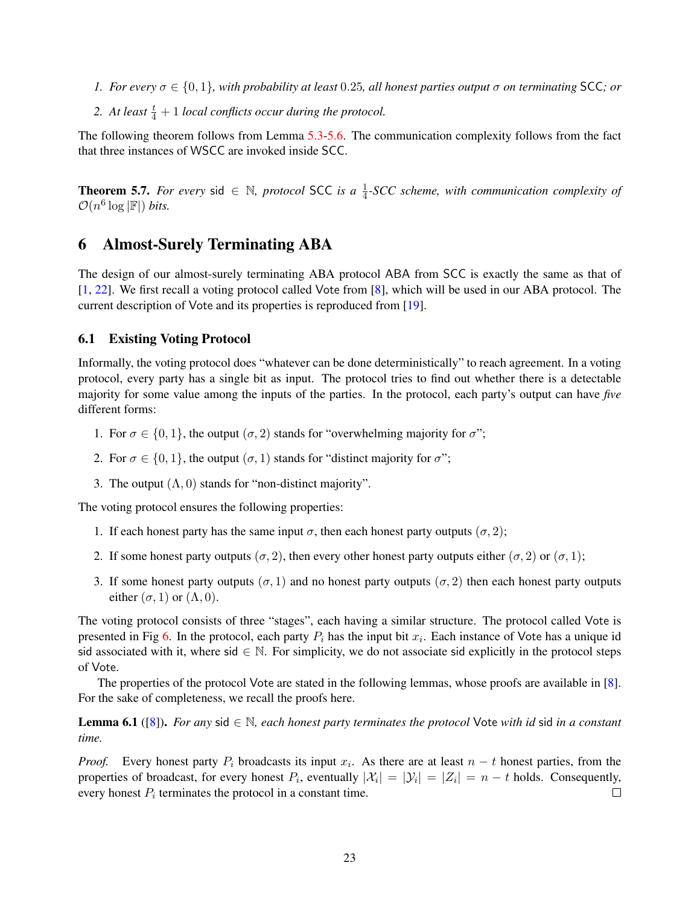1. *For every $\sigma \in \{0, 1\}$, with probability at least $0.25$, all honest parties output $\sigma$ on terminating* SCC*; or*

2. *At least $\frac{t}{4} + 1$ local conflicts occur during the protocol.*

The following theorem follows from Lemma 5.3-5.6. The communication complexity follows from the fact that three instances of WSCC are invoked inside SCC.

**Theorem 5.7.** *For every* sid $\in \mathbb{N}$*, protocol* SCC *is a $\frac{1}{4}$-SCC scheme, with communication complexity of $\mathcal{O}(n^6 \log |\mathbb{F}|)$ bits.*

# 6 Almost-Surely Terminating ABA

The design of our almost-surely terminating ABA protocol ABA from SCC is exactly the same as that of [1, 22]. We first recall a voting protocol called Vote from [8], which will be used in our ABA protocol. The current description of Vote and its properties is reproduced from [19].

## 6.1 Existing Voting Protocol

Informally, the voting protocol does "whatever can be done deterministically" to reach agreement. In a voting protocol, every party has a single bit as input. The protocol tries to find out whether there is a detectable majority for some value among the inputs of the parties. In the protocol, each party's output can have *five* different forms:

1. For $\sigma \in \{0, 1\}$, the output $(\sigma, 2)$ stands for "overwhelming majority for $\sigma$";

2. For $\sigma \in \{0, 1\}$, the output $(\sigma, 1)$ stands for "distinct majority for $\sigma$";

3. The output $(\Lambda, 0)$ stands for "non-distinct majority".

The voting protocol ensures the following properties:

1. If each honest party has the same input $\sigma$, then each honest party outputs $(\sigma, 2)$;

2. If some honest party outputs $(\sigma, 2)$, then every other honest party outputs either $(\sigma, 2)$ or $(\sigma, 1)$;

3. If some honest party outputs $(\sigma, 1)$ and no honest party outputs $(\sigma, 2)$ then each honest party outputs either $(\sigma, 1)$ or $(\Lambda, 0)$.

The voting protocol consists of three "stages", each having a similar structure. The protocol called Vote is presented in Fig 6. In the protocol, each party $P_i$ has the input bit $x_i$. Each instance of Vote has a unique id sid associated with it, where sid $\in \mathbb{N}$. For simplicity, we do not associate sid explicitly in the protocol steps of Vote.

The properties of the protocol Vote are stated in the following lemmas, whose proofs are available in [8]. For the sake of completeness, we recall the proofs here.

**Lemma 6.1** ([8])**.** *For any* sid $\in \mathbb{N}$*, each honest party terminates the protocol* Vote *with id* sid *in a constant time.*

*Proof.* Every honest party $P_i$ broadcasts its input $x_i$. As there are at least $n - t$ honest parties, from the properties of broadcast, for every honest $P_i$, eventually $|\mathcal{X}_i| = |\mathcal{Y}_i| = |Z_i| = n - t$ holds. Consequently, every honest $P_i$ terminates the protocol in a constant time. □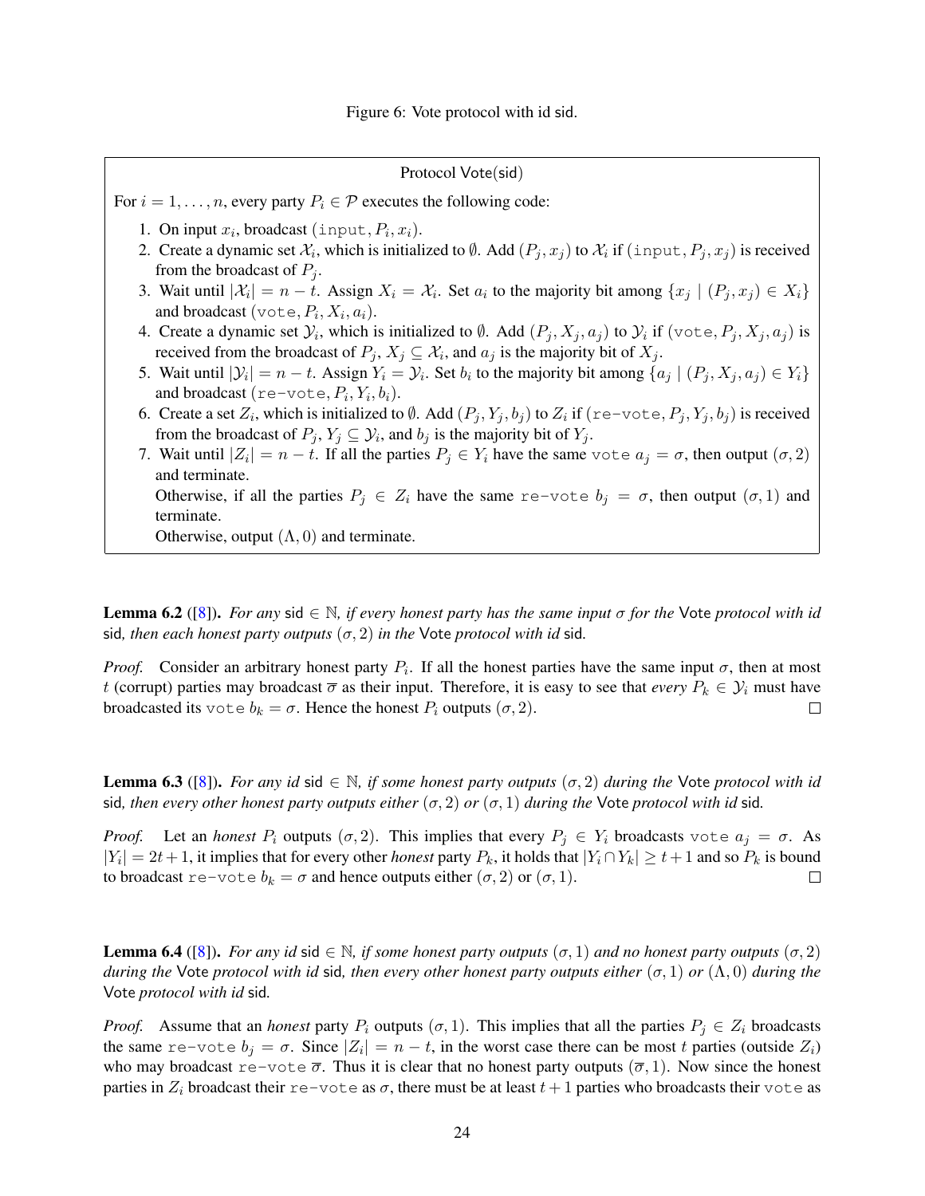Figure 6: Vote protocol with id sid.

**Protocol Vote(sid)**

For $i = 1, \ldots, n$, every party $P_i \in \mathcal{P}$ executes the following code:

1. On input $x_i$, broadcast $(\texttt{input}, P_i, x_i)$.
2. Create a dynamic set $\mathcal{X}_i$, which is initialized to $\emptyset$. Add $(P_j, x_j)$ to $\mathcal{X}_i$ if $(\texttt{input}, P_j, x_j)$ is received from the broadcast of $P_j$.
3. Wait until $|\mathcal{X}_i| = n - t$. Assign $X_i = \mathcal{X}_i$. Set $a_i$ to the majority bit among $\{x_j \mid (P_j, x_j) \in X_i\}$ and broadcast $(\texttt{vote}, P_i, X_i, a_i)$.
4. Create a dynamic set $\mathcal{Y}_i$, which is initialized to $\emptyset$. Add $(P_j, X_j, a_j)$ to $\mathcal{Y}_i$ if $(\texttt{vote}, P_j, X_j, a_j)$ is received from the broadcast of $P_j$, $X_j \subseteq \mathcal{X}_i$, and $a_j$ is the majority bit of $X_j$.
5. Wait until $|\mathcal{Y}_i| = n - t$. Assign $Y_i = \mathcal{Y}_i$. Set $b_i$ to the majority bit among $\{a_j \mid (P_j, X_j, a_j) \in Y_i\}$ and broadcast $(\texttt{re-vote}, P_i, Y_i, b_i)$.
6. Create a set $Z_i$, which is initialized to $\emptyset$. Add $(P_j, Y_j, b_j)$ to $Z_i$ if $(\texttt{re-vote}, P_j, Y_j, b_j)$ is received from the broadcast of $P_j$, $Y_j \subseteq \mathcal{Y}_i$, and $b_j$ is the majority bit of $Y_j$.
7. Wait until $|Z_i| = n - t$. If all the parties $P_j \in Y_i$ have the same $\texttt{vote}$ $a_j = \sigma$, then output $(\sigma, 2)$ and terminate.
   Otherwise, if all the parties $P_j \in Z_i$ have the same $\texttt{re-vote}$ $b_j = \sigma$, then output $(\sigma, 1)$ and terminate.
   Otherwise, output $(\Lambda, 0)$ and terminate.

**Lemma 6.2** ([8]). *For any* sid $\in \mathbb{N}$*, if every honest party has the same input* $\sigma$ *for the* Vote *protocol with id* sid*, then each honest party outputs* $(\sigma, 2)$ *in the* Vote *protocol with id* sid*.*

*Proof.* Consider an arbitrary honest party $P_i$. If all the honest parties have the same input $\sigma$, then at most $t$ (corrupt) parties may broadcast $\overline{\sigma}$ as their input. Therefore, it is easy to see that *every* $P_k \in \mathcal{Y}_i$ must have broadcasted its $\texttt{vote}$ $b_k = \sigma$. Hence the honest $P_i$ outputs $(\sigma, 2)$. □

**Lemma 6.3** ([8]). *For any id* sid $\in \mathbb{N}$*, if some honest party outputs* $(\sigma, 2)$ *during the* Vote *protocol with id* sid*, then every other honest party outputs either* $(\sigma, 2)$ *or* $(\sigma, 1)$ *during the* Vote *protocol with id* sid*.*

*Proof.* Let an *honest* $P_i$ outputs $(\sigma, 2)$. This implies that every $P_j \in Y_i$ broadcasts $\texttt{vote}$ $a_j = \sigma$. As $|Y_i| = 2t+1$, it implies that for every other *honest* party $P_k$, it holds that $|Y_i \cap Y_k| \geq t+1$ and so $P_k$ is bound to broadcast $\texttt{re-vote}$ $b_k = \sigma$ and hence outputs either $(\sigma, 2)$ or $(\sigma, 1)$. □

**Lemma 6.4** ([8]). *For any id* sid $\in \mathbb{N}$*, if some honest party outputs* $(\sigma, 1)$ *and no honest party outputs* $(\sigma, 2)$ *during the* Vote *protocol with id* sid*, then every other honest party outputs either* $(\sigma, 1)$ *or* $(\Lambda, 0)$ *during the* Vote *protocol with id* sid*.*

*Proof.* Assume that an *honest* party $P_i$ outputs $(\sigma, 1)$. This implies that all the parties $P_j \in Z_i$ broadcasts the same $\texttt{re-vote}$ $b_j = \sigma$. Since $|Z_i| = n - t$, in the worst case there can be most $t$ parties (outside $Z_i$) who may broadcast $\texttt{re-vote}$ $\overline{\sigma}$. Thus it is clear that no honest party outputs $(\overline{\sigma}, 1)$. Now since the honest parties in $Z_i$ broadcast their $\texttt{re-vote}$ as $\sigma$, there must be at least $t+1$ parties who broadcasts their $\texttt{vote}$ as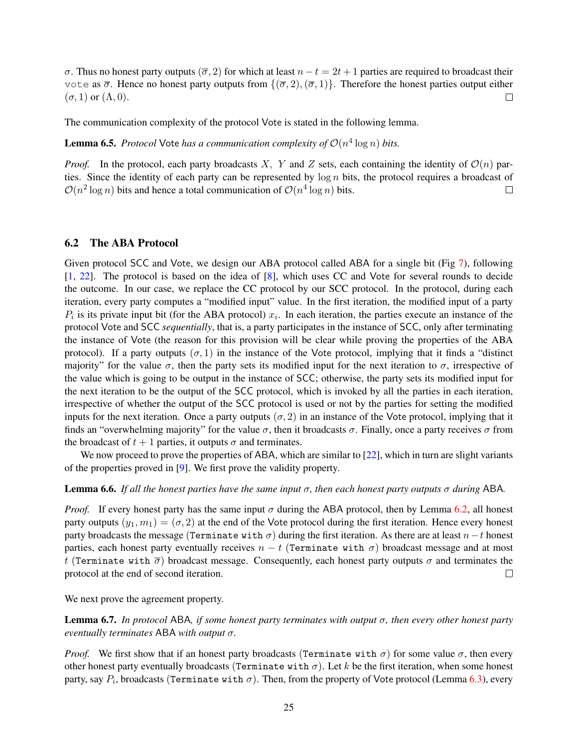$\sigma$. Thus no honest party outputs $(\overline{\sigma}, 2)$ for which at least $n - t = 2t + 1$ parties are required to broadcast their `vote` as $\overline{\sigma}$. Hence no honest party outputs from $\{(\overline{\sigma}, 2), (\overline{\sigma}, 1)\}$. Therefore the honest parties output either $(\sigma, 1)$ or $(\Lambda, 0)$. □

The communication complexity of the protocol Vote is stated in the following lemma.

**Lemma 6.5.** *Protocol* Vote *has a communication complexity of* $\mathcal{O}(n^4 \log n)$ *bits.*

*Proof.* In the protocol, each party broadcasts $X$, $Y$ and $Z$ sets, each containing the identity of $\mathcal{O}(n)$ parties. Since the identity of each party can be represented by $\log n$ bits, the protocol requires a broadcast of $\mathcal{O}(n^2 \log n)$ bits and hence a total communication of $\mathcal{O}(n^4 \log n)$ bits. □

### 6.2 The ABA Protocol

Given protocol SCC and Vote, we design our ABA protocol called ABA for a single bit (Fig 7), following [1, 22]. The protocol is based on the idea of [8], which uses CC and Vote for several rounds to decide the outcome. In our case, we replace the CC protocol by our SCC protocol. In the protocol, during each iteration, every party computes a "modified input" value. In the first iteration, the modified input of a party $P_i$ is its private input bit (for the ABA protocol) $x_i$. In each iteration, the parties execute an instance of the protocol Vote and SCC *sequentially*, that is, a party participates in the instance of SCC, only after terminating the instance of Vote (the reason for this provision will be clear while proving the properties of the ABA protocol). If a party outputs $(\sigma, 1)$ in the instance of the Vote protocol, implying that it finds a "distinct majority" for the value $\sigma$, then the party sets its modified input for the next iteration to $\sigma$, irrespective of the value which is going to be output in the instance of SCC; otherwise, the party sets its modified input for the next iteration to be the output of the SCC protocol, which is invoked by all the parties in each iteration, irrespective of whether the output of the SCC protocol is used or not by the parties for setting the modified inputs for the next iteration. Once a party outputs $(\sigma, 2)$ in an instance of the Vote protocol, implying that it finds an "overwhelming majority" for the value $\sigma$, then it broadcasts $\sigma$. Finally, once a party receives $\sigma$ from the broadcast of $t + 1$ parties, it outputs $\sigma$ and terminates.

We now proceed to prove the properties of ABA, which are similar to [22], which in turn are slight variants of the properties proved in [9]. We first prove the validity property.

**Lemma 6.6.** *If all the honest parties have the same input $\sigma$, then each honest party outputs $\sigma$ during* ABA*.*

*Proof.* If every honest party has the same input $\sigma$ during the ABA protocol, then by Lemma 6.2, all honest party outputs $(y_1, m_1) = (\sigma, 2)$ at the end of the Vote protocol during the first iteration. Hence every honest party broadcasts the message (`Terminate with` $\sigma$) during the first iteration. As there are at least $n - t$ honest parties, each honest party eventually receives $n - t$ (`Terminate with` $\sigma$) broadcast message and at most $t$ (`Terminate with` $\overline{\sigma}$) broadcast message. Consequently, each honest party outputs $\sigma$ and terminates the protocol at the end of second iteration. □

We next prove the agreement property.

**Lemma 6.7.** *In protocol* ABA*, if some honest party terminates with output $\sigma$, then every other honest party eventually terminates* ABA *with output $\sigma$.*

*Proof.* We first show that if an honest party broadcasts (`Terminate with` $\sigma$) for some value $\sigma$, then every other honest party eventually broadcasts (`Terminate with` $\sigma$). Let $k$ be the first iteration, when some honest party, say $P_i$, broadcasts (`Terminate with` $\sigma$). Then, from the property of Vote protocol (Lemma 6.3), every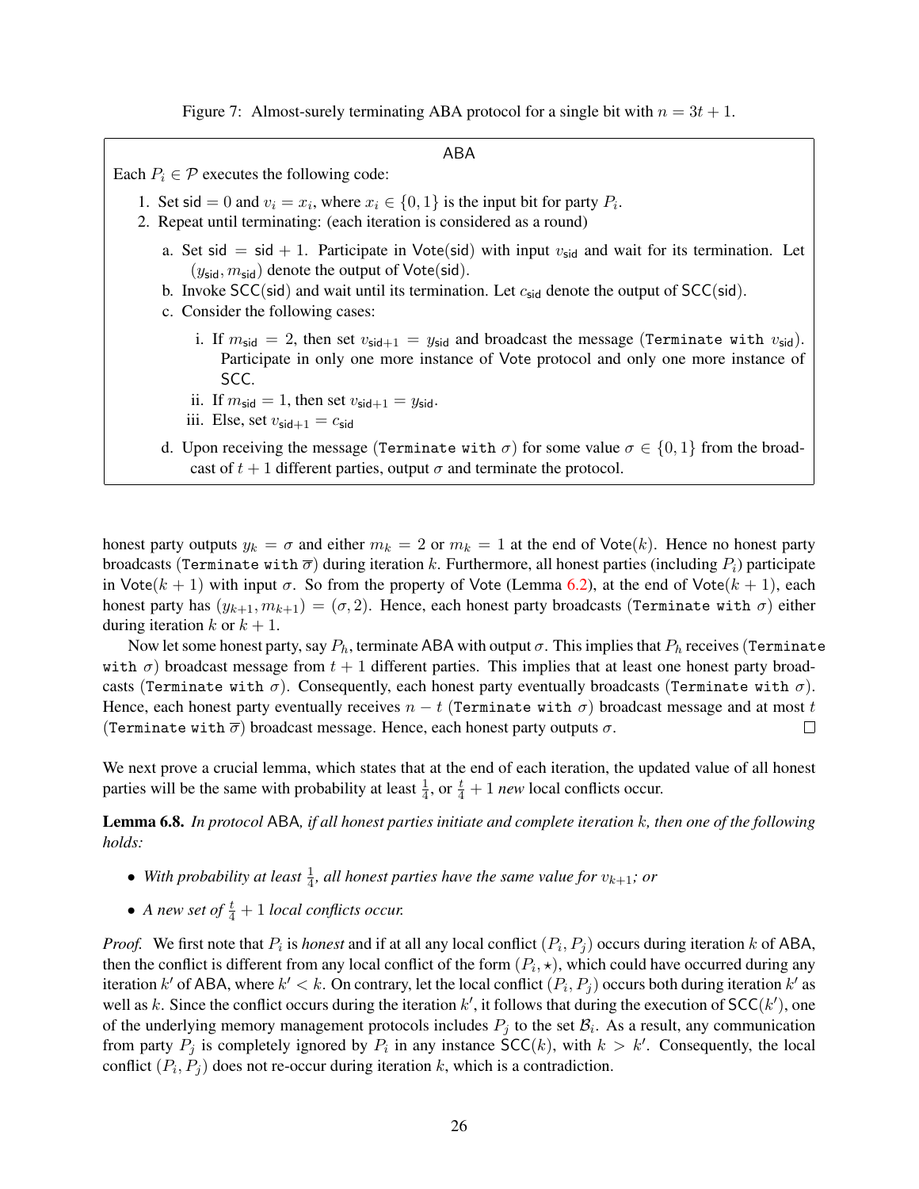Figure 7: Almost-surely terminating ABA protocol for a single bit with $n = 3t + 1$.

**ABA**

Each $P_i \in \mathcal{P}$ executes the following code:

1. Set $\mathsf{sid} = 0$ and $v_i = x_i$, where $x_i \in \{0, 1\}$ is the input bit for party $P_i$.
2. Repeat until terminating: (each iteration is considered as a round)

   a. Set $\mathsf{sid} = \mathsf{sid} + 1$. Participate in $\mathsf{Vote}(\mathsf{sid})$ with input $v_{\mathsf{sid}}$ and wait for its termination. Let $(y_{\mathsf{sid}}, m_{\mathsf{sid}})$ denote the output of $\mathsf{Vote}(\mathsf{sid})$.

   b. Invoke $\mathsf{SCC}(\mathsf{sid})$ and wait until its termination. Let $c_{\mathsf{sid}}$ denote the output of $\mathsf{SCC}(\mathsf{sid})$.

   c. Consider the following cases:

      i. If $m_{\mathsf{sid}} = 2$, then set $v_{\mathsf{sid}+1} = y_{\mathsf{sid}}$ and broadcast the message (`Terminate with` $v_{\mathsf{sid}}$). Participate in only one more instance of Vote protocol and only one more instance of SCC.

      ii. If $m_{\mathsf{sid}} = 1$, then set $v_{\mathsf{sid}+1} = y_{\mathsf{sid}}$.

      iii. Else, set $v_{\mathsf{sid}+1} = c_{\mathsf{sid}}$

   d. Upon receiving the message (`Terminate with` $\sigma$) for some value $\sigma \in \{0, 1\}$ from the broadcast of $t + 1$ different parties, output $\sigma$ and terminate the protocol.

honest party outputs $y_k = \sigma$ and either $m_k = 2$ or $m_k = 1$ at the end of $\mathsf{Vote}(k)$. Hence no honest party broadcasts (`Terminate with` $\overline{\sigma}$) during iteration $k$. Furthermore, all honest parties (including $P_i$) participate in $\mathsf{Vote}(k + 1)$ with input $\sigma$. So from the property of Vote (Lemma 6.2), at the end of $\mathsf{Vote}(k + 1)$, each honest party has $(y_{k+1}, m_{k+1}) = (\sigma, 2)$. Hence, each honest party broadcasts (`Terminate with` $\sigma$) either during iteration $k$ or $k + 1$.

Now let some honest party, say $P_h$, terminate ABA with output $\sigma$. This implies that $P_h$ receives (`Terminate with` $\sigma$) broadcast message from $t + 1$ different parties. This implies that at least one honest party broadcasts (`Terminate with` $\sigma$). Consequently, each honest party eventually broadcasts (`Terminate with` $\sigma$). Hence, each honest party eventually receives $n - t$ (`Terminate with` $\sigma$) broadcast message and at most $t$ (`Terminate with` $\overline{\sigma}$) broadcast message. Hence, each honest party outputs $\sigma$. □

We next prove a crucial lemma, which states that at the end of each iteration, the updated value of all honest parties will be the same with probability at least $\frac{1}{4}$, or $\frac{t}{4} + 1$ *new* local conflicts occur.

**Lemma 6.8.** *In protocol* ABA*, if all honest parties initiate and complete iteration $k$, then one of the following holds:*

- *With probability at least $\frac{1}{4}$, all honest parties have the same value for $v_{k+1}$; or*
- *A new set of $\frac{t}{4} + 1$ local conflicts occur.*

*Proof.* We first note that $P_i$ is *honest* and if at all any local conflict $(P_i, P_j)$ occurs during iteration $k$ of ABA, then the conflict is different from any local conflict of the form $(P_i, \star)$, which could have occurred during any iteration $k'$ of ABA, where $k' < k$. On contrary, let the local conflict $(P_i, P_j)$ occurs both during iteration $k'$ as well as $k$. Since the conflict occurs during the iteration $k'$, it follows that during the execution of $\mathsf{SCC}(k')$, one of the underlying memory management protocols includes $P_j$ to the set $\mathcal{B}_i$. As a result, any communication from party $P_j$ is completely ignored by $P_i$ in any instance $\mathsf{SCC}(k)$, with $k > k'$. Consequently, the local conflict $(P_i, P_j)$ does not re-occur during iteration $k$, which is a contradiction.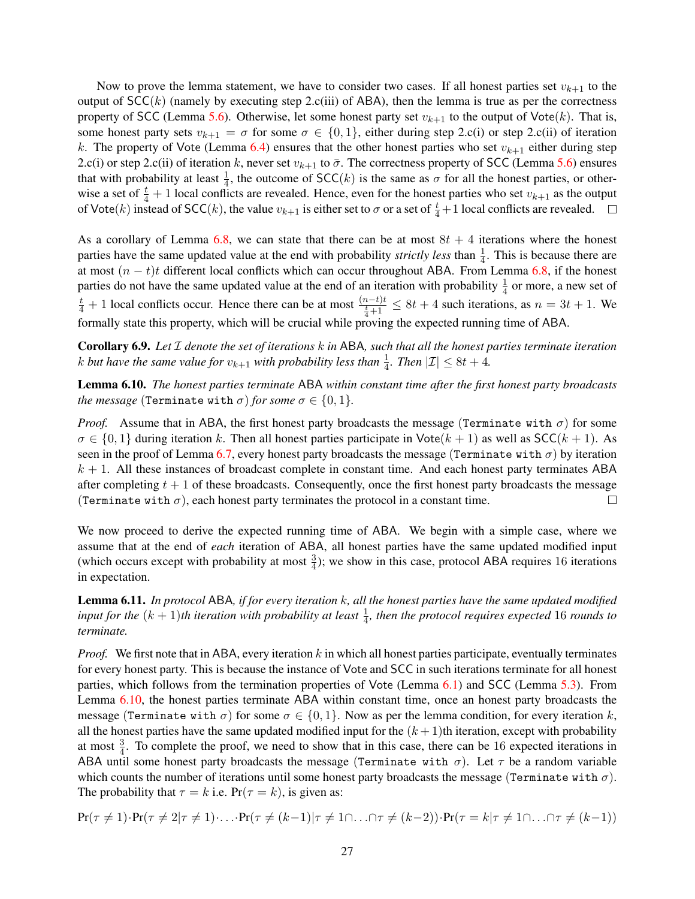Now to prove the lemma statement, we have to consider two cases. If all honest parties set $v_{k+1}$ to the output of $\mathsf{SCC}(k)$ (namely by executing step 2.c(iii) of ABA), then the lemma is true as per the correctness property of SCC (Lemma 5.6). Otherwise, let some honest party set $v_{k+1}$ to the output of $\mathsf{Vote}(k)$. That is, some honest party sets $v_{k+1} = \sigma$ for some $\sigma \in \{0, 1\}$, either during step 2.c(i) or step 2.c(ii) of iteration $k$. The property of Vote (Lemma 6.4) ensures that the other honest parties who set $v_{k+1}$ either during step 2.c(i) or step 2.c(ii) of iteration $k$, never set $v_{k+1}$ to $\bar{\sigma}$. The correctness property of SCC (Lemma 5.6) ensures that with probability at least $\frac{1}{4}$, the outcome of $\mathsf{SCC}(k)$ is the same as $\sigma$ for all the honest parties, or otherwise a set of $\frac{t}{4}+1$ local conflicts are revealed. Hence, even for the honest parties who set $v_{k+1}$ as the output of $\mathsf{Vote}(k)$ instead of $\mathsf{SCC}(k)$, the value $v_{k+1}$ is either set to $\sigma$ or a set of $\frac{t}{4}+1$ local conflicts are revealed. □

As a corollary of Lemma 6.8, we can state that there can be at most $8t + 4$ iterations where the honest parties have the same updated value at the end with probability *strictly less* than $\frac{1}{4}$. This is because there are at most $(n - t)t$ different local conflicts which can occur throughout ABA. From Lemma 6.8, if the honest parties do not have the same updated value at the end of an iteration with probability $\frac{1}{4}$ or more, a new set of $\frac{t}{4} + 1$ local conflicts occur. Hence there can be at most $\frac{(n-t)t}{\frac{t}{4}+1} \leq 8t + 4$ such iterations, as $n = 3t + 1$. We formally state this property, which will be crucial while proving the expected running time of ABA.

**Corollary 6.9.** *Let $\mathcal{I}$ denote the set of iterations $k$ in* ABA*, such that all the honest parties terminate iteration $k$ but have the same value for $v_{k+1}$ with probability less than $\frac{1}{4}$. Then $|\mathcal{I}| \leq 8t + 4$.*

**Lemma 6.10.** *The honest parties terminate* ABA *within constant time after the first honest party broadcasts the message* (`Terminate with` $\sigma$) *for some $\sigma \in \{0, 1\}$.*

*Proof.* Assume that in ABA, the first honest party broadcasts the message (`Terminate with` $\sigma$) for some $\sigma \in \{0, 1\}$ during iteration $k$. Then all honest parties participate in $\mathsf{Vote}(k + 1)$ as well as $\mathsf{SCC}(k + 1)$. As seen in the proof of Lemma 6.7, every honest party broadcasts the message (`Terminate with` $\sigma$) by iteration $k + 1$. All these instances of broadcast complete in constant time. And each honest party terminates ABA after completing $t + 1$ of these broadcasts. Consequently, once the first honest party broadcasts the message (`Terminate with` $\sigma$), each honest party terminates the protocol in a constant time. □

We now proceed to derive the expected running time of ABA. We begin with a simple case, where we assume that at the end of *each* iteration of ABA, all honest parties have the same updated modified input (which occurs except with probability at most $\frac{3}{4}$); we show in this case, protocol ABA requires 16 iterations in expectation.

**Lemma 6.11.** *In protocol* ABA*, if for every iteration $k$, all the honest parties have the same updated modified input for the $(k + 1)$th iteration with probability at least $\frac{1}{4}$, then the protocol requires expected 16 rounds to terminate.*

*Proof.* We first note that in ABA, every iteration $k$ in which all honest parties participate, eventually terminates for every honest party. This is because the instance of Vote and SCC in such iterations terminate for all honest parties, which follows from the termination properties of Vote (Lemma 6.1) and SCC (Lemma 5.3). From Lemma 6.10, the honest parties terminate ABA within constant time, once an honest party broadcasts the message (`Terminate with` $\sigma$) for some $\sigma \in \{0, 1\}$. Now as per the lemma condition, for every iteration $k$, all the honest parties have the same updated modified input for the $(k + 1)$th iteration, except with probability at most $\frac{3}{4}$. To complete the proof, we need to show that in this case, there can be 16 expected iterations in ABA until some honest party broadcasts the message (`Terminate with` $\sigma$). Let $\tau$ be a random variable which counts the number of iterations until some honest party broadcasts the message (`Terminate with` $\sigma$). The probability that $\tau = k$ i.e. $\Pr(\tau = k)$, is given as:

$$\Pr(\tau \neq 1) \cdot \Pr(\tau \neq 2 | \tau \neq 1) \cdot \ldots \cdot \Pr(\tau \neq (k-1) | \tau \neq 1 \cap \ldots \cap \tau \neq (k-2)) \cdot \Pr(\tau = k | \tau \neq 1 \cap \ldots \cap \tau \neq (k-1))$$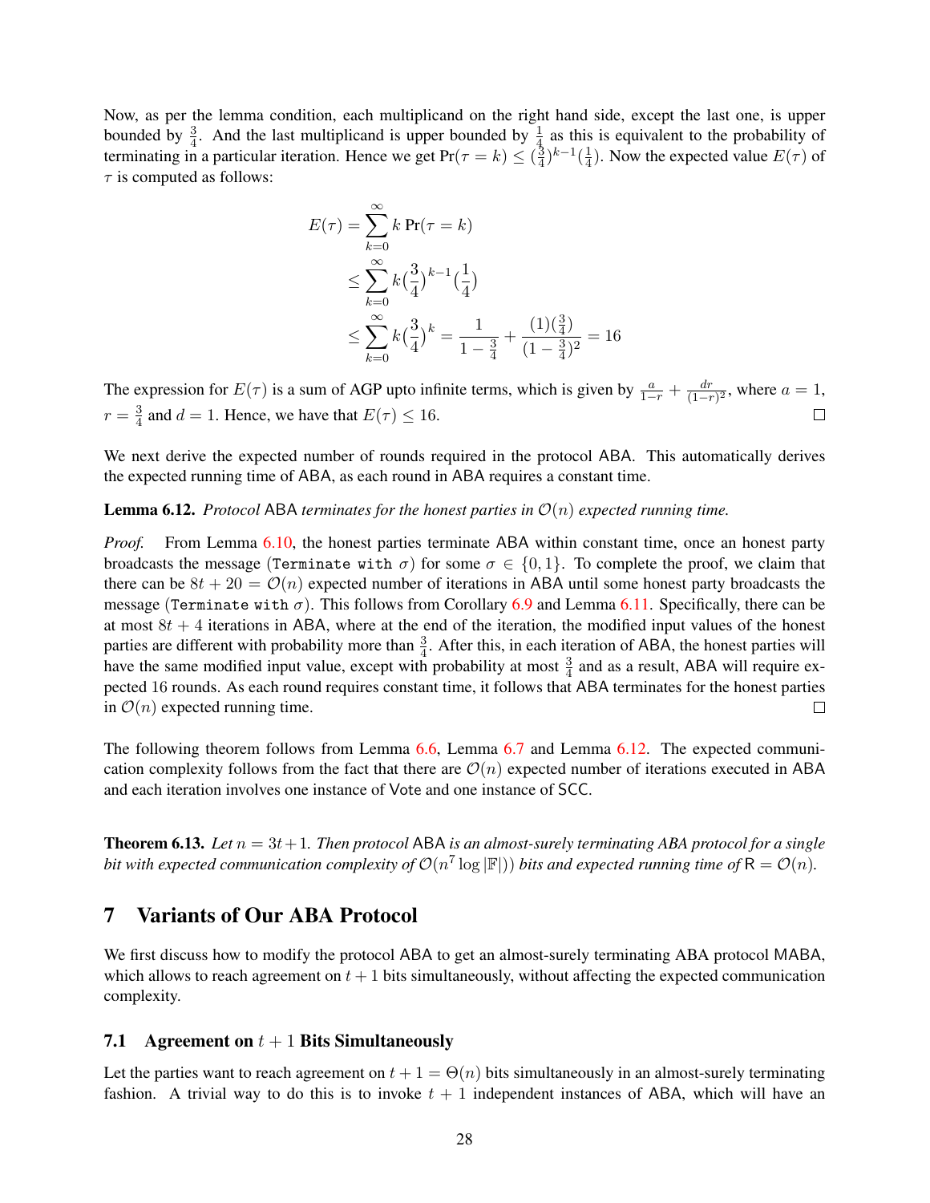Now, as per the lemma condition, each multiplicand on the right hand side, except the last one, is upper bounded by $\frac{3}{4}$. And the last multiplicand is upper bounded by $\frac{1}{4}$ as this is equivalent to the probability of terminating in a particular iteration. Hence we get $\Pr(\tau = k) \leq (\frac{3}{4})^{k-1}(\frac{1}{4})$. Now the expected value $E(\tau)$ of $\tau$ is computed as follows:

$$
\begin{aligned}
E(\tau) &= \sum_{k=0}^{\infty} k \Pr(\tau = k) \\
&\leq \sum_{k=0}^{\infty} k \big(\frac{3}{4}\big)^{k-1} \big(\frac{1}{4}\big) \\
&\leq \sum_{k=0}^{\infty} k \big(\frac{3}{4}\big)^{k} = \frac{1}{1-\frac{3}{4}} + \frac{(1)(\frac{3}{4})}{(1-\frac{3}{4})^2} = 16
\end{aligned}
$$

The expression for $E(\tau)$ is a sum of AGP upto infinite terms, which is given by $\frac{a}{1-r} + \frac{dr}{(1-r)^2}$, where $a = 1$, $r = \frac{3}{4}$ and $d = 1$. Hence, we have that $E(\tau) \leq 16$. □

We next derive the expected number of rounds required in the protocol ABA. This automatically derives the expected running time of ABA, as each round in ABA requires a constant time.

**Lemma 6.12.** *Protocol* ABA *terminates for the honest parties in* $\mathcal{O}(n)$ *expected running time.*

*Proof.* From Lemma 6.10, the honest parties terminate ABA within constant time, once an honest party broadcasts the message (`Terminate with` $\sigma$) for some $\sigma \in \{0, 1\}$. To complete the proof, we claim that there can be $8t + 20 = \mathcal{O}(n)$ expected number of iterations in ABA until some honest party broadcasts the message (`Terminate with` $\sigma$). This follows from Corollary 6.9 and Lemma 6.11. Specifically, there can be at most $8t + 4$ iterations in ABA, where at the end of the iteration, the modified input values of the honest parties are different with probability more than $\frac{3}{4}$. After this, in each iteration of ABA, the honest parties will have the same modified input value, except with probability at most $\frac{3}{4}$ and as a result, ABA will require expected 16 rounds. As each round requires constant time, it follows that ABA terminates for the honest parties in $\mathcal{O}(n)$ expected running time. □

The following theorem follows from Lemma 6.6, Lemma 6.7 and Lemma 6.12. The expected communication complexity follows from the fact that there are $\mathcal{O}(n)$ expected number of iterations executed in ABA and each iteration involves one instance of Vote and one instance of SCC.

**Theorem 6.13.** *Let* $n = 3t+1$. *Then protocol* ABA *is an almost-surely terminating ABA protocol for a single bit with expected communication complexity of* $\mathcal{O}(n^7 \log |\mathbb{F}|)$ *bits and expected running time of* $\mathsf{R} = \mathcal{O}(n)$.

# 7 Variants of Our ABA Protocol

We first discuss how to modify the protocol ABA to get an almost-surely terminating ABA protocol MABA, which allows to reach agreement on $t + 1$ bits simultaneously, without affecting the expected communication complexity.

## 7.1 Agreement on $t + 1$ Bits Simultaneously

Let the parties want to reach agreement on $t + 1 = \Theta(n)$ bits simultaneously in an almost-surely terminating fashion. A trivial way to do this is to invoke $t + 1$ independent instances of ABA, which will have an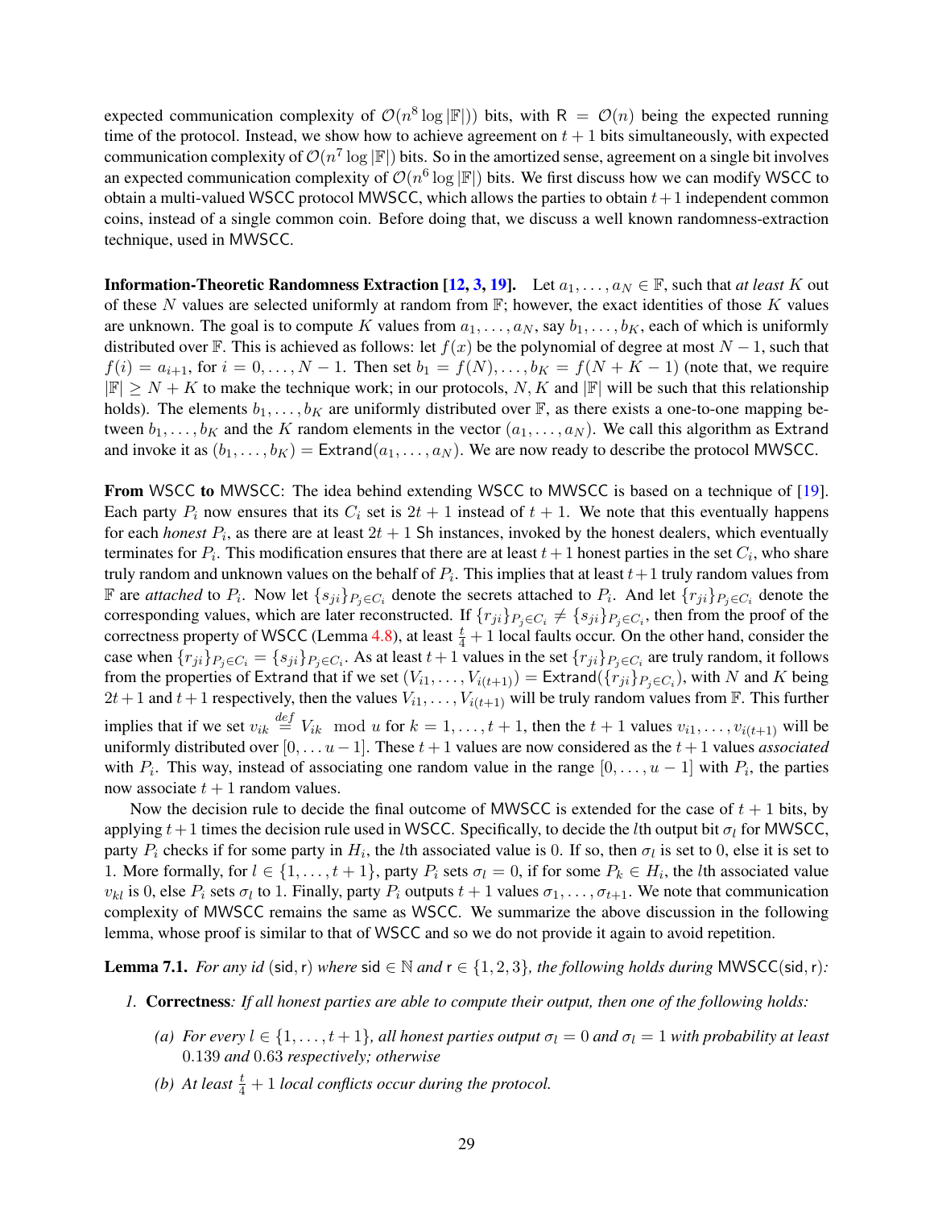expected communication complexity of $\mathcal{O}(n^8 \log |\mathbb{F}|)$) bits, with $\mathsf{R} = \mathcal{O}(n)$ being the expected running time of the protocol. Instead, we show how to achieve agreement on $t+1$ bits simultaneously, with expected communication complexity of $\mathcal{O}(n^7 \log |\mathbb{F}|)$ bits. So in the amortized sense, agreement on a single bit involves an expected communication complexity of $\mathcal{O}(n^6 \log |\mathbb{F}|)$ bits. We first discuss how we can modify WSCC to obtain a multi-valued WSCC protocol MWSCC, which allows the parties to obtain $t+1$ independent common coins, instead of a single common coin. Before doing that, we discuss a well known randomness-extraction technique, used in MWSCC.

**Information-Theoretic Randomness Extraction [12, 3, 19].** Let $a_1, \ldots, a_N \in \mathbb{F}$, such that *at least* $K$ out of these $N$ values are selected uniformly at random from $\mathbb{F}$; however, the exact identities of those $K$ values are unknown. The goal is to compute $K$ values from $a_1, \ldots, a_N$, say $b_1, \ldots, b_K$, each of which is uniformly distributed over $\mathbb{F}$. This is achieved as follows: let $f(x)$ be the polynomial of degree at most $N-1$, such that $f(i) = a_{i+1}$, for $i = 0, \ldots, N-1$. Then set $b_1 = f(N), \ldots, b_K = f(N+K-1)$ (note that, we require $|\mathbb{F}| \geq N + K$ to make the technique work; in our protocols, $N, K$ and $|\mathbb{F}|$ will be such that this relationship holds). The elements $b_1, \ldots, b_K$ are uniformly distributed over $\mathbb{F}$, as there exists a one-to-one mapping between $b_1, \ldots, b_K$ and the $K$ random elements in the vector $(a_1, \ldots, a_N)$. We call this algorithm as Extrand and invoke it as $(b_1, \ldots, b_K) = \mathsf{Extrand}(a_1, \ldots, a_N)$. We are now ready to describe the protocol MWSCC.

**From WSCC to MWSCC:** The idea behind extending WSCC to MWSCC is based on a technique of [19]. Each party $P_i$ now ensures that its $C_i$ set is $2t+1$ instead of $t+1$. We note that this eventually happens for each *honest* $P_i$, as there are at least $2t+1$ Sh instances, invoked by the honest dealers, which eventually terminates for $P_i$. This modification ensures that there are at least $t+1$ honest parties in the set $C_i$, who share truly random and unknown values on the behalf of $P_i$. This implies that at least $t+1$ truly random values from $\mathbb{F}$ are *attached* to $P_i$. Now let $\{s_{ji}\}_{P_j \in C_i}$ denote the secrets attached to $P_i$. And let $\{r_{ji}\}_{P_j \in C_i}$ denote the corresponding values, which are later reconstructed. If $\{r_{ji}\}_{P_j \in C_i} \neq \{s_{ji}\}_{P_j \in C_i}$, then from the proof of the correctness property of WSCC (Lemma 4.8), at least $\frac{t}{4}+1$ local faults occur. On the other hand, consider the case when $\{r_{ji}\}_{P_j \in C_i} = \{s_{ji}\}_{P_j \in C_i}$. As at least $t+1$ values in the set $\{r_{ji}\}_{P_j \in C_i}$ are truly random, it follows from the properties of Extrand that if we set $(V_{i1}, \ldots, V_{i(t+1)}) = \mathsf{Extrand}(\{r_{ji}\}_{P_j \in C_i})$, with $N$ and $K$ being $2t+1$ and $t+1$ respectively, then the values $V_{i1}, \ldots, V_{i(t+1)}$ will be truly random values from $\mathbb{F}$. This further implies that if we set $v_{ik} \stackrel{def}{=} V_{ik} \mod u$ for $k = 1, \ldots, t+1$, then the $t+1$ values $v_{i1}, \ldots, v_{i(t+1)}$ will be uniformly distributed over $[0, \ldots u-1]$. These $t+1$ values are now considered as the $t+1$ values *associated* with $P_i$. This way, instead of associating one random value in the range $[0, \ldots, u-1]$ with $P_i$, the parties now associate $t+1$ random values.

Now the decision rule to decide the final outcome of MWSCC is extended for the case of $t+1$ bits, by applying $t+1$ times the decision rule used in WSCC. Specifically, to decide the $l$th output bit $\sigma_l$ for MWSCC, party $P_i$ checks if for some party in $H_i$, the $l$th associated value is 0. If so, then $\sigma_l$ is set to 0, else it is set to 1. More formally, for $l \in \{1, \ldots, t+1\}$, party $P_i$ sets $\sigma_l = 0$, if for some $P_k \in H_i$, the $l$th associated value $v_{kl}$ is 0, else $P_i$ sets $\sigma_l$ to 1. Finally, party $P_i$ outputs $t+1$ values $\sigma_1, \ldots, \sigma_{t+1}$. We note that communication complexity of MWSCC remains the same as WSCC. We summarize the above discussion in the following lemma, whose proof is similar to that of WSCC and so we do not provide it again to avoid repetition.

**Lemma 7.1.** *For any id* $(\mathsf{sid}, \mathsf{r})$ *where* $\mathsf{sid} \in \mathbb{N}$ *and* $\mathsf{r} \in \{1, 2, 3\}$*, the following holds during* $\mathsf{MWSCC}(\mathsf{sid}, \mathsf{r})$*:*

1. **Correctness***: If all honest parties are able to compute their output, then one of the following holds:*

   *(a) For every* $l \in \{1, \ldots, t+1\}$*, all honest parties output* $\sigma_l = 0$ *and* $\sigma_l = 1$ *with probability at least* $0.139$ *and* $0.63$ *respectively; otherwise*

   *(b) At least* $\frac{t}{4}+1$ *local conflicts occur during the protocol.*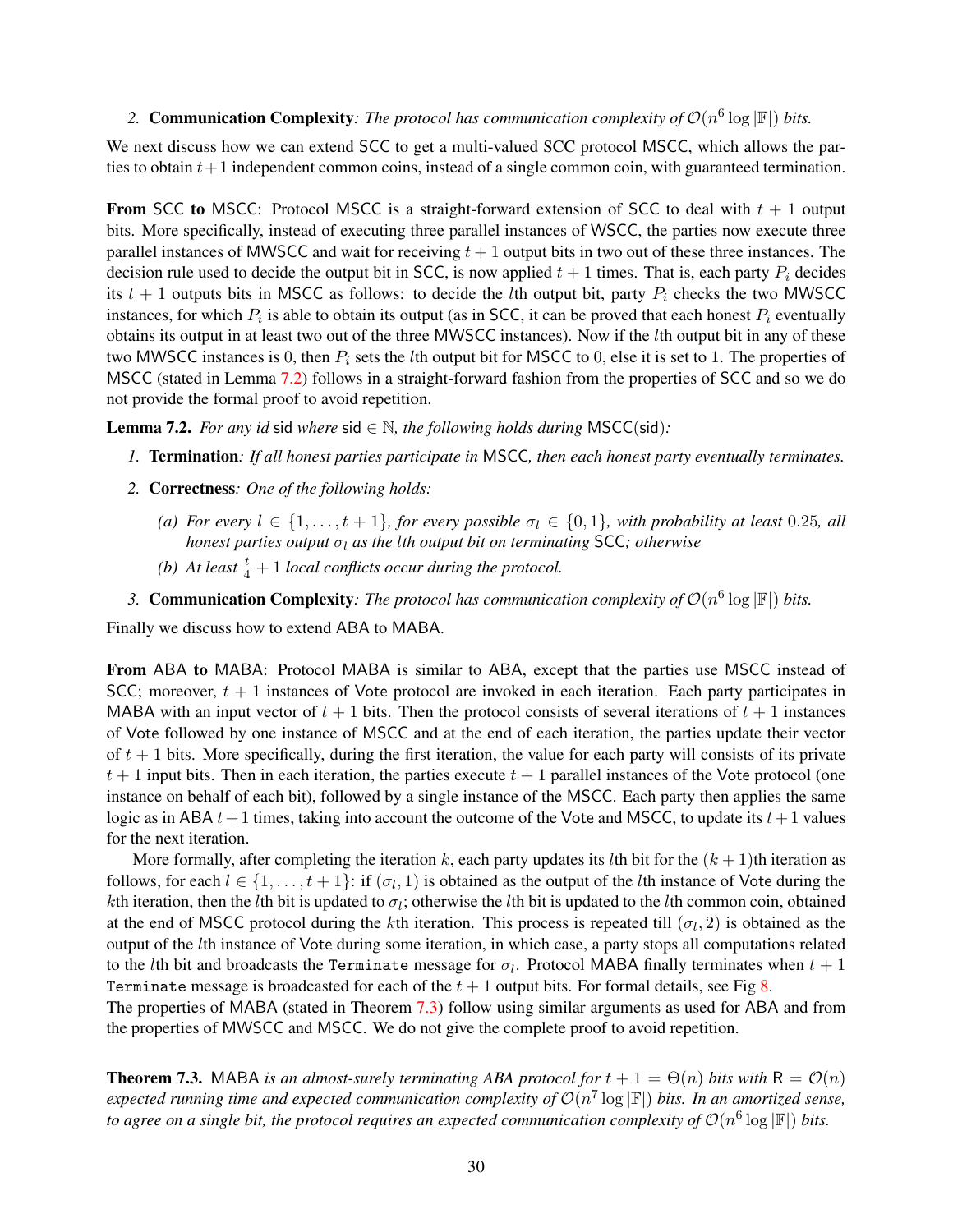2. **Communication Complexity**: *The protocol has communication complexity of $\mathcal{O}(n^6 \log |\mathbb{F}|)$ bits.*

We next discuss how we can extend SCC to get a multi-valued SCC protocol MSCC, which allows the parties to obtain $t+1$ independent common coins, instead of a single common coin, with guaranteed termination.

**From SCC to MSCC**: Protocol MSCC is a straight-forward extension of SCC to deal with $t+1$ output bits. More specifically, instead of executing three parallel instances of WSCC, the parties now execute three parallel instances of MWSCC and wait for receiving $t+1$ output bits in two out of these three instances. The decision rule used to decide the output bit in SCC, is now applied $t+1$ times. That is, each party $P_i$ decides its $t+1$ outputs bits in MSCC as follows: to decide the $l$th output bit, party $P_i$ checks the two MWSCC instances, for which $P_i$ is able to obtain its output (as in SCC, it can be proved that each honest $P_i$ eventually obtains its output in at least two out of the three MWSCC instances). Now if the $l$th output bit in any of these two MWSCC instances is 0, then $P_i$ sets the $l$th output bit for MSCC to 0, else it is set to 1. The properties of MSCC (stated in Lemma 7.2) follows in a straight-forward fashion from the properties of SCC and so we do not provide the formal proof to avoid repetition.

**Lemma 7.2.** *For any id* sid *where* sid $\in \mathbb{N}$, *the following holds during* MSCC(sid)*:*

1. **Termination**: *If all honest parties participate in* MSCC*, then each honest party eventually terminates.*
2. **Correctness**: *One of the following holds:*
   (a) *For every $l \in \{1, \ldots, t+1\}$, for every possible $\sigma_l \in \{0, 1\}$, with probability at least 0.25, all honest parties output $\sigma_l$ as the $l$th output bit on terminating* SCC*; otherwise*
   (b) *At least $\frac{t}{4} + 1$ local conflicts occur during the protocol.*
3. **Communication Complexity**: *The protocol has communication complexity of $\mathcal{O}(n^6 \log |\mathbb{F}|)$ bits.*

Finally we discuss how to extend ABA to MABA.

**From ABA to MABA**: Protocol MABA is similar to ABA, except that the parties use MSCC instead of SCC; moreover, $t+1$ instances of Vote protocol are invoked in each iteration. Each party participates in MABA with an input vector of $t+1$ bits. Then the protocol consists of several iterations of $t+1$ instances of Vote followed by one instance of MSCC and at the end of each iteration, the parties update their vector of $t+1$ bits. More specifically, during the first iteration, the value for each party will consists of its private $t+1$ input bits. Then in each iteration, the parties execute $t+1$ parallel instances of the Vote protocol (one instance on behalf of each bit), followed by a single instance of the MSCC. Each party then applies the same logic as in ABA $t+1$ times, taking into account the outcome of the Vote and MSCC, to update its $t+1$ values for the next iteration.

More formally, after completing the iteration $k$, each party updates its $l$th bit for the $(k+1)$th iteration as follows, for each $l \in \{1, \ldots, t+1\}$: if $(\sigma_l, 1)$ is obtained as the output of the $l$th instance of Vote during the $k$th iteration, then the $l$th bit is updated to $\sigma_l$; otherwise the $l$th bit is updated to the $l$th common coin, obtained at the end of MSCC protocol during the $k$th iteration. This process is repeated till $(\sigma_l, 2)$ is obtained as the output of the $l$th instance of Vote during some iteration, in which case, a party stops all computations related to the $l$th bit and broadcasts the `Terminate` message for $\sigma_l$. Protocol MABA finally terminates when $t+1$ `Terminate` message is broadcasted for each of the $t+1$ output bits. For formal details, see Fig 8.
The properties of MABA (stated in Theorem 7.3) follow using similar arguments as used for ABA and from the properties of MWSCC and MSCC. We do not give the complete proof to avoid repetition.

**Theorem 7.3.** MABA *is an almost-surely terminating ABA protocol for $t+1 = \Theta(n)$ bits with $\mathsf{R} = \mathcal{O}(n)$ expected running time and expected communication complexity of $\mathcal{O}(n^7 \log |\mathbb{F}|)$ bits. In an amortized sense, to agree on a single bit, the protocol requires an expected communication complexity of $\mathcal{O}(n^6 \log |\mathbb{F}|)$ bits.*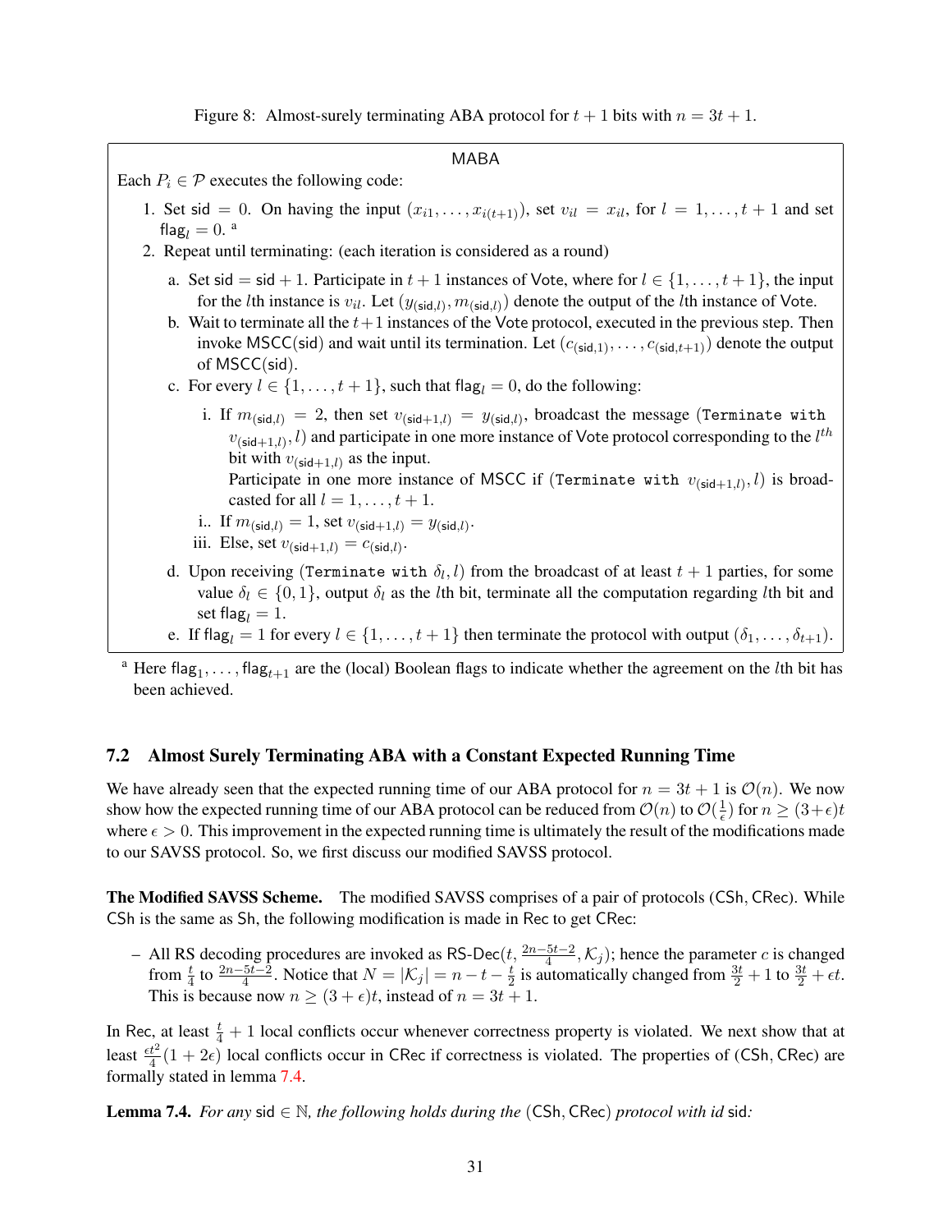Figure 8: Almost-surely terminating ABA protocol for $t+1$ bits with $n = 3t+1$.

**MABA**

Each $P_i \in \mathcal{P}$ executes the following code:

1. Set $\mathsf{sid} = 0$. On having the input $(x_{i1}, \ldots, x_{i(t+1)})$, set $v_{il} = x_{il}$, for $l = 1, \ldots, t+1$ and set $\mathsf{flag}_l = 0$. [a]
2. Repeat until terminating: (each iteration is considered as a round)
   a. Set $\mathsf{sid} = \mathsf{sid} + 1$. Participate in $t+1$ instances of Vote, where for $l \in \{1, \ldots, t+1\}$, the input for the $l$th instance is $v_{il}$. Let $(y_{(\mathsf{sid},l)}, m_{(\mathsf{sid},l)})$ denote the output of the $l$th instance of Vote.
   b. Wait to terminate all the $t+1$ instances of the Vote protocol, executed in the previous step. Then invoke $\mathsf{MSCC}(\mathsf{sid})$ and wait until its termination. Let $(c_{(\mathsf{sid},1)}, \ldots, c_{(\mathsf{sid},t+1)})$ denote the output of $\mathsf{MSCC}(\mathsf{sid})$.
   c. For every $l \in \{1, \ldots, t+1\}$, such that $\mathsf{flag}_l = 0$, do the following:
      i. If $m_{(\mathsf{sid},l)} = 2$, then set $v_{(\mathsf{sid}+1,l)} = y_{(\mathsf{sid},l)}$, broadcast the message (`Terminate with` $v_{(\mathsf{sid}+1,l)}, l$) and participate in one more instance of Vote protocol corresponding to the $l^{th}$ bit with $v_{(\mathsf{sid}+1,l)}$ as the input.
      Participate in one more instance of MSCC if (`Terminate with` $v_{(\mathsf{sid}+1,l)}, l$) is broadcasted for all $l = 1, \ldots, t+1$.
      i.. If $m_{(\mathsf{sid},l)} = 1$, set $v_{(\mathsf{sid}+1,l)} = y_{(\mathsf{sid},l)}$.
      iii. Else, set $v_{(\mathsf{sid}+1,l)} = c_{(\mathsf{sid},l)}$.
   d. Upon receiving (`Terminate with` $\delta_l, l$) from the broadcast of at least $t+1$ parties, for some value $\delta_l \in \{0,1\}$, output $\delta_l$ as the $l$th bit, terminate all the computation regarding $l$th bit and set $\mathsf{flag}_l = 1$.
   e. If $\mathsf{flag}_l = 1$ for every $l \in \{1, \ldots, t+1\}$ then terminate the protocol with output $(\delta_1, \ldots, \delta_{t+1})$.

[a] Here $\mathsf{flag}_1, \ldots, \mathsf{flag}_{t+1}$ are the (local) Boolean flags to indicate whether the agreement on the $l$th bit has been achieved.

### 7.2 Almost Surely Terminating ABA with a Constant Expected Running Time

We have already seen that the expected running time of our ABA protocol for $n = 3t+1$ is $\mathcal{O}(n)$. We now show how the expected running time of our ABA protocol can be reduced from $\mathcal{O}(n)$ to $\mathcal{O}(\frac{1}{\epsilon})$ for $n \geq (3+\epsilon)t$ where $\epsilon > 0$. This improvement in the expected running time is ultimately the result of the modifications made to our SAVSS protocol. So, we first discuss our modified SAVSS protocol.

**The Modified SAVSS Scheme.** The modified SAVSS comprises of a pair of protocols $(\mathsf{CSh}, \mathsf{CRec})$. While $\mathsf{CSh}$ is the same as $\mathsf{Sh}$, the following modification is made in $\mathsf{Rec}$ to get $\mathsf{CRec}$:

– All RS decoding procedures are invoked as $\text{RS-Dec}(t, \frac{2n-5t-2}{4}, \mathcal{K}_j)$; hence the parameter $c$ is changed from $\frac{t}{4}$ to $\frac{2n-5t-2}{4}$. Notice that $N = |\mathcal{K}_j| = n - t - \frac{t}{2}$ is automatically changed from $\frac{3t}{2}+1$ to $\frac{3t}{2}+\epsilon t$. This is because now $n \geq (3+\epsilon)t$, instead of $n = 3t+1$.

In $\mathsf{Rec}$, at least $\frac{t}{4}+1$ local conflicts occur whenever correctness property is violated. We next show that at least $\frac{\epsilon t^2}{4}(1+2\epsilon)$ local conflicts occur in $\mathsf{CRec}$ if correctness is violated. The properties of $(\mathsf{CSh}, \mathsf{CRec})$ are formally stated in lemma 7.4.

**Lemma 7.4.** *For any* $\mathsf{sid} \in \mathbb{N}$*, the following holds during the* $(\mathsf{CSh}, \mathsf{CRec})$ *protocol with id* $\mathsf{sid}$*:*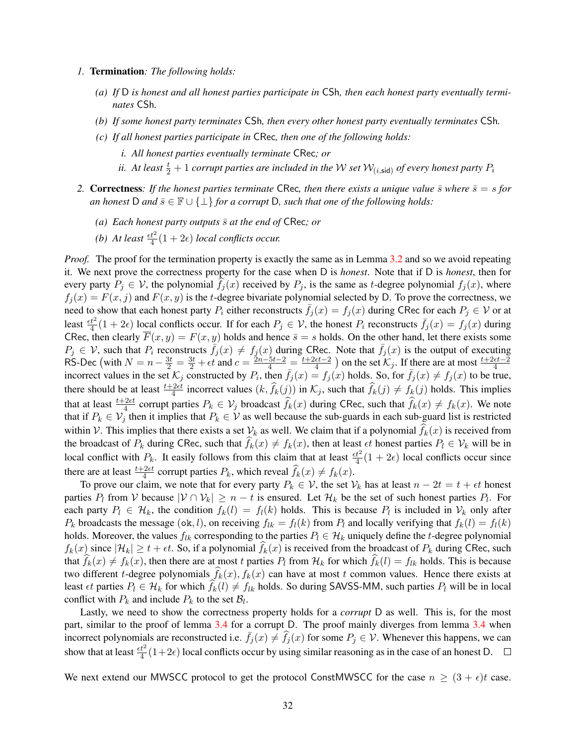1. **Termination**: *The following holds:*

   (a) *If* D *is honest and all honest parties participate in* CSh*, then each honest party eventually terminates* CSh*.*

   (b) *If some honest party terminates* CSh*, then every other honest party eventually terminates* CSh*.*

   (c) *If all honest parties participate in* CRec*, then one of the following holds:*

      i. *All honest parties eventually terminate* CRec*; or*

      ii. *At least* $\frac{t}{2}+1$ *corrupt parties are included in the* $\mathcal{W}$ *set* $\mathcal{W}_{(i,\mathsf{sid})}$ *of every honest party* $P_i$

2. **Correctness**: *If the honest parties terminate* CRec*, then there exists a unique value* $\bar{s}$ *where* $\bar{s} = s$ *for an honest* D *and* $\bar{s} \in \mathbb{F} \cup \{\perp\}$ *for a corrupt* D*, such that one of the following holds:*

   (a) *Each honest party outputs* $\bar{s}$ *at the end of* CRec*; or*

   (b) *At least* $\frac{\epsilon t^2}{4}(1+2\epsilon)$ *local conflicts occur.*

*Proof.* The proof for the termination property is exactly the same as in Lemma 3.2 and so we avoid repeating it. We next prove the correctness property for the case when D is *honest*. Note that if D is *honest*, then for every party $P_j \in \mathcal{V}$, the polynomial $\widehat{f}_j(x)$ received by $P_j$, is the same as $t$-degree polynomial $f_j(x)$, where $f_j(x) = F(x, j)$ and $F(x, y)$ is the $t$-degree bivariate polynomial selected by D. To prove the correctness, we need to show that each honest party $P_i$ either reconstructs $\bar{f}_j(x) = f_j(x)$ during CRec for each $P_j \in \mathcal{V}$ or at least $\frac{\epsilon t^2}{4}(1+2\epsilon)$ local conflicts occur. If for each $P_j \in \mathcal{V}$, the honest $P_i$ reconstructs $\bar{f}_j(x) = f_j(x)$ during CRec, then clearly $\overline{F}(x, y) = F(x, y)$ holds and hence $\bar{s} = s$ holds. On the other hand, let there exists some $P_j \in \mathcal{V}$, such that $P_i$ reconstructs $\bar{f}_j(x) \neq f_j(x)$ during CRec. Note that $\bar{f}_j(x)$ is the output of executing RS-Dec $\big($with $N = n - \frac{3t}{2} = \frac{3t}{2} + \epsilon t$ and $c = \frac{2n-5t-2}{4} = \frac{t+2\epsilon t-2}{4}$ $\big)$ on the set $\mathcal{K}_j$. If there are at most $\frac{t+2\epsilon t-2}{4}$ incorrect values in the set $\mathcal{K}_j$ constructed by $P_i$, then $\bar{f}_j(x) = f_j(x)$ holds. So, for $\bar{f}_j(x) \neq f_j(x)$ to be true, there should be at least $\frac{t+2\epsilon t}{4}$ incorrect values $(k, \widehat{f}_k(j))$ in $\mathcal{K}_j$, such that $\widehat{f}_k(j) \neq f_k(j)$ holds. This implies that at least $\frac{t+2\epsilon t}{4}$ corrupt parties $P_k \in \mathcal{V}_j$ broadcast $\widehat{f}_k(x)$ during CRec, such that $\widehat{f}_k(x) \neq f_k(x)$. We note that if $P_k \in \mathcal{V}_j$ then it implies that $P_k \in \mathcal{V}$ as well because the sub-guards in each sub-guard list is restricted within $\mathcal{V}$. This implies that there exists a set $\mathcal{V}_k$ as well. We claim that if a polynomial $\widehat{f}_k(x)$ is received from the broadcast of $P_k$ during CRec, such that $\widehat{f}_k(x) \neq f_k(x)$, then at least $\epsilon t$ honest parties $P_l \in \mathcal{V}_k$ will be in local conflict with $P_k$. It easily follows from this claim that at least $\frac{\epsilon t^2}{4}(1+2\epsilon)$ local conflicts occur since there are at least $\frac{t+2\epsilon t}{4}$ corrupt parties $P_k$, which reveal $\widehat{f}_k(x) \neq f_k(x)$.

To prove our claim, we note that for every party $P_k \in \mathcal{V}$, the set $\mathcal{V}_k$ has at least $n - 2t = t + \epsilon t$ honest parties $P_l$ from $\mathcal{V}$ because $|\mathcal{V} \cap \mathcal{V}_k| \geq n - t$ is ensured. Let $\mathcal{H}_k$ be the set of such honest parties $P_l$. For each party $P_l \in \mathcal{H}_k$, the condition $f_k(l) = f_l(k)$ holds. This is because $P_l$ is included in $\mathcal{V}_k$ only after $P_k$ broadcasts the message $(\texttt{ok}, l)$, on receiving $f_{lk} = f_l(k)$ from $P_l$ and locally verifying that $f_k(l) = f_l(k)$ holds. Moreover, the values $f_{lk}$ corresponding to the parties $P_l \in \mathcal{H}_k$ uniquely define the $t$-degree polynomial $f_k(x)$ since $|\mathcal{H}_k| \geq t + \epsilon t$. So, if a polynomial $\widehat{f}_k(x)$ is received from the broadcast of $P_k$ during CRec, such that $\widehat{f}_k(x) \neq f_k(x)$, then there are at most $t$ parties $P_l$ from $\mathcal{H}_k$ for which $\widehat{f}_k(l) = f_{lk}$ holds. This is because two different $t$-degree polynomials $\widehat{f}_k(x), f_k(x)$ can have at most $t$ common values. Hence there exists at least $\epsilon t$ parties $P_l \in \mathcal{H}_k$ for which $\widehat{f}_k(l) \neq f_{lk}$ holds. So during SAVSS-MM, such parties $P_l$ will be in local conflict with $P_k$ and include $P_k$ to the set $\mathcal{B}_l$.

Lastly, we need to show the correctness property holds for a *corrupt* D as well. This is, for the most part, similar to the proof of lemma 3.4 for a corrupt D. The proof mainly diverges from lemma 3.4 when incorrect polynomials are reconstructed i.e. $\bar{f}_j(x) \neq \widehat{f}_j(x)$ for some $P_j \in \mathcal{V}$. Whenever this happens, we can show that at least $\frac{\epsilon t^2}{4}(1+2\epsilon)$ local conflicts occur by using similar reasoning as in the case of an honest D. $\square$

We next extend our MWSCC protocol to get the protocol ConstMWSCC for the case $n \geq (3+\epsilon)t$ case.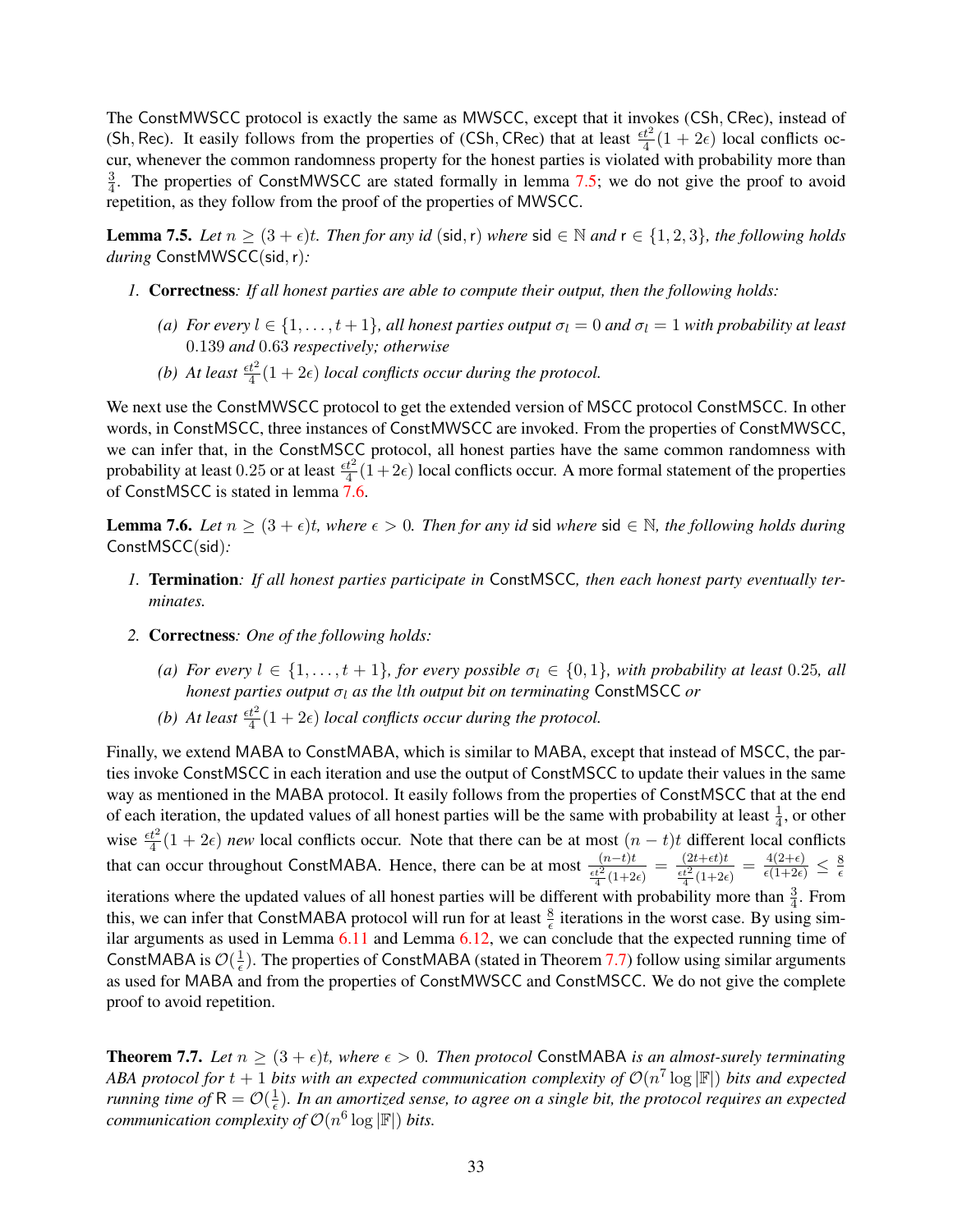The ConstMWSCC protocol is exactly the same as MWSCC, except that it invokes (CSh, CRec), instead of (Sh, Rec). It easily follows from the properties of (CSh, CRec) that at least $\frac{\epsilon t^2}{4}(1+2\epsilon)$ local conflicts occur, whenever the common randomness property for the honest parties is violated with probability more than $\frac{3}{4}$. The properties of ConstMWSCC are stated formally in lemma 7.5; we do not give the proof to avoid repetition, as they follow from the proof of the properties of MWSCC.

**Lemma 7.5.** *Let $n \geq (3+\epsilon)t$. Then for any id* (sid, r) *where* sid $\in \mathbb{N}$ *and* r $\in \{1, 2, 3\}$*, the following holds during* ConstMWSCC(sid, r)*:*

1. **Correctness***: If all honest parties are able to compute their output, then the following holds:*
   (a) *For every $l \in \{1, \ldots, t+1\}$, all honest parties output $\sigma_l = 0$ and $\sigma_l = 1$ with probability at least* 0.139 *and* 0.63 *respectively; otherwise*
   (b) *At least $\frac{\epsilon t^2}{4}(1+2\epsilon)$ local conflicts occur during the protocol.*

We next use the ConstMWSCC protocol to get the extended version of MSCC protocol ConstMSCC. In other words, in ConstMSCC, three instances of ConstMWSCC are invoked. From the properties of ConstMWSCC, we can infer that, in the ConstMSCC protocol, all honest parties have the same common randomness with probability at least 0.25 or at least $\frac{\epsilon t^2}{4}(1+2\epsilon)$ local conflicts occur. A more formal statement of the properties of ConstMSCC is stated in lemma 7.6.

**Lemma 7.6.** *Let $n \geq (3+\epsilon)t$, where $\epsilon > 0$. Then for any id* sid *where* sid $\in \mathbb{N}$*, the following holds during* ConstMSCC(sid)*:*

1. **Termination***: If all honest parties participate in* ConstMSCC*, then each honest party eventually terminates.*
2. **Correctness***: One of the following holds:*
   (a) *For every $l \in \{1, \ldots, t+1\}$, for every possible $\sigma_l \in \{0, 1\}$, with probability at least* 0.25*, all honest parties output $\sigma_l$ as the $l$th output bit on terminating* ConstMSCC *or*
   (b) *At least $\frac{\epsilon t^2}{4}(1+2\epsilon)$ local conflicts occur during the protocol.*

Finally, we extend MABA to ConstMABA, which is similar to MABA, except that instead of MSCC, the parties invoke ConstMSCC in each iteration and use the output of ConstMSCC to update their values in the same way as mentioned in the MABA protocol. It easily follows from the properties of ConstMSCC that at the end of each iteration, the updated values of all honest parties will be the same with probability at least $\frac{1}{4}$, or other wise $\frac{\epsilon t^2}{4}(1+2\epsilon)$ *new* local conflicts occur. Note that there can be at most $(n-t)t$ different local conflicts that can occur throughout ConstMABA. Hence, there can be at most $\frac{(n-t)t}{\frac{\epsilon t^2}{4}(1+2\epsilon)} = \frac{(2t+\epsilon t)t}{\frac{\epsilon t^2}{4}(1+2\epsilon)} = \frac{4(2+\epsilon)}{\epsilon(1+2\epsilon)} \leq \frac{8}{\epsilon}$ iterations where the updated values of all honest parties will be different with probability more than $\frac{3}{4}$. From this, we can infer that ConstMABA protocol will run for at least $\frac{8}{\epsilon}$ iterations in the worst case. By using similar arguments as used in Lemma 6.11 and Lemma 6.12, we can conclude that the expected running time of ConstMABA is $\mathcal{O}(\frac{1}{\epsilon})$. The properties of ConstMABA (stated in Theorem 7.7) follow using similar arguments as used for MABA and from the properties of ConstMWSCC and ConstMSCC. We do not give the complete proof to avoid repetition.

**Theorem 7.7.** *Let $n \geq (3+\epsilon)t$, where $\epsilon > 0$. Then protocol* ConstMABA *is an almost-surely terminating ABA protocol for $t+1$ bits with an expected communication complexity of $\mathcal{O}(n^7 \log |\mathbb{F}|)$ bits and expected running time of* $\mathsf{R} = \mathcal{O}(\frac{1}{\epsilon})$*. In an amortized sense, to agree on a single bit, the protocol requires an expected communication complexity of $\mathcal{O}(n^6 \log |\mathbb{F}|)$ bits.*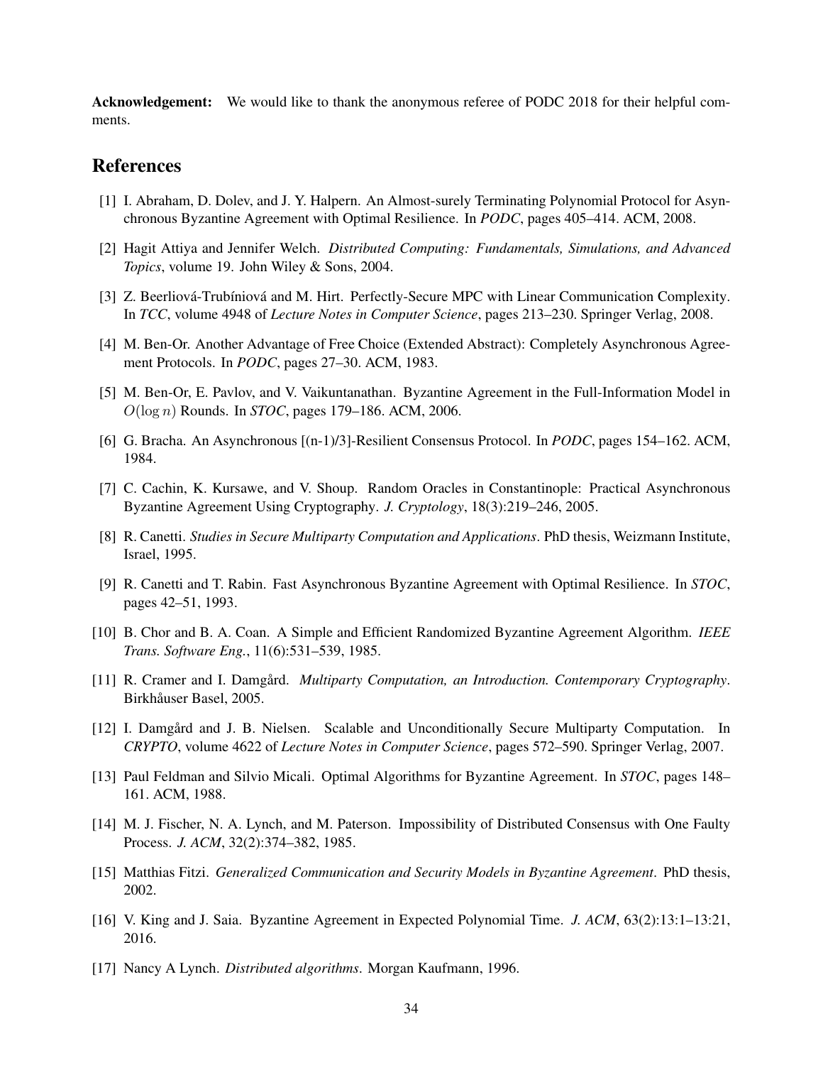**Acknowledgement:** We would like to thank the anonymous referee of PODC 2018 for their helpful comments.

## References

[1] I. Abraham, D. Dolev, and J. Y. Halpern. An Almost-surely Terminating Polynomial Protocol for Asynchronous Byzantine Agreement with Optimal Resilience. In *PODC*, pages 405–414. ACM, 2008.

[2] Hagit Attiya and Jennifer Welch. *Distributed Computing: Fundamentals, Simulations, and Advanced Topics*, volume 19. John Wiley & Sons, 2004.

[3] Z. Beerliová-Trubíniová and M. Hirt. Perfectly-Secure MPC with Linear Communication Complexity. In *TCC*, volume 4948 of *Lecture Notes in Computer Science*, pages 213–230. Springer Verlag, 2008.

[4] M. Ben-Or. Another Advantage of Free Choice (Extended Abstract): Completely Asynchronous Agreement Protocols. In *PODC*, pages 27–30. ACM, 1983.

[5] M. Ben-Or, E. Pavlov, and V. Vaikuntanathan. Byzantine Agreement in the Full-Information Model in $O(\log n)$ Rounds. In *STOC*, pages 179–186. ACM, 2006.

[6] G. Bracha. An Asynchronous [(n-1)/3]-Resilient Consensus Protocol. In *PODC*, pages 154–162. ACM, 1984.

[7] C. Cachin, K. Kursawe, and V. Shoup. Random Oracles in Constantinople: Practical Asynchronous Byzantine Agreement Using Cryptography. *J. Cryptology*, 18(3):219–246, 2005.

[8] R. Canetti. *Studies in Secure Multiparty Computation and Applications*. PhD thesis, Weizmann Institute, Israel, 1995.

[9] R. Canetti and T. Rabin. Fast Asynchronous Byzantine Agreement with Optimal Resilience. In *STOC*, pages 42–51, 1993.

[10] B. Chor and B. A. Coan. A Simple and Efficient Randomized Byzantine Agreement Algorithm. *IEEE Trans. Software Eng.*, 11(6):531–539, 1985.

[11] R. Cramer and I. Damgård. *Multiparty Computation, an Introduction. Contemporary Cryptography*. Birkhåuser Basel, 2005.

[12] I. Damgård and J. B. Nielsen. Scalable and Unconditionally Secure Multiparty Computation. In *CRYPTO*, volume 4622 of *Lecture Notes in Computer Science*, pages 572–590. Springer Verlag, 2007.

[13] Paul Feldman and Silvio Micali. Optimal Algorithms for Byzantine Agreement. In *STOC*, pages 148–161. ACM, 1988.

[14] M. J. Fischer, N. A. Lynch, and M. Paterson. Impossibility of Distributed Consensus with One Faulty Process. *J. ACM*, 32(2):374–382, 1985.

[15] Matthias Fitzi. *Generalized Communication and Security Models in Byzantine Agreement*. PhD thesis, 2002.

[16] V. King and J. Saia. Byzantine Agreement in Expected Polynomial Time. *J. ACM*, 63(2):13:1–13:21, 2016.

[17] Nancy A Lynch. *Distributed algorithms*. Morgan Kaufmann, 1996.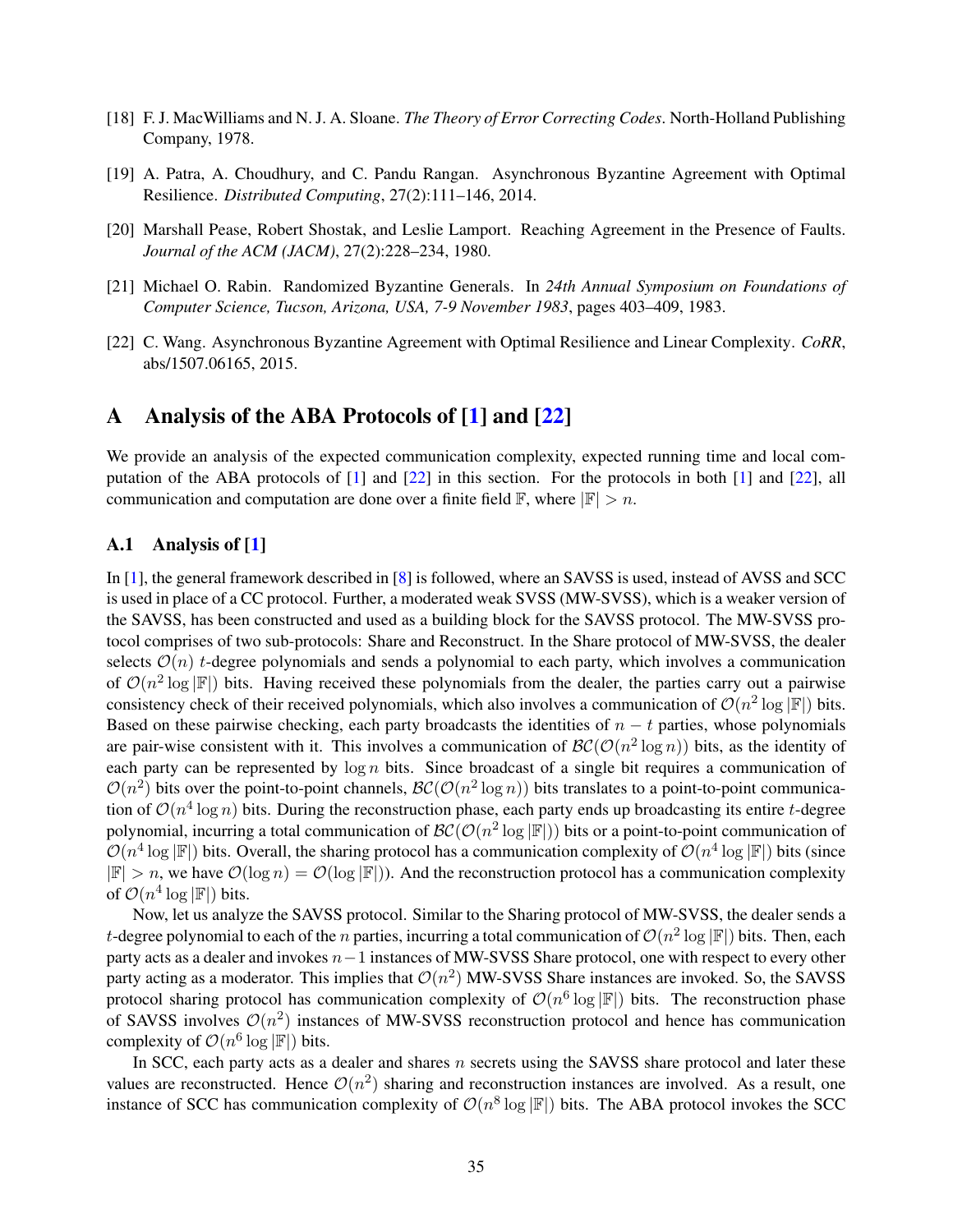[18] F. J. MacWilliams and N. J. A. Sloane. *The Theory of Error Correcting Codes*. North-Holland Publishing Company, 1978.

[19] A. Patra, A. Choudhury, and C. Pandu Rangan. Asynchronous Byzantine Agreement with Optimal Resilience. *Distributed Computing*, 27(2):111–146, 2014.

[20] Marshall Pease, Robert Shostak, and Leslie Lamport. Reaching Agreement in the Presence of Faults. *Journal of the ACM (JACM)*, 27(2):228–234, 1980.

[21] Michael O. Rabin. Randomized Byzantine Generals. In *24th Annual Symposium on Foundations of Computer Science, Tucson, Arizona, USA, 7-9 November 1983*, pages 403–409, 1983.

[22] C. Wang. Asynchronous Byzantine Agreement with Optimal Resilience and Linear Complexity. *CoRR*, abs/1507.06165, 2015.

# A Analysis of the ABA Protocols of [1] and [22]

We provide an analysis of the expected communication complexity, expected running time and local computation of the ABA protocols of [1] and [22] in this section. For the protocols in both [1] and [22], all communication and computation are done over a finite field $\mathbb{F}$, where $|\mathbb{F}| > n$.

## A.1 Analysis of [1]

In [1], the general framework described in [8] is followed, where an SAVSS is used, instead of AVSS and SCC is used in place of a CC protocol. Further, a moderated weak SVSS (MW-SVSS), which is a weaker version of the SAVSS, has been constructed and used as a building block for the SAVSS protocol. The MW-SVSS protocol comprises of two sub-protocols: Share and Reconstruct. In the Share protocol of MW-SVSS, the dealer selects $\mathcal{O}(n)$ $t$-degree polynomials and sends a polynomial to each party, which involves a communication of $\mathcal{O}(n^2 \log |\mathbb{F}|)$ bits. Having received these polynomials from the dealer, the parties carry out a pairwise consistency check of their received polynomials, which also involves a communication of $\mathcal{O}(n^2 \log |\mathbb{F}|)$ bits. Based on these pairwise checking, each party broadcasts the identities of $n - t$ parties, whose polynomials are pair-wise consistent with it. This involves a communication of $\mathcal{BC}(\mathcal{O}(n^2 \log n))$ bits, as the identity of each party can be represented by $\log n$ bits. Since broadcast of a single bit requires a communication of $\mathcal{O}(n^2)$ bits over the point-to-point channels, $\mathcal{BC}(\mathcal{O}(n^2 \log n))$ bits translates to a point-to-point communication of $\mathcal{O}(n^4 \log n)$ bits. During the reconstruction phase, each party ends up broadcasting its entire $t$-degree polynomial, incurring a total communication of $\mathcal{BC}(\mathcal{O}(n^2 \log |\mathbb{F}|))$ bits or a point-to-point communication of $\mathcal{O}(n^4 \log |\mathbb{F}|)$ bits. Overall, the sharing protocol has a communication complexity of $\mathcal{O}(n^4 \log |\mathbb{F}|)$ bits (since $|\mathbb{F}| > n$, we have $\mathcal{O}(\log n) = \mathcal{O}(\log |\mathbb{F}|)$). And the reconstruction protocol has a communication complexity of $\mathcal{O}(n^4 \log |\mathbb{F}|)$ bits.

Now, let us analyze the SAVSS protocol. Similar to the Sharing protocol of MW-SVSS, the dealer sends a $t$-degree polynomial to each of the $n$ parties, incurring a total communication of $\mathcal{O}(n^2 \log |\mathbb{F}|)$ bits. Then, each party acts as a dealer and invokes $n-1$ instances of MW-SVSS Share protocol, one with respect to every other party acting as a moderator. This implies that $\mathcal{O}(n^2)$ MW-SVSS Share instances are invoked. So, the SAVSS protocol sharing protocol has communication complexity of $\mathcal{O}(n^6 \log |\mathbb{F}|)$ bits. The reconstruction phase of SAVSS involves $\mathcal{O}(n^2)$ instances of MW-SVSS reconstruction protocol and hence has communication complexity of $\mathcal{O}(n^6 \log |\mathbb{F}|)$ bits.

In SCC, each party acts as a dealer and shares $n$ secrets using the SAVSS share protocol and later these values are reconstructed. Hence $\mathcal{O}(n^2)$ sharing and reconstruction instances are involved. As a result, one instance of SCC has communication complexity of $\mathcal{O}(n^8 \log |\mathbb{F}|)$ bits. The ABA protocol invokes the SCC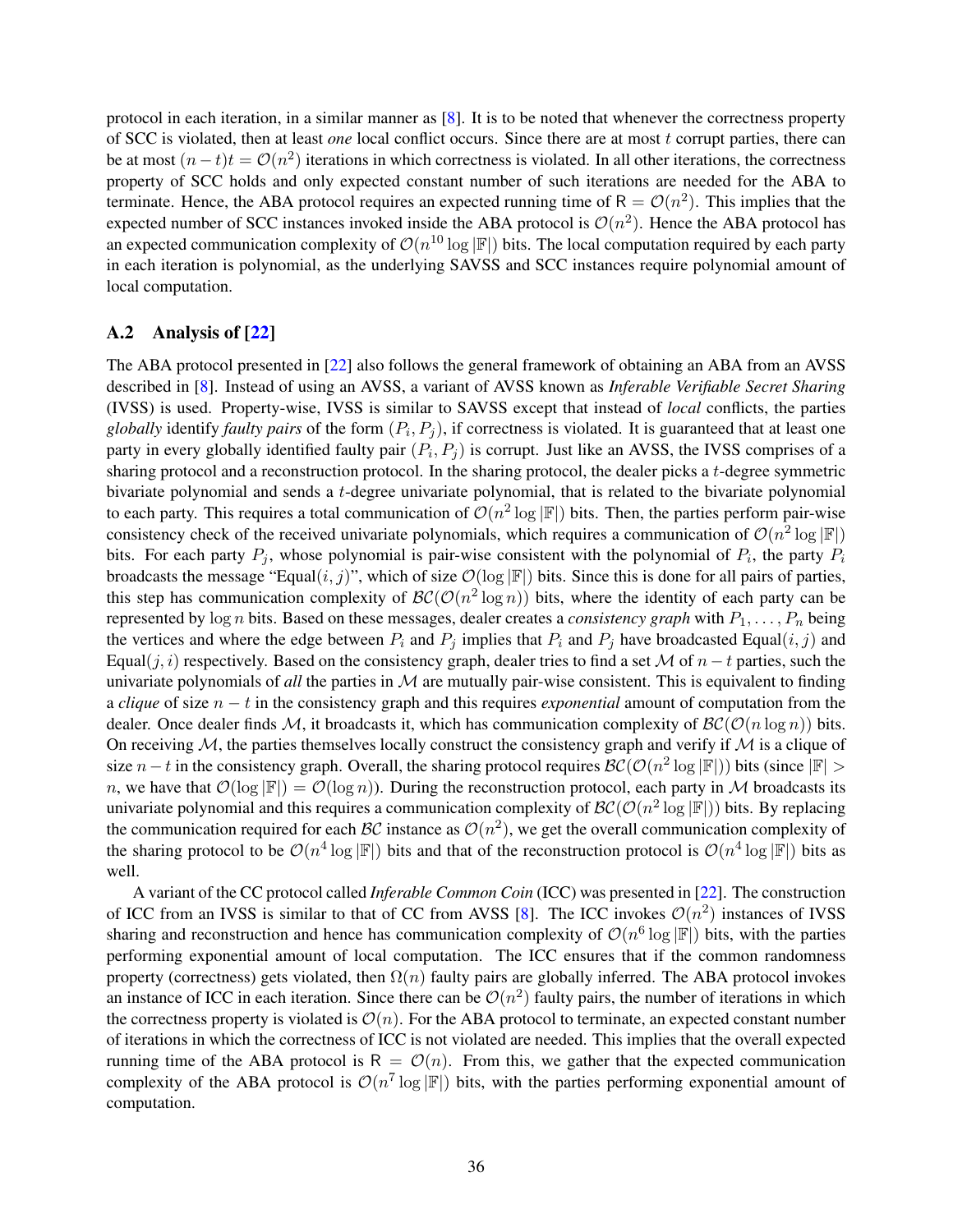protocol in each iteration, in a similar manner as [8]. It is to be noted that whenever the correctness property of SCC is violated, then at least *one* local conflict occurs. Since there are at most $t$ corrupt parties, there can be at most $(n-t)t = \mathcal{O}(n^2)$ iterations in which correctness is violated. In all other iterations, the correctness property of SCC holds and only expected constant number of such iterations are needed for the ABA to terminate. Hence, the ABA protocol requires an expected running time of $\mathsf{R} = \mathcal{O}(n^2)$. This implies that the expected number of SCC instances invoked inside the ABA protocol is $\mathcal{O}(n^2)$. Hence the ABA protocol has an expected communication complexity of $\mathcal{O}(n^{10} \log |\mathbb{F}|)$ bits. The local computation required by each party in each iteration is polynomial, as the underlying SAVSS and SCC instances require polynomial amount of local computation.

### A.2 Analysis of [22]

The ABA protocol presented in [22] also follows the general framework of obtaining an ABA from an AVSS described in [8]. Instead of using an AVSS, a variant of AVSS known as *Inferable Verifiable Secret Sharing* (IVSS) is used. Property-wise, IVSS is similar to SAVSS except that instead of *local* conflicts, the parties *globally* identify *faulty pairs* of the form $(P_i, P_j)$, if correctness is violated. It is guaranteed that at least one party in every globally identified faulty pair $(P_i, P_j)$ is corrupt. Just like an AVSS, the IVSS comprises of a sharing protocol and a reconstruction protocol. In the sharing protocol, the dealer picks a $t$-degree symmetric bivariate polynomial and sends a $t$-degree univariate polynomial, that is related to the bivariate polynomial to each party. This requires a total communication of $\mathcal{O}(n^2 \log |\mathbb{F}|)$ bits. Then, the parties perform pair-wise consistency check of the received univariate polynomials, which requires a communication of $\mathcal{O}(n^2 \log |\mathbb{F}|)$ bits. For each party $P_j$, whose polynomial is pair-wise consistent with the polynomial of $P_i$, the party $P_i$ broadcasts the message "Equal$(i, j)$", which of size $\mathcal{O}(\log |\mathbb{F}|)$ bits. Since this is done for all pairs of parties, this step has communication complexity of $\mathcal{BC}(\mathcal{O}(n^2 \log n))$ bits, where the identity of each party can be represented by $\log n$ bits. Based on these messages, dealer creates a *consistency graph* with $P_1, \ldots, P_n$ being the vertices and where the edge between $P_i$ and $P_j$ implies that $P_i$ and $P_j$ have broadcasted Equal$(i, j)$ and Equal$(j, i)$ respectively. Based on the consistency graph, dealer tries to find a set $\mathcal{M}$ of $n - t$ parties, such the univariate polynomials of *all* the parties in $\mathcal{M}$ are mutually pair-wise consistent. This is equivalent to finding a *clique* of size $n - t$ in the consistency graph and this requires *exponential* amount of computation from the dealer. Once dealer finds $\mathcal{M}$, it broadcasts it, which has communication complexity of $\mathcal{BC}(\mathcal{O}(n \log n))$ bits. On receiving $\mathcal{M}$, the parties themselves locally construct the consistency graph and verify if $\mathcal{M}$ is a clique of size $n - t$ in the consistency graph. Overall, the sharing protocol requires $\mathcal{BC}(\mathcal{O}(n^2 \log |\mathbb{F}|))$ bits (since $|\mathbb{F}| > n$, we have that $\mathcal{O}(\log |\mathbb{F}|) = \mathcal{O}(\log n)$). During the reconstruction protocol, each party in $\mathcal{M}$ broadcasts its univariate polynomial and this requires a communication complexity of $\mathcal{BC}(\mathcal{O}(n^2 \log |\mathbb{F}|))$ bits. By replacing the communication required for each $\mathcal{BC}$ instance as $\mathcal{O}(n^2)$, we get the overall communication complexity of the sharing protocol to be $\mathcal{O}(n^4 \log |\mathbb{F}|)$ bits and that of the reconstruction protocol is $\mathcal{O}(n^4 \log |\mathbb{F}|)$ bits as well.

A variant of the CC protocol called *Inferable Common Coin* (ICC) was presented in [22]. The construction of ICC from an IVSS is similar to that of CC from AVSS [8]. The ICC invokes $\mathcal{O}(n^2)$ instances of IVSS sharing and reconstruction and hence has communication complexity of $\mathcal{O}(n^6 \log |\mathbb{F}|)$ bits, with the parties performing exponential amount of local computation. The ICC ensures that if the common randomness property (correctness) gets violated, then $\Omega(n)$ faulty pairs are globally inferred. The ABA protocol invokes an instance of ICC in each iteration. Since there can be $\mathcal{O}(n^2)$ faulty pairs, the number of iterations in which the correctness property is violated is $\mathcal{O}(n)$. For the ABA protocol to terminate, an expected constant number of iterations in which the correctness of ICC is not violated are needed. This implies that the overall expected running time of the ABA protocol is $\mathsf{R} = \mathcal{O}(n)$. From this, we gather that the expected communication complexity of the ABA protocol is $\mathcal{O}(n^7 \log |\mathbb{F}|)$ bits, with the parties performing exponential amount of computation.